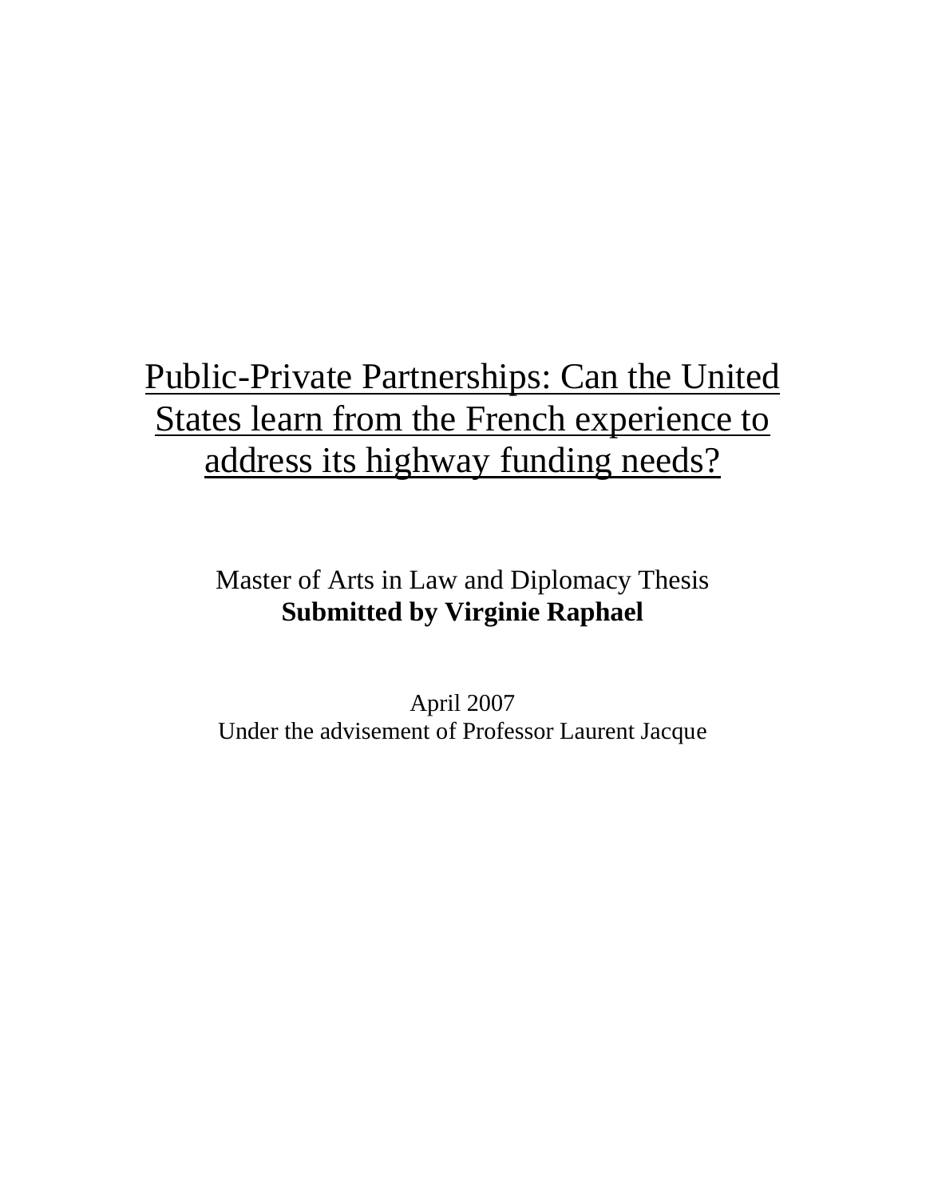# Public-Private Partnerships: Can the United States learn from the French experience to address its highway funding needs?

Master of Arts in Law and Diplomacy Thesis
**Submitted by Virginie Raphael**

April 2007
Under the advisement of Professor Laurent Jacque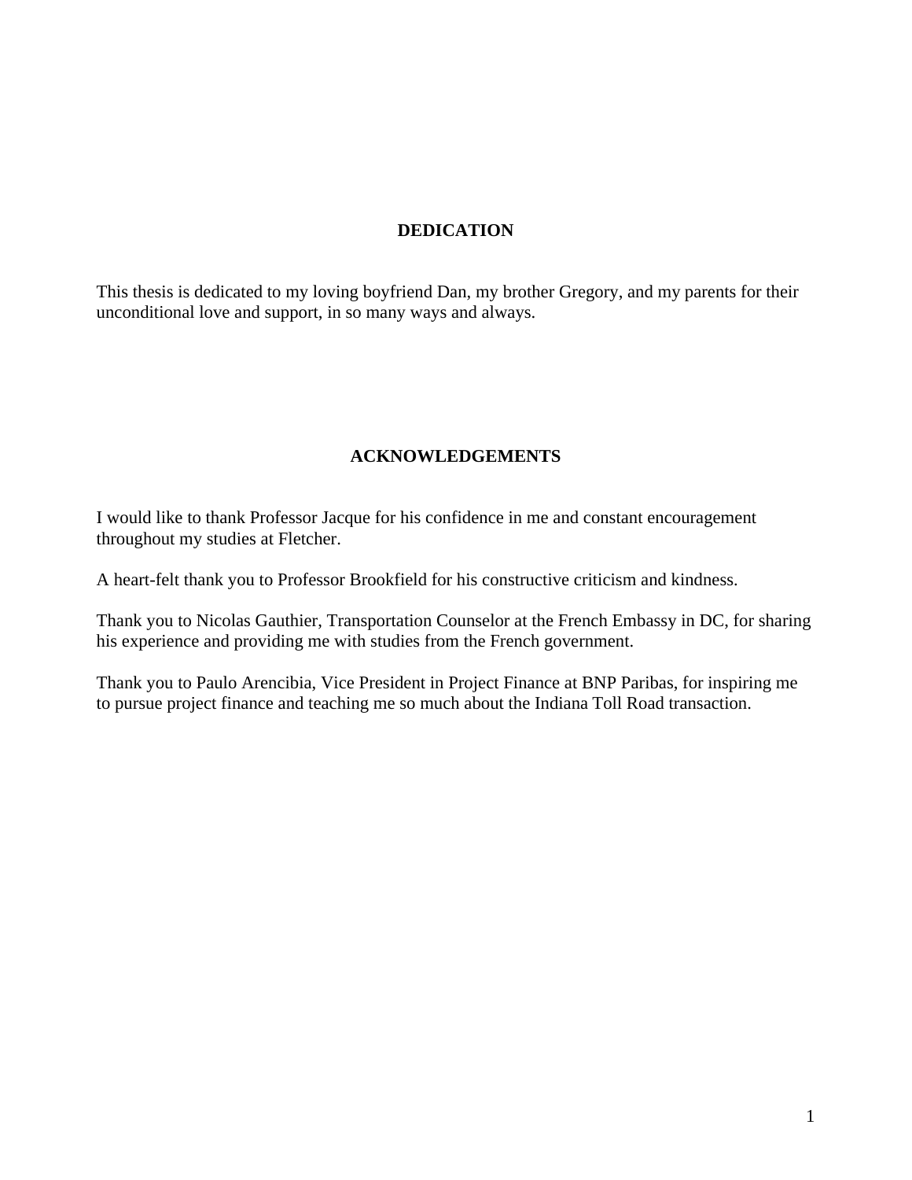## DEDICATION

This thesis is dedicated to my loving boyfriend Dan, my brother Gregory, and my parents for their unconditional love and support, in so many ways and always.

## ACKNOWLEDGEMENTS

I would like to thank Professor Jacque for his confidence in me and constant encouragement throughout my studies at Fletcher.

A heart-felt thank you to Professor Brookfield for his constructive criticism and kindness.

Thank you to Nicolas Gauthier, Transportation Counselor at the French Embassy in DC, for sharing his experience and providing me with studies from the French government.

Thank you to Paulo Arencibia, Vice President in Project Finance at BNP Paribas, for inspiring me to pursue project finance and teaching me so much about the Indiana Toll Road transaction.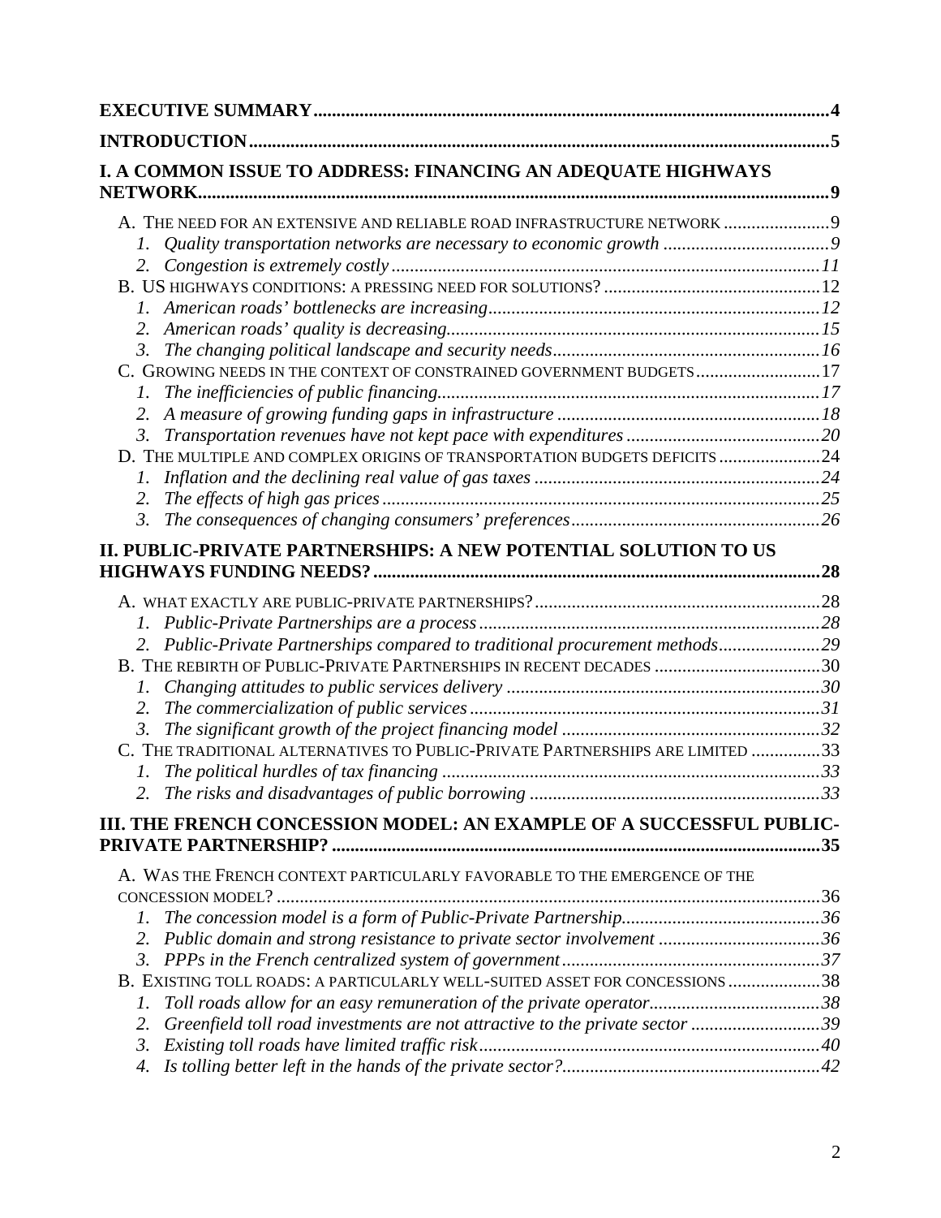**EXECUTIVE SUMMARY** ... 4

**INTRODUCTION** ... 5

**I. A COMMON ISSUE TO ADDRESS: FINANCING AN ADEQUATE HIGHWAYS NETWORK** ... 9

A. THE NEED FOR AN EXTENSIVE AND RELIABLE ROAD INFRASTRUCTURE NETWORK ... 9

1. *Quality transportation networks are necessary to economic growth* ... *9*
2. *Congestion is extremely costly* ... *11*

B. US HIGHWAYS CONDITIONS: A PRESSING NEED FOR SOLUTIONS? ... 12

1. *American roads' bottlenecks are increasing* ... *12*
2. *American roads' quality is decreasing* ... *15*
3. *The changing political landscape and security needs* ... *16*

C. GROWING NEEDS IN THE CONTEXT OF CONSTRAINED GOVERNMENT BUDGETS ... 17

1. *The inefficiencies of public financing* ... *17*
2. *A measure of growing funding gaps in infrastructure* ... *18*
3. *Transportation revenues have not kept pace with expenditures* ... *20*

D. THE MULTIPLE AND COMPLEX ORIGINS OF TRANSPORTATION BUDGETS DEFICITS ... 24

1. *Inflation and the declining real value of gas taxes* ... *24*
2. *The effects of high gas prices* ... *25*
3. *The consequences of changing consumers' preferences* ... *26*

**II. PUBLIC-PRIVATE PARTNERSHIPS: A NEW POTENTIAL SOLUTION TO US HIGHWAYS FUNDING NEEDS?** ... 28

A. WHAT EXACTLY ARE PUBLIC-PRIVATE PARTNERSHIPS? ... 28

1. *Public-Private Partnerships are a process* ... *28*
2. *Public-Private Partnerships compared to traditional procurement methods* ... *29*

B. THE REBIRTH OF PUBLIC-PRIVATE PARTNERSHIPS IN RECENT DECADES ... 30

1. *Changing attitudes to public services delivery* ... *30*
2. *The commercialization of public services* ... *31*
3. *The significant growth of the project financing model* ... *32*

C. THE TRADITIONAL ALTERNATIVES TO PUBLIC-PRIVATE PARTNERSHIPS ARE LIMITED ... 33

1. *The political hurdles of tax financing* ... *33*
2. *The risks and disadvantages of public borrowing* ... *33*

**III. THE FRENCH CONCESSION MODEL: AN EXAMPLE OF A SUCCESSFUL PUBLIC-PRIVATE PARTNERSHIP?** ... 35

A. WAS THE FRENCH CONTEXT PARTICULARLY FAVORABLE TO THE EMERGENCE OF THE CONCESSION MODEL? ... 36

1. *The concession model is a form of Public-Private Partnership* ... *36*
2. *Public domain and strong resistance to private sector involvement* ... *36*
3. *PPPs in the French centralized system of government* ... *37*

B. EXISTING TOLL ROADS: A PARTICULARLY WELL-SUITED ASSET FOR CONCESSIONS ... 38

1. *Toll roads allow for an easy remuneration of the private operator* ... *38*
2. *Greenfield toll road investments are not attractive to the private sector* ... *39*
3. *Existing toll roads have limited traffic risk* ... *40*
4. *Is tolling better left in the hands of the private sector?* ... *42*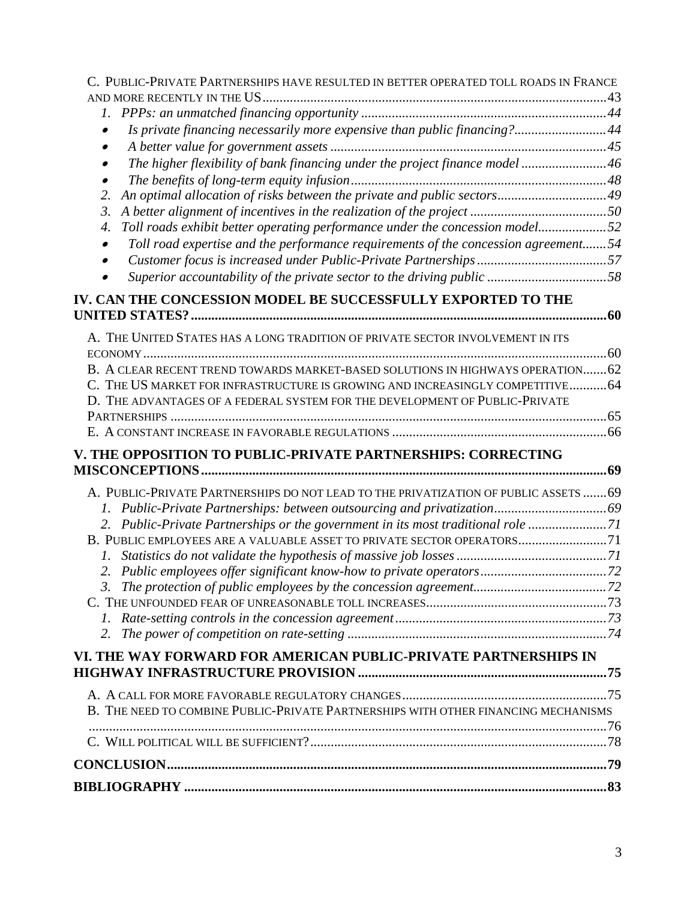C. PUBLIC-PRIVATE PARTNERSHIPS HAVE RESULTED IN BETTER OPERATED TOLL ROADS IN FRANCE AND MORE RECENTLY IN THE US .......... 43

1. *PPPs: an unmatched financing opportunity* .......... 44
   - *Is private financing necessarily more expensive than public financing?* .......... 44
   - *A better value for government assets* .......... 45
   - *The higher flexibility of bank financing under the project finance model* .......... 46
   - *The benefits of long-term equity infusion* .......... 48
2. *An optimal allocation of risks between the private and public sectors* .......... 49
3. *A better alignment of incentives in the realization of the project* .......... 50
4. *Toll roads exhibit better operating performance under the concession model* .......... 52
   - *Toll road expertise and the performance requirements of the concession agreement* .......... 54
   - *Customer focus is increased under Public-Private Partnerships* .......... 57
   - *Superior accountability of the private sector to the driving public* .......... 58

**IV. CAN THE CONCESSION MODEL BE SUCCESSFULLY EXPORTED TO THE UNITED STATES? .......... 60**

A. THE UNITED STATES HAS A LONG TRADITION OF PRIVATE SECTOR INVOLVEMENT IN ITS ECONOMY .......... 60

B. A CLEAR RECENT TREND TOWARDS MARKET-BASED SOLUTIONS IN HIGHWAYS OPERATION .......... 62

C. THE US MARKET FOR INFRASTRUCTURE IS GROWING AND INCREASINGLY COMPETITIVE .......... 64

D. THE ADVANTAGES OF A FEDERAL SYSTEM FOR THE DEVELOPMENT OF PUBLIC-PRIVATE PARTNERSHIPS .......... 65

E. A CONSTANT INCREASE IN FAVORABLE REGULATIONS .......... 66

**V. THE OPPOSITION TO PUBLIC-PRIVATE PARTNERSHIPS: CORRECTING MISCONCEPTIONS .......... 69**

A. PUBLIC-PRIVATE PARTNERSHIPS DO NOT LEAD TO THE PRIVATIZATION OF PUBLIC ASSETS .......... 69

1. *Public-Private Partnerships: between outsourcing and privatization* .......... 69
2. *Public-Private Partnerships or the government in its most traditional role* .......... 71

B. PUBLIC EMPLOYEES ARE A VALUABLE ASSET TO PRIVATE SECTOR OPERATORS .......... 71

1. *Statistics do not validate the hypothesis of massive job losses* .......... 71
2. *Public employees offer significant know-how to private operators* .......... 72
3. *The protection of public employees by the concession agreement* .......... 72

C. THE UNFOUNDED FEAR OF UNREASONABLE TOLL INCREASES .......... 73

1. *Rate-setting controls in the concession agreement* .......... 73
2. *The power of competition on rate-setting* .......... 74

**VI. THE WAY FORWARD FOR AMERICAN PUBLIC-PRIVATE PARTNERSHIPS IN HIGHWAY INFRASTRUCTURE PROVISION .......... 75**

A. A CALL FOR MORE FAVORABLE REGULATORY CHANGES .......... 75

B. THE NEED TO COMBINE PUBLIC-PRIVATE PARTNERSHIPS WITH OTHER FINANCING MECHANISMS .......... 76

C. WILL POLITICAL WILL BE SUFFICIENT? .......... 78

**CONCLUSION .......... 79**

**BIBLIOGRAPHY .......... 83**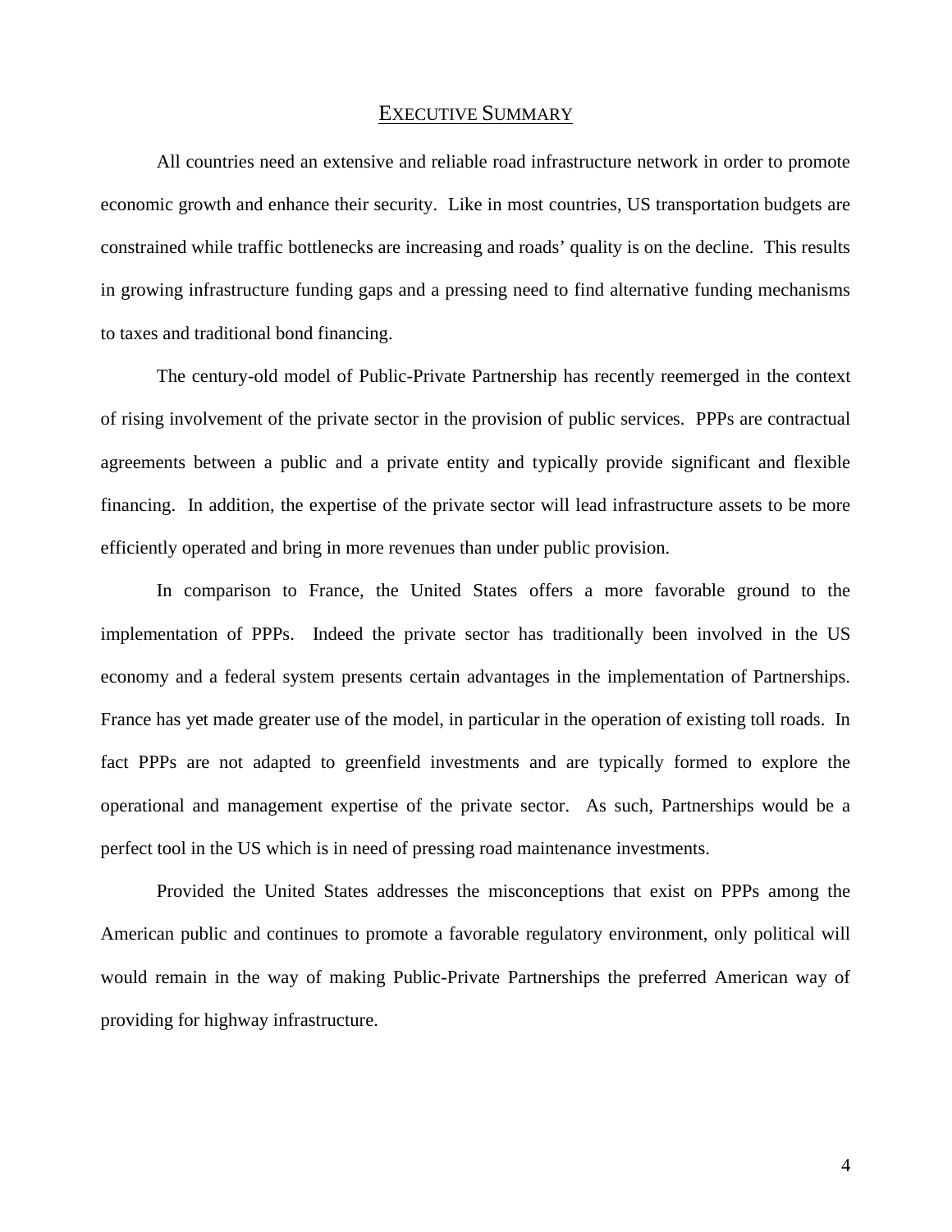## Executive Summary

All countries need an extensive and reliable road infrastructure network in order to promote economic growth and enhance their security. Like in most countries, US transportation budgets are constrained while traffic bottlenecks are increasing and roads' quality is on the decline. This results in growing infrastructure funding gaps and a pressing need to find alternative funding mechanisms to taxes and traditional bond financing.

The century-old model of Public-Private Partnership has recently reemerged in the context of rising involvement of the private sector in the provision of public services. PPPs are contractual agreements between a public and a private entity and typically provide significant and flexible financing. In addition, the expertise of the private sector will lead infrastructure assets to be more efficiently operated and bring in more revenues than under public provision.

In comparison to France, the United States offers a more favorable ground to the implementation of PPPs. Indeed the private sector has traditionally been involved in the US economy and a federal system presents certain advantages in the implementation of Partnerships. France has yet made greater use of the model, in particular in the operation of existing toll roads. In fact PPPs are not adapted to greenfield investments and are typically formed to explore the operational and management expertise of the private sector. As such, Partnerships would be a perfect tool in the US which is in need of pressing road maintenance investments.

Provided the United States addresses the misconceptions that exist on PPPs among the American public and continues to promote a favorable regulatory environment, only political will would remain in the way of making Public-Private Partnerships the preferred American way of providing for highway infrastructure.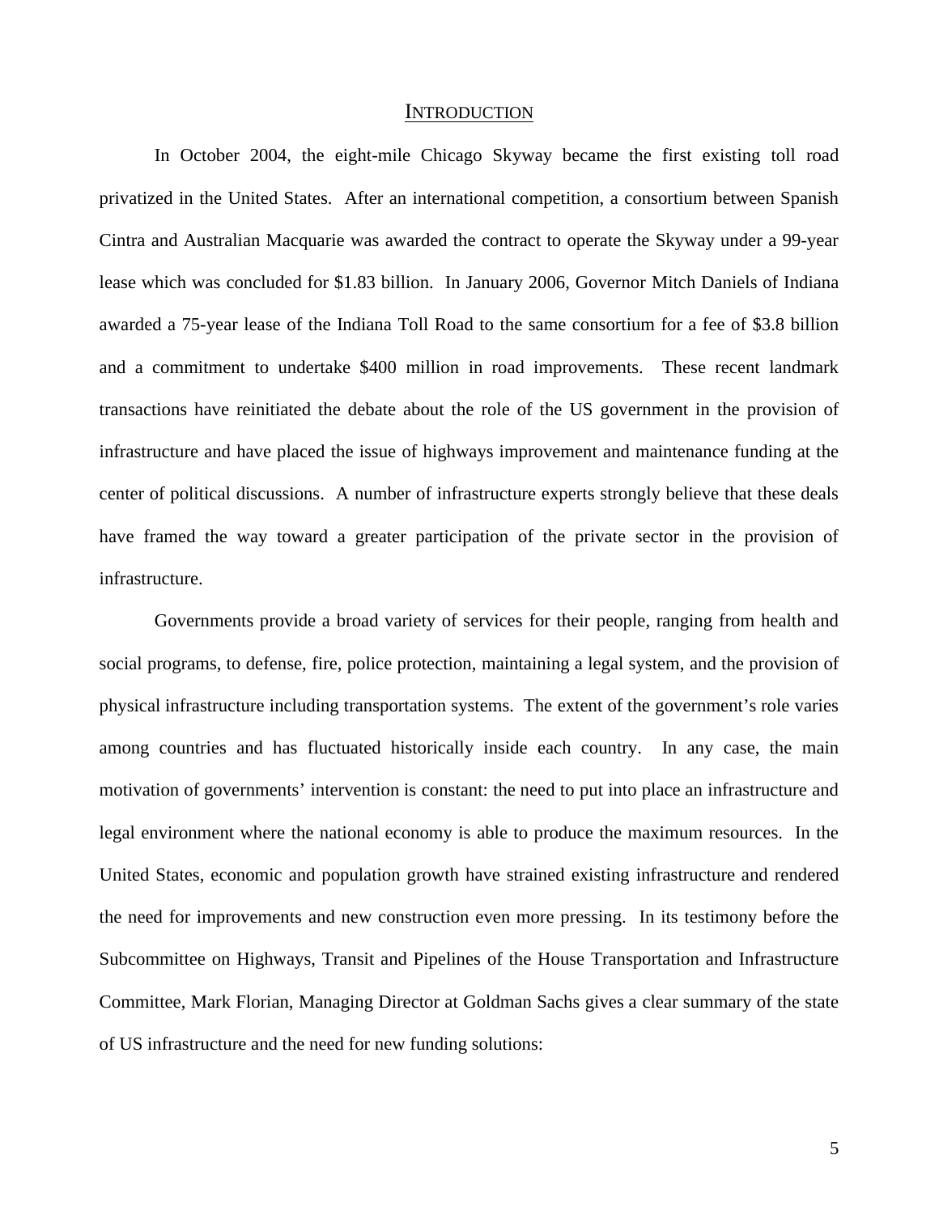# INTRODUCTION

In October 2004, the eight-mile Chicago Skyway became the first existing toll road privatized in the United States. After an international competition, a consortium between Spanish Cintra and Australian Macquarie was awarded the contract to operate the Skyway under a 99-year lease which was concluded for $1.83 billion. In January 2006, Governor Mitch Daniels of Indiana awarded a 75-year lease of the Indiana Toll Road to the same consortium for a fee of $3.8 billion and a commitment to undertake $400 million in road improvements. These recent landmark transactions have reinitiated the debate about the role of the US government in the provision of infrastructure and have placed the issue of highways improvement and maintenance funding at the center of political discussions. A number of infrastructure experts strongly believe that these deals have framed the way toward a greater participation of the private sector in the provision of infrastructure.

Governments provide a broad variety of services for their people, ranging from health and social programs, to defense, fire, police protection, maintaining a legal system, and the provision of physical infrastructure including transportation systems. The extent of the government's role varies among countries and has fluctuated historically inside each country. In any case, the main motivation of governments' intervention is constant: the need to put into place an infrastructure and legal environment where the national economy is able to produce the maximum resources. In the United States, economic and population growth have strained existing infrastructure and rendered the need for improvements and new construction even more pressing. In its testimony before the Subcommittee on Highways, Transit and Pipelines of the House Transportation and Infrastructure Committee, Mark Florian, Managing Director at Goldman Sachs gives a clear summary of the state of US infrastructure and the need for new funding solutions: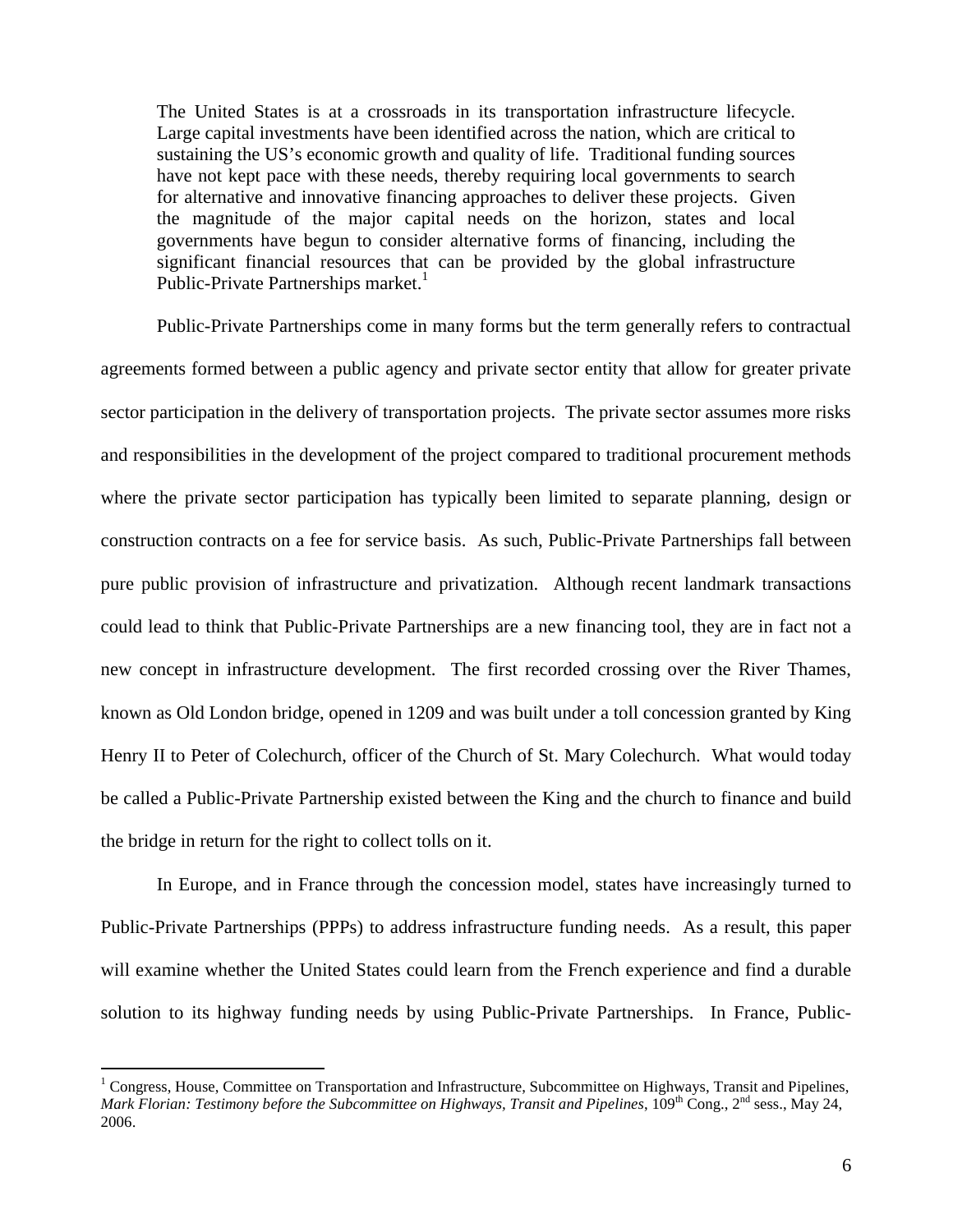> The United States is at a crossroads in its transportation infrastructure lifecycle. Large capital investments have been identified across the nation, which are critical to sustaining the US's economic growth and quality of life. Traditional funding sources have not kept pace with these needs, thereby requiring local governments to search for alternative and innovative financing approaches to deliver these projects. Given the magnitude of the major capital needs on the horizon, states and local governments have begun to consider alternative forms of financing, including the significant financial resources that can be provided by the global infrastructure Public-Private Partnerships market.[1]

Public-Private Partnerships come in many forms but the term generally refers to contractual agreements formed between a public agency and private sector entity that allow for greater private sector participation in the delivery of transportation projects. The private sector assumes more risks and responsibilities in the development of the project compared to traditional procurement methods where the private sector participation has typically been limited to separate planning, design or construction contracts on a fee for service basis. As such, Public-Private Partnerships fall between pure public provision of infrastructure and privatization. Although recent landmark transactions could lead to think that Public-Private Partnerships are a new financing tool, they are in fact not a new concept in infrastructure development. The first recorded crossing over the River Thames, known as Old London bridge, opened in 1209 and was built under a toll concession granted by King Henry II to Peter of Colechurch, officer of the Church of St. Mary Colechurch. What would today be called a Public-Private Partnership existed between the King and the church to finance and build the bridge in return for the right to collect tolls on it.

In Europe, and in France through the concession model, states have increasingly turned to Public-Private Partnerships (PPPs) to address infrastructure funding needs. As a result, this paper will examine whether the United States could learn from the French experience and find a durable solution to its highway funding needs by using Public-Private Partnerships. In France, Public-

---

[1] Congress, House, Committee on Transportation and Infrastructure, Subcommittee on Highways, Transit and Pipelines, *Mark Florian: Testimony before the Subcommittee on Highways, Transit and Pipelines*, 109th Cong., 2nd sess., May 24, 2006.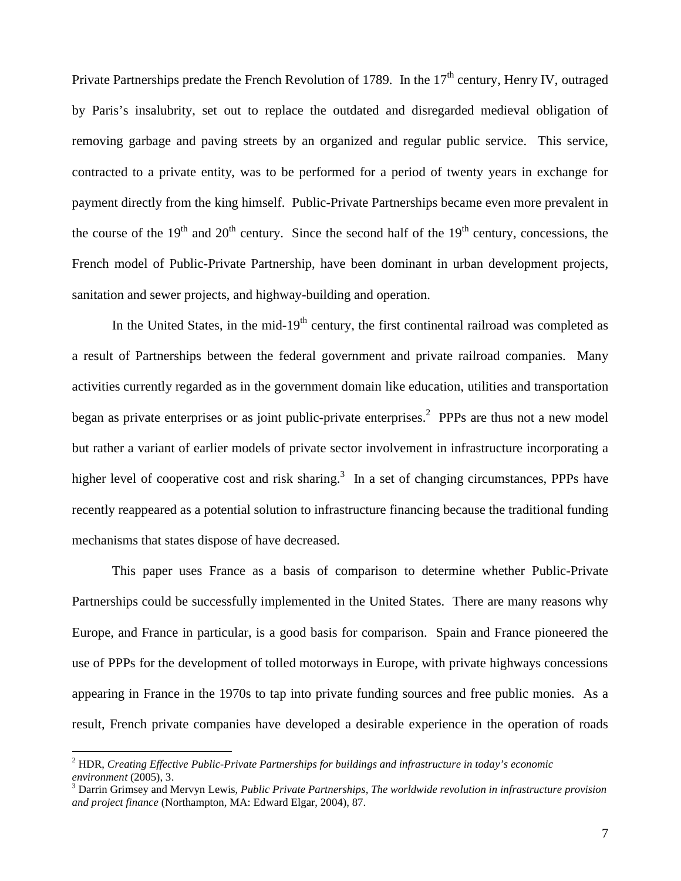Private Partnerships predate the French Revolution of 1789. In the 17th century, Henry IV, outraged by Paris's insalubrity, set out to replace the outdated and disregarded medieval obligation of removing garbage and paving streets by an organized and regular public service. This service, contracted to a private entity, was to be performed for a period of twenty years in exchange for payment directly from the king himself. Public-Private Partnerships became even more prevalent in the course of the 19th and 20th century. Since the second half of the 19th century, concessions, the French model of Public-Private Partnership, have been dominant in urban development projects, sanitation and sewer projects, and highway-building and operation.

In the United States, in the mid-19th century, the first continental railroad was completed as a result of Partnerships between the federal government and private railroad companies. Many activities currently regarded as in the government domain like education, utilities and transportation began as private enterprises or as joint public-private enterprises.[2] PPPs are thus not a new model but rather a variant of earlier models of private sector involvement in infrastructure incorporating a higher level of cooperative cost and risk sharing.[3] In a set of changing circumstances, PPPs have recently reappeared as a potential solution to infrastructure financing because the traditional funding mechanisms that states dispose of have decreased.

This paper uses France as a basis of comparison to determine whether Public-Private Partnerships could be successfully implemented in the United States. There are many reasons why Europe, and France in particular, is a good basis for comparison. Spain and France pioneered the use of PPPs for the development of tolled motorways in Europe, with private highways concessions appearing in France in the 1970s to tap into private funding sources and free public monies. As a result, French private companies have developed a desirable experience in the operation of roads

[2] HDR, *Creating Effective Public-Private Partnerships for buildings and infrastructure in today's economic environment* (2005), 3.

[3] Darrin Grimsey and Mervyn Lewis, *Public Private Partnerships, The worldwide revolution in infrastructure provision and project finance* (Northampton, MA: Edward Elgar, 2004), 87.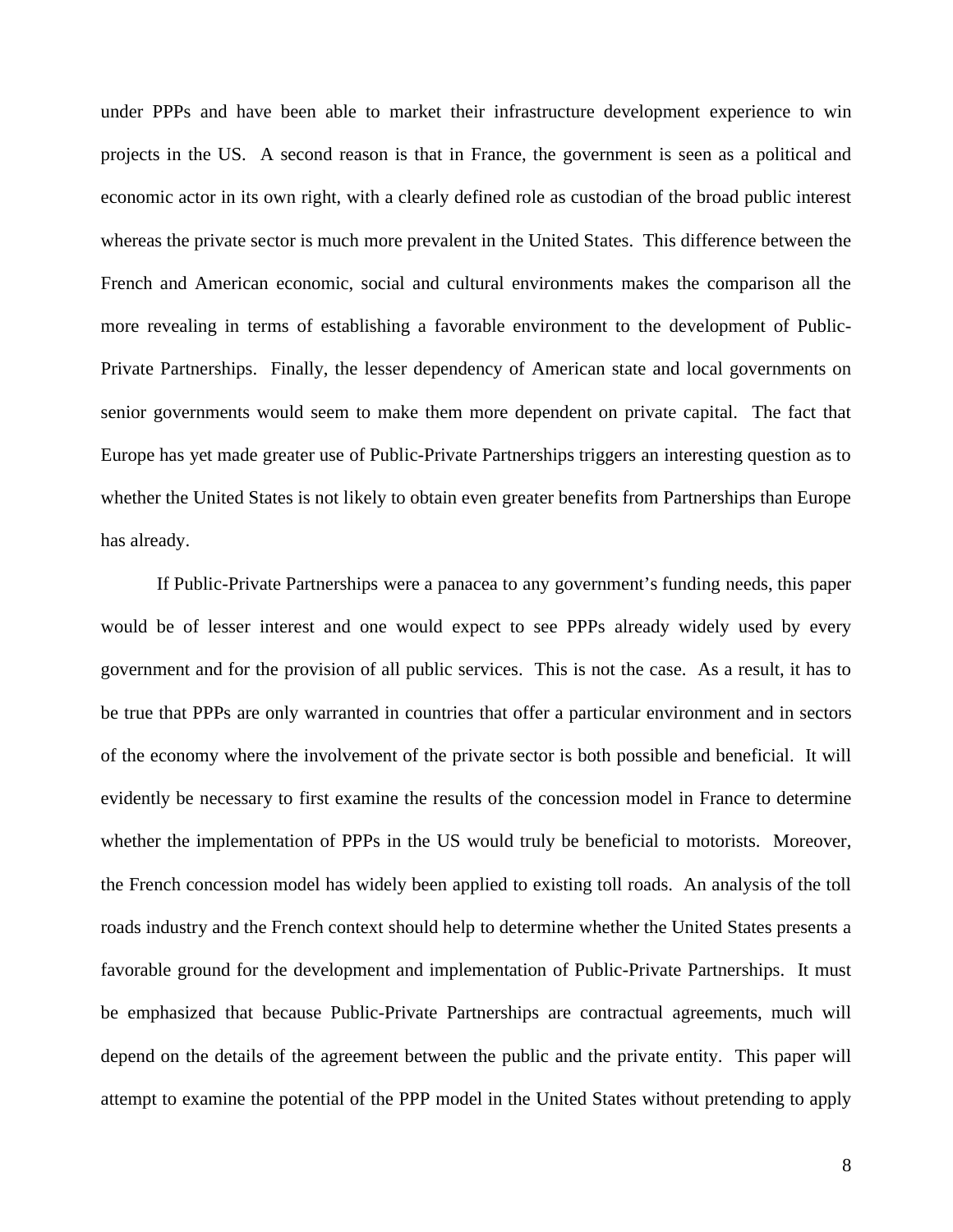under PPPs and have been able to market their infrastructure development experience to win projects in the US. A second reason is that in France, the government is seen as a political and economic actor in its own right, with a clearly defined role as custodian of the broad public interest whereas the private sector is much more prevalent in the United States. This difference between the French and American economic, social and cultural environments makes the comparison all the more revealing in terms of establishing a favorable environment to the development of Public-Private Partnerships. Finally, the lesser dependency of American state and local governments on senior governments would seem to make them more dependent on private capital. The fact that Europe has yet made greater use of Public-Private Partnerships triggers an interesting question as to whether the United States is not likely to obtain even greater benefits from Partnerships than Europe has already.

If Public-Private Partnerships were a panacea to any government's funding needs, this paper would be of lesser interest and one would expect to see PPPs already widely used by every government and for the provision of all public services. This is not the case. As a result, it has to be true that PPPs are only warranted in countries that offer a particular environment and in sectors of the economy where the involvement of the private sector is both possible and beneficial. It will evidently be necessary to first examine the results of the concession model in France to determine whether the implementation of PPPs in the US would truly be beneficial to motorists. Moreover, the French concession model has widely been applied to existing toll roads. An analysis of the toll roads industry and the French context should help to determine whether the United States presents a favorable ground for the development and implementation of Public-Private Partnerships. It must be emphasized that because Public-Private Partnerships are contractual agreements, much will depend on the details of the agreement between the public and the private entity. This paper will attempt to examine the potential of the PPP model in the United States without pretending to apply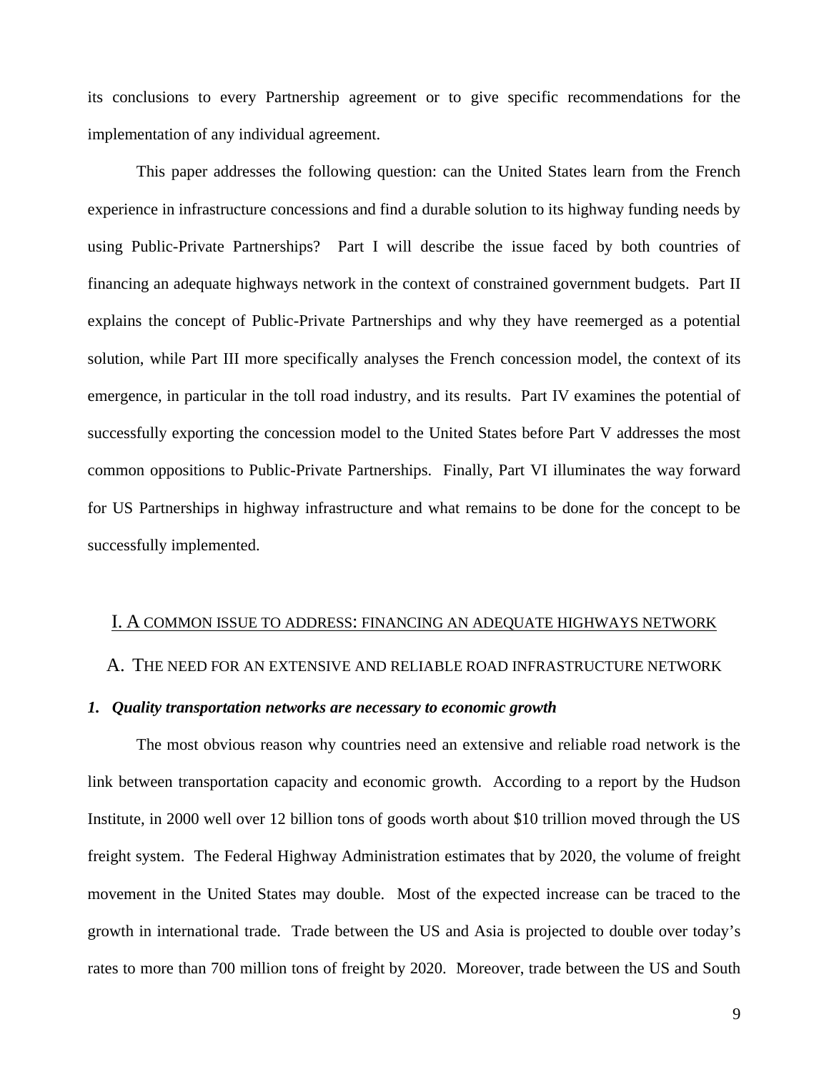its conclusions to every Partnership agreement or to give specific recommendations for the implementation of any individual agreement.

This paper addresses the following question: can the United States learn from the French experience in infrastructure concessions and find a durable solution to its highway funding needs by using Public-Private Partnerships? Part I will describe the issue faced by both countries of financing an adequate highways network in the context of constrained government budgets. Part II explains the concept of Public-Private Partnerships and why they have reemerged as a potential solution, while Part III more specifically analyses the French concession model, the context of its emergence, in particular in the toll road industry, and its results. Part IV examines the potential of successfully exporting the concession model to the United States before Part V addresses the most common oppositions to Public-Private Partnerships. Finally, Part VI illuminates the way forward for US Partnerships in highway infrastructure and what remains to be done for the concept to be successfully implemented.

# I. A COMMON ISSUE TO ADDRESS: FINANCING AN ADEQUATE HIGHWAYS NETWORK

## A. THE NEED FOR AN EXTENSIVE AND RELIABLE ROAD INFRASTRUCTURE NETWORK

### *1. Quality transportation networks are necessary to economic growth*

The most obvious reason why countries need an extensive and reliable road network is the link between transportation capacity and economic growth. According to a report by the Hudson Institute, in 2000 well over 12 billion tons of goods worth about $10 trillion moved through the US freight system. The Federal Highway Administration estimates that by 2020, the volume of freight movement in the United States may double. Most of the expected increase can be traced to the growth in international trade. Trade between the US and Asia is projected to double over today's rates to more than 700 million tons of freight by 2020. Moreover, trade between the US and South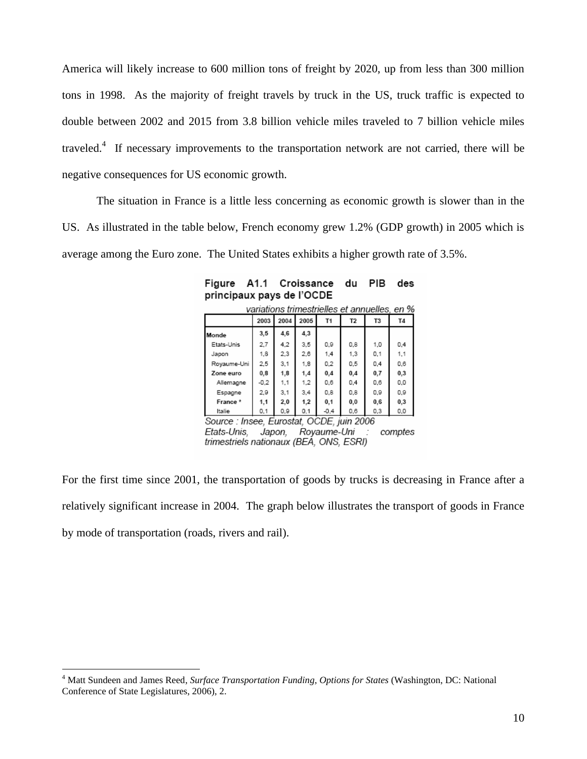America will likely increase to 600 million tons of freight by 2020, up from less than 300 million tons in 1998. As the majority of freight travels by truck in the US, truck traffic is expected to double between 2002 and 2015 from 3.8 billion vehicle miles traveled to 7 billion vehicle miles traveled.[4] If necessary improvements to the transportation network are not carried, there will be negative consequences for US economic growth.

The situation in France is a little less concerning as economic growth is slower than in the US. As illustrated in the table below, French economy grew 1.2% (GDP growth) in 2005 which is average among the Euro zone. The United States exhibits a higher growth rate of 3.5%.

**Figure A1.1 Croissance du PIB des principaux pays de l'OCDE**

*variations trimestrielles et annuelles, en %*

| | 2003 | 2004 | 2005 | T1 | T2 | T3 | T4 |
|---|---|---|---|---|---|---|---|
| **Monde** | **3,5** | **4,6** | **4,3** | | | | |
| Etats-Unis | 2,7 | 4,2 | 3,5 | 0,9 | 0,8 | 1,0 | 0,4 |
| Japon | 1,8 | 2,3 | 2,6 | 1,4 | 1,3 | 0,1 | 1,1 |
| Royaume-Uni | 2,5 | 3,1 | 1,8 | 0,2 | 0,5 | 0,4 | 0,6 |
| **Zone euro** | **0,8** | **1,8** | **1,4** | **0,4** | **0,4** | **0,7** | **0,3** |
| Allemagne | -0,2 | 1,1 | 1,2 | 0,6 | 0,4 | 0,6 | 0,0 |
| Espagne | 2,9 | 3,1 | 3,4 | 0,8 | 0,8 | 0,9 | 0,9 |
| **France \*** | **1,1** | **2,0** | **1,2** | **0,1** | **0,0** | **0,6** | **0,3** |
| Italie | 0,1 | 0,9 | 0,1 | -0,4 | 0,6 | 0,3 | 0,0 |

*Source : Insee, Eurostat, OCDE, juin 2006*
*Etats-Unis, Japon, Royaume-Uni : comptes trimestriels nationaux (BEA, ONS, ESRI)*

For the first time since 2001, the transportation of goods by trucks is decreasing in France after a relatively significant increase in 2004. The graph below illustrates the transport of goods in France by mode of transportation (roads, rivers and rail).

[4] Matt Sundeen and James Reed, *Surface Transportation Funding, Options for States* (Washington, DC: National Conference of State Legislatures, 2006), 2.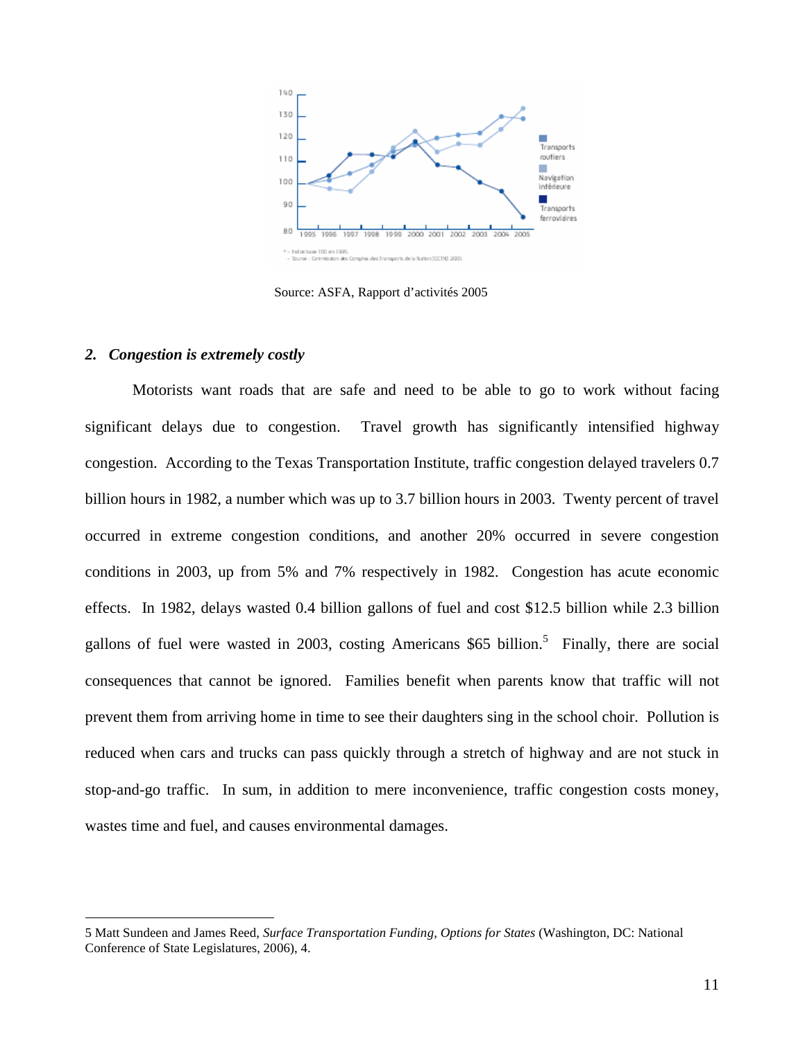140
130
120
110
100
90
80
1995 1996 1997 1998 1999 2000 2001 2002 2003 2004 2005

Transports routiers
Navigation intérieure
Transports ferroviaires

* – Indice base 100 en 1995.
– Source : Commission des Comptes des Transports de la Nation (CCTN) 2005

Source: ASFA, Rapport d'activités 2005

### 2. *Congestion is extremely costly*

Motorists want roads that are safe and need to be able to go to work without facing significant delays due to congestion. Travel growth has significantly intensified highway congestion. According to the Texas Transportation Institute, traffic congestion delayed travelers 0.7 billion hours in 1982, a number which was up to 3.7 billion hours in 2003. Twenty percent of travel occurred in extreme congestion conditions, and another 20% occurred in severe congestion conditions in 2003, up from 5% and 7% respectively in 1982. Congestion has acute economic effects. In 1982, delays wasted 0.4 billion gallons of fuel and cost $12.5 billion while 2.3 billion gallons of fuel were wasted in 2003, costing Americans $65 billion.[5] Finally, there are social consequences that cannot be ignored. Families benefit when parents know that traffic will not prevent them from arriving home in time to see their daughters sing in the school choir. Pollution is reduced when cars and trucks can pass quickly through a stretch of highway and are not stuck in stop-and-go traffic. In sum, in addition to mere inconvenience, traffic congestion costs money, wastes time and fuel, and causes environmental damages.

---

5 Matt Sundeen and James Reed, *Surface Transportation Funding, Options for States* (Washington, DC: National Conference of State Legislatures, 2006), 4.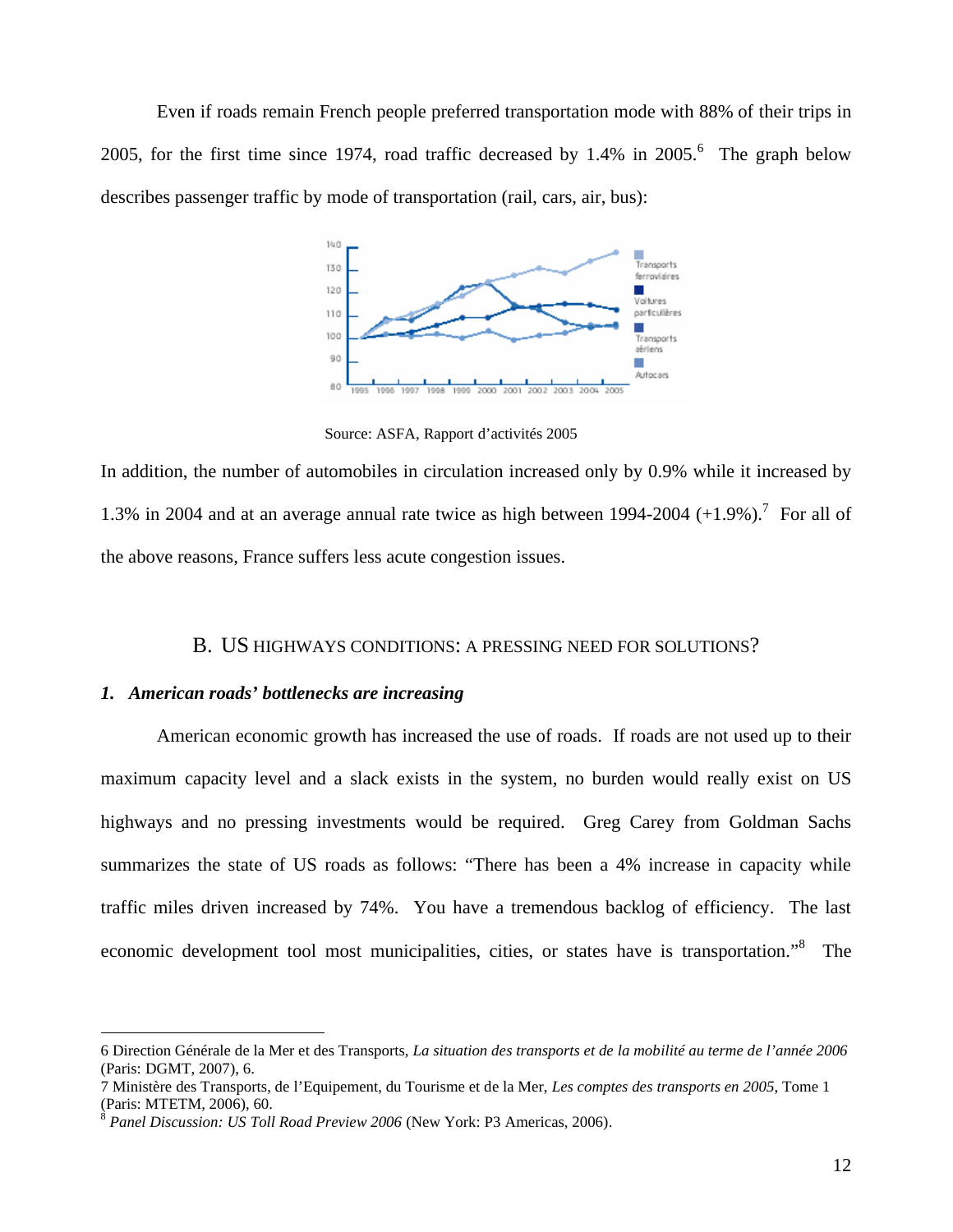Even if roads remain French people preferred transportation mode with 88% of their trips in 2005, for the first time since 1974, road traffic decreased by 1.4% in 2005.[6] The graph below describes passenger traffic by mode of transportation (rail, cars, air, bus):

140
130
120
110
100
90
80
1995 1996 1997 1998 1999 2000 2001 2002 2003 2004 2005

Transports ferroviaires
Voitures particulières
Transports aériens
Autocars

Source: ASFA, Rapport d'activités 2005

In addition, the number of automobiles in circulation increased only by 0.9% while it increased by 1.3% in 2004 and at an average annual rate twice as high between 1994-2004 (+1.9%).[7] For all of the above reasons, France suffers less acute congestion issues.

## B. US HIGHWAYS CONDITIONS: A PRESSING NEED FOR SOLUTIONS?

### *1. American roads' bottlenecks are increasing*

American economic growth has increased the use of roads. If roads are not used up to their maximum capacity level and a slack exists in the system, no burden would really exist on US highways and no pressing investments would be required. Greg Carey from Goldman Sachs summarizes the state of US roads as follows: "There has been a 4% increase in capacity while traffic miles driven increased by 74%. You have a tremendous backlog of efficiency. The last economic development tool most municipalities, cities, or states have is transportation."[8] The

---

6 Direction Générale de la Mer et des Transports, *La situation des transports et de la mobilité au terme de l'année 2006* (Paris: DGMT, 2007), 6.

7 Ministère des Transports, de l'Equipement, du Tourisme et de la Mer, *Les comptes des transports en 2005*, Tome 1 (Paris: MTETM, 2006), 60.

8 *Panel Discussion: US Toll Road Preview 2006* (New York: P3 Americas, 2006).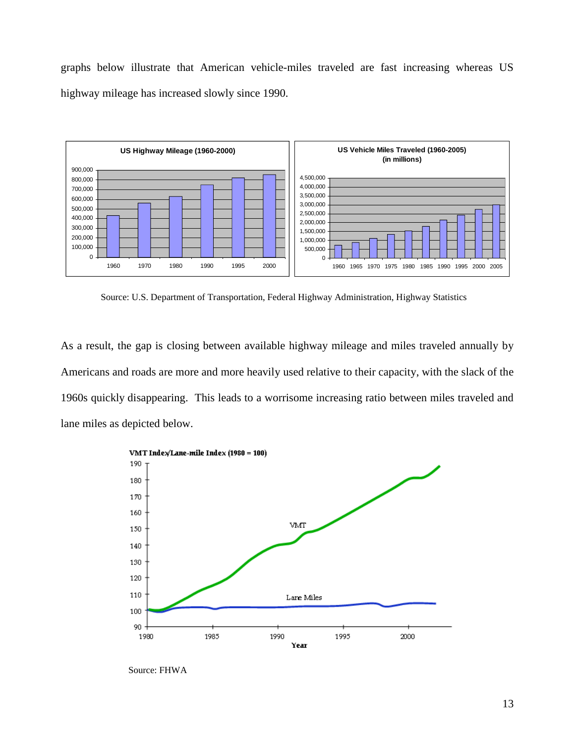graphs below illustrate that American vehicle-miles traveled are fast increasing whereas US highway mileage has increased slowly since 1990.

US Highway Mileage (1960-2000)

900,000
800,000
700,000
600,000
500,000
400,000
300,000
200,000
100,000
0

1960 1970 1980 1990 1995 2000

US Vehicle Miles Traveled (1960-2005)
(in millions)

4,500,000
4,000,000
3,500,000
3,000,000
2,500,000
2,000,000
1,500,000
1,000,000
500,000
0

1960 1965 1970 1975 1980 1985 1990 1995 2000 2005

Source: U.S. Department of Transportation, Federal Highway Administration, Highway Statistics

As a result, the gap is closing between available highway mileage and miles traveled annually by Americans and roads are more and more heavily used relative to their capacity, with the slack of the 1960s quickly disappearing. This leads to a worrisome increasing ratio between miles traveled and lane miles as depicted below.

VMT Index/Lane-mile Index (1980 = 100)

190
180
170
160
150
140
130
120
110
100
90

VMT

Lane Miles

1980 1985 1990 1995 2000

Year

Source: FHWA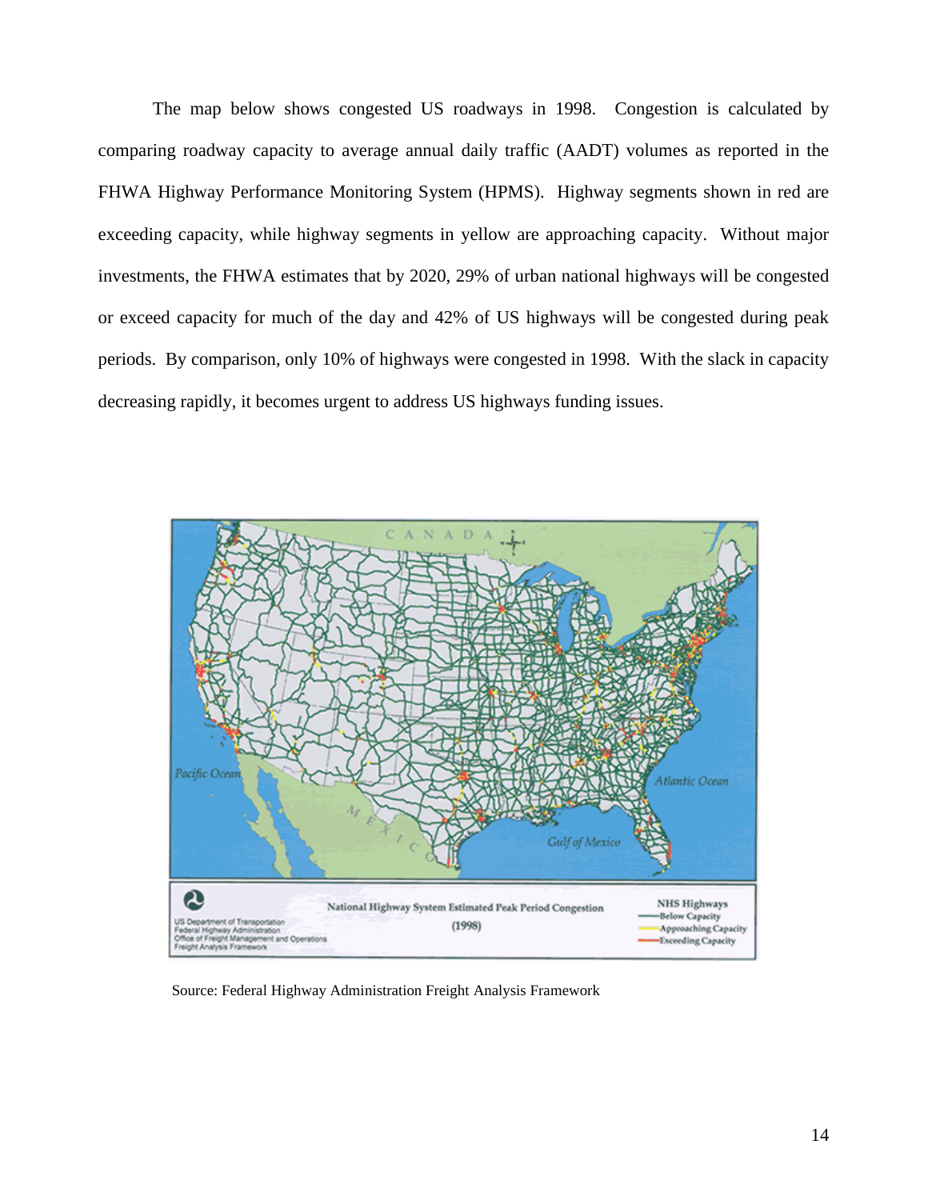The map below shows congested US roadways in 1998. Congestion is calculated by comparing roadway capacity to average annual daily traffic (AADT) volumes as reported in the FHWA Highway Performance Monitoring System (HPMS). Highway segments shown in red are exceeding capacity, while highway segments in yellow are approaching capacity. Without major investments, the FHWA estimates that by 2020, 29% of urban national highways will be congested or exceed capacity for much of the day and 42% of US highways will be congested during peak periods. By comparison, only 10% of highways were congested in 1998. With the slack in capacity decreasing rapidly, it becomes urgent to address US highways funding issues.

CANADA

Pacific Ocean

MEXICO

Atlantic Ocean

Gulf of Mexico

US Department of Transportation
Federal Highway Administration
Office of Freight Management and Operations
Freight Analysis Framework

National Highway System Estimated Peak Period Congestion
(1998)

NHS Highways
Below Capacity
Approaching Capacity
Exceeding Capacity

Source: Federal Highway Administration Freight Analysis Framework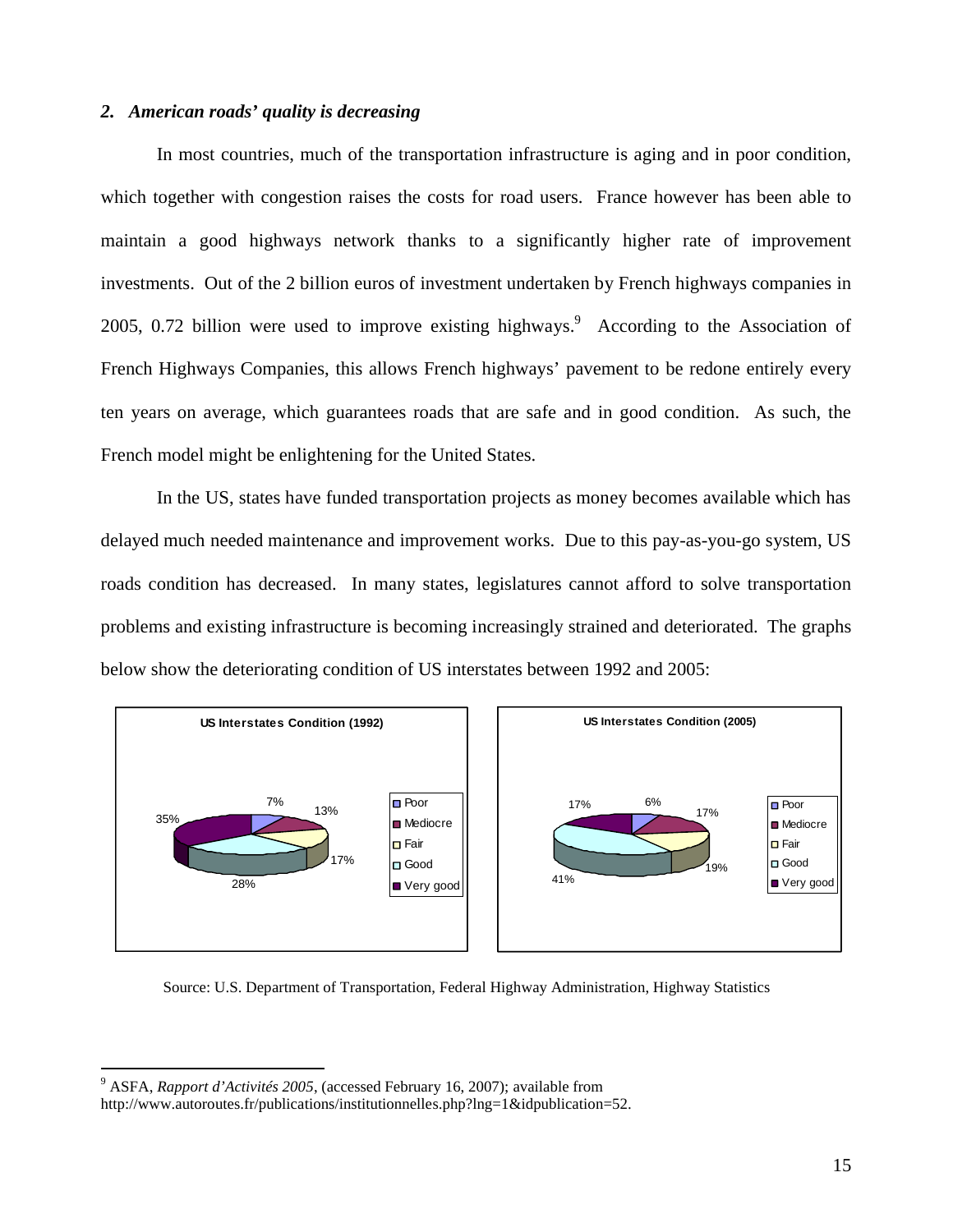### 2. *American roads' quality is decreasing*

In most countries, much of the transportation infrastructure is aging and in poor condition, which together with congestion raises the costs for road users. France however has been able to maintain a good highways network thanks to a significantly higher rate of improvement investments. Out of the 2 billion euros of investment undertaken by French highways companies in 2005, 0.72 billion were used to improve existing highways.[9] According to the Association of French Highways Companies, this allows French highways' pavement to be redone entirely every ten years on average, which guarantees roads that are safe and in good condition. As such, the French model might be enlightening for the United States.

In the US, states have funded transportation projects as money becomes available which has delayed much needed maintenance and improvement works. Due to this pay-as-you-go system, US roads condition has decreased. In many states, legislatures cannot afford to solve transportation problems and existing infrastructure is becoming increasingly strained and deteriorated. The graphs below show the deteriorating condition of US interstates between 1992 and 2005:

**US Interstates Condition (1992)**

7%
13%
17%
28%
35%

Poor
Mediocre
Fair
Good
Very good

**US Interstates Condition (2005)**

6%
17%
19%
41%
17%

Poor
Mediocre
Fair
Good
Very good

Source: U.S. Department of Transportation, Federal Highway Administration, Highway Statistics

---

[9] ASFA, *Rapport d'Activités 2005*, (accessed February 16, 2007); available from http://www.autoroutes.fr/publications/institutionnelles.php?lng=1&idpublication=52.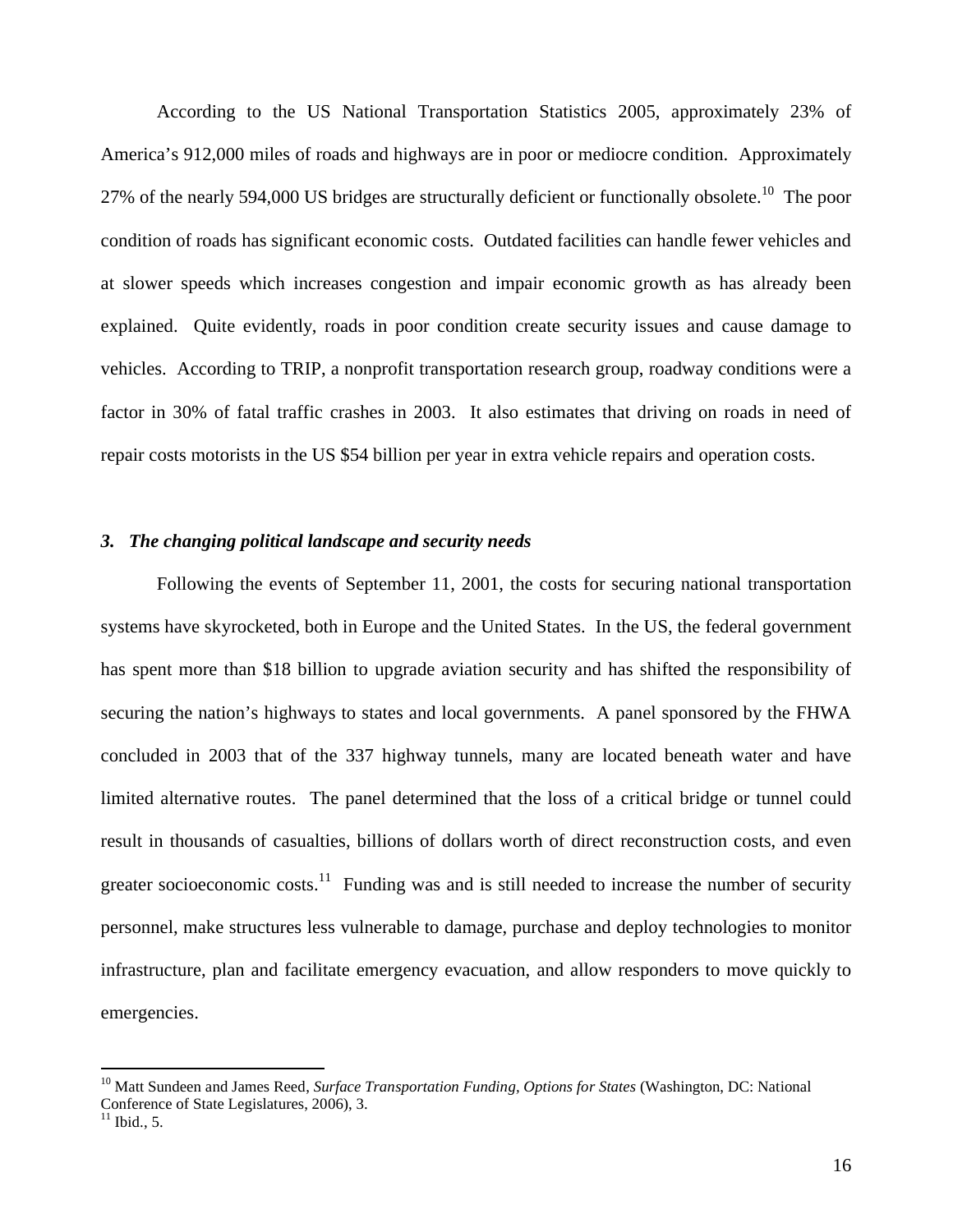According to the US National Transportation Statistics 2005, approximately 23% of America's 912,000 miles of roads and highways are in poor or mediocre condition. Approximately 27% of the nearly 594,000 US bridges are structurally deficient or functionally obsolete.[10] The poor condition of roads has significant economic costs. Outdated facilities can handle fewer vehicles and at slower speeds which increases congestion and impair economic growth as has already been explained. Quite evidently, roads in poor condition create security issues and cause damage to vehicles. According to TRIP, a nonprofit transportation research group, roadway conditions were a factor in 30% of fatal traffic crashes in 2003. It also estimates that driving on roads in need of repair costs motorists in the US $54 billion per year in extra vehicle repairs and operation costs.

### *3. The changing political landscape and security needs*

Following the events of September 11, 2001, the costs for securing national transportation systems have skyrocketed, both in Europe and the United States. In the US, the federal government has spent more than $18 billion to upgrade aviation security and has shifted the responsibility of securing the nation's highways to states and local governments. A panel sponsored by the FHWA concluded in 2003 that of the 337 highway tunnels, many are located beneath water and have limited alternative routes. The panel determined that the loss of a critical bridge or tunnel could result in thousands of casualties, billions of dollars worth of direct reconstruction costs, and even greater socioeconomic costs.[11] Funding was and is still needed to increase the number of security personnel, make structures less vulnerable to damage, purchase and deploy technologies to monitor infrastructure, plan and facilitate emergency evacuation, and allow responders to move quickly to emergencies.

---

[10] Matt Sundeen and James Reed, *Surface Transportation Funding, Options for States* (Washington, DC: National Conference of State Legislatures, 2006), 3.

[11] Ibid., 5.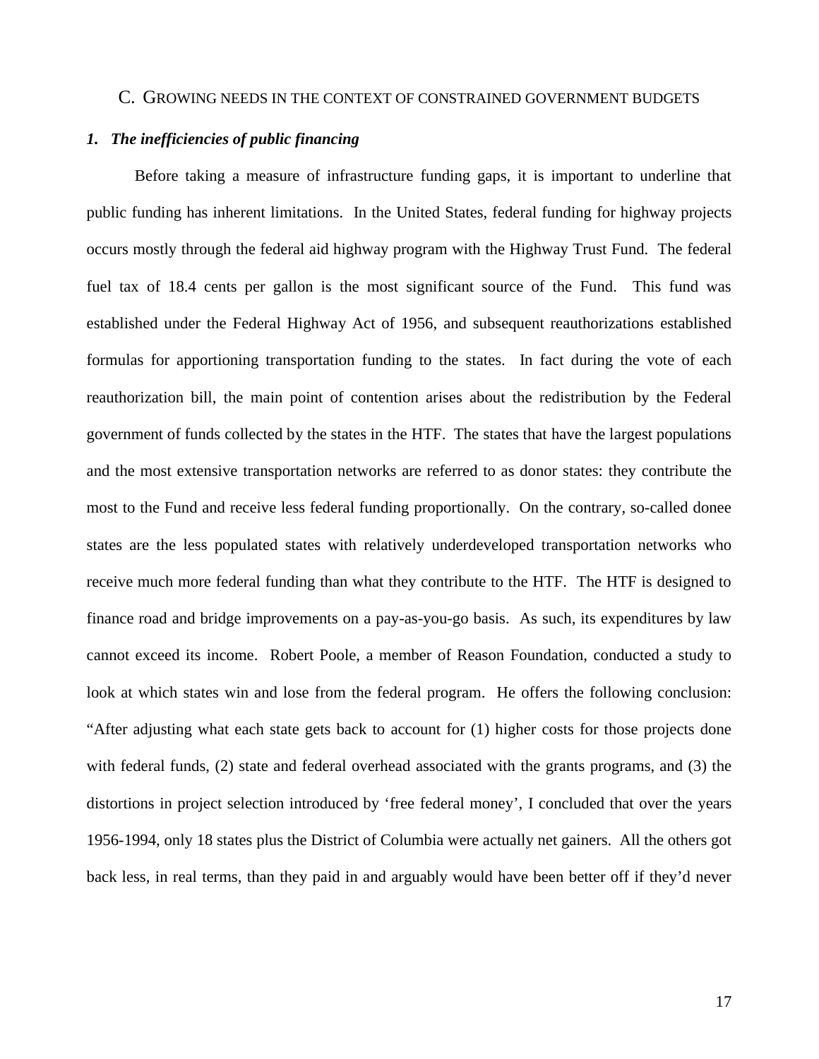## C. Growing needs in the context of constrained government budgets

### ***1. The inefficiencies of public financing***

Before taking a measure of infrastructure funding gaps, it is important to underline that public funding has inherent limitations. In the United States, federal funding for highway projects occurs mostly through the federal aid highway program with the Highway Trust Fund. The federal fuel tax of 18.4 cents per gallon is the most significant source of the Fund. This fund was established under the Federal Highway Act of 1956, and subsequent reauthorizations established formulas for apportioning transportation funding to the states. In fact during the vote of each reauthorization bill, the main point of contention arises about the redistribution by the Federal government of funds collected by the states in the HTF. The states that have the largest populations and the most extensive transportation networks are referred to as donor states: they contribute the most to the Fund and receive less federal funding proportionally. On the contrary, so-called donee states are the less populated states with relatively underdeveloped transportation networks who receive much more federal funding than what they contribute to the HTF. The HTF is designed to finance road and bridge improvements on a pay-as-you-go basis. As such, its expenditures by law cannot exceed its income. Robert Poole, a member of Reason Foundation, conducted a study to look at which states win and lose from the federal program. He offers the following conclusion: "After adjusting what each state gets back to account for (1) higher costs for those projects done with federal funds, (2) state and federal overhead associated with the grants programs, and (3) the distortions in project selection introduced by 'free federal money', I concluded that over the years 1956-1994, only 18 states plus the District of Columbia were actually net gainers. All the others got back less, in real terms, than they paid in and arguably would have been better off if they'd never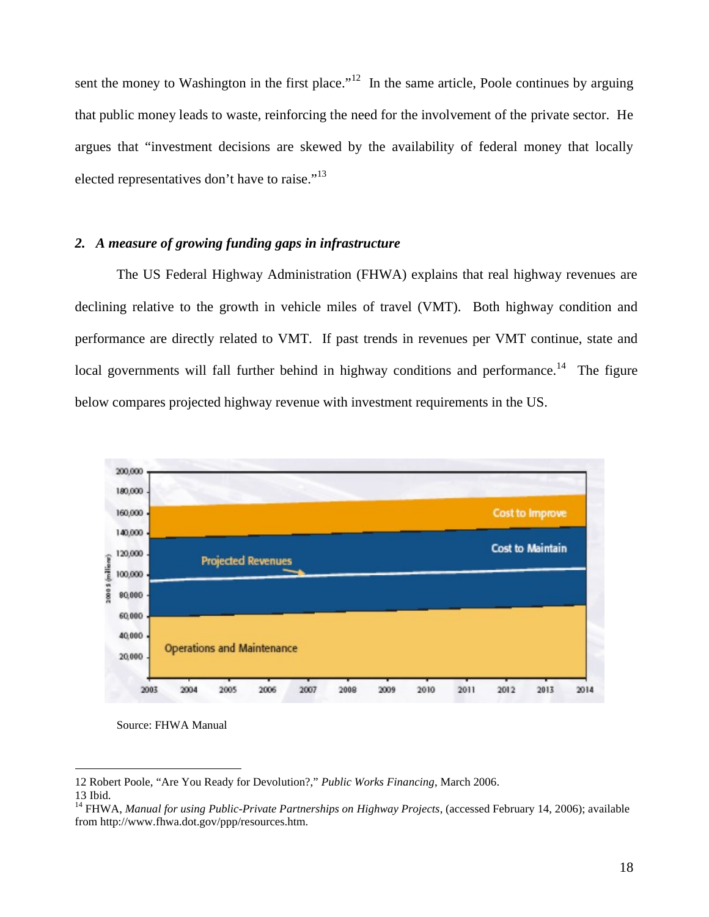sent the money to Washington in the first place."[12] In the same article, Poole continues by arguing that public money leads to waste, reinforcing the need for the involvement of the private sector. He argues that "investment decisions are skewed by the availability of federal money that locally elected representatives don't have to raise."[13]

### *2. A measure of growing funding gaps in infrastructure*

The US Federal Highway Administration (FHWA) explains that real highway revenues are declining relative to the growth in vehicle miles of travel (VMT). Both highway condition and performance are directly related to VMT. If past trends in revenues per VMT continue, state and local governments will fall further behind in highway conditions and performance.[14] The figure below compares projected highway revenue with investment requirements in the US.

Source: FHWA Manual

---

12 Robert Poole, "Are You Ready for Devolution?," *Public Works Financing*, March 2006.
13 Ibid.
14 FHWA, *Manual for using Public-Private Partnerships on Highway Projects*, (accessed February 14, 2006); available from http://www.fhwa.dot.gov/ppp/resources.htm.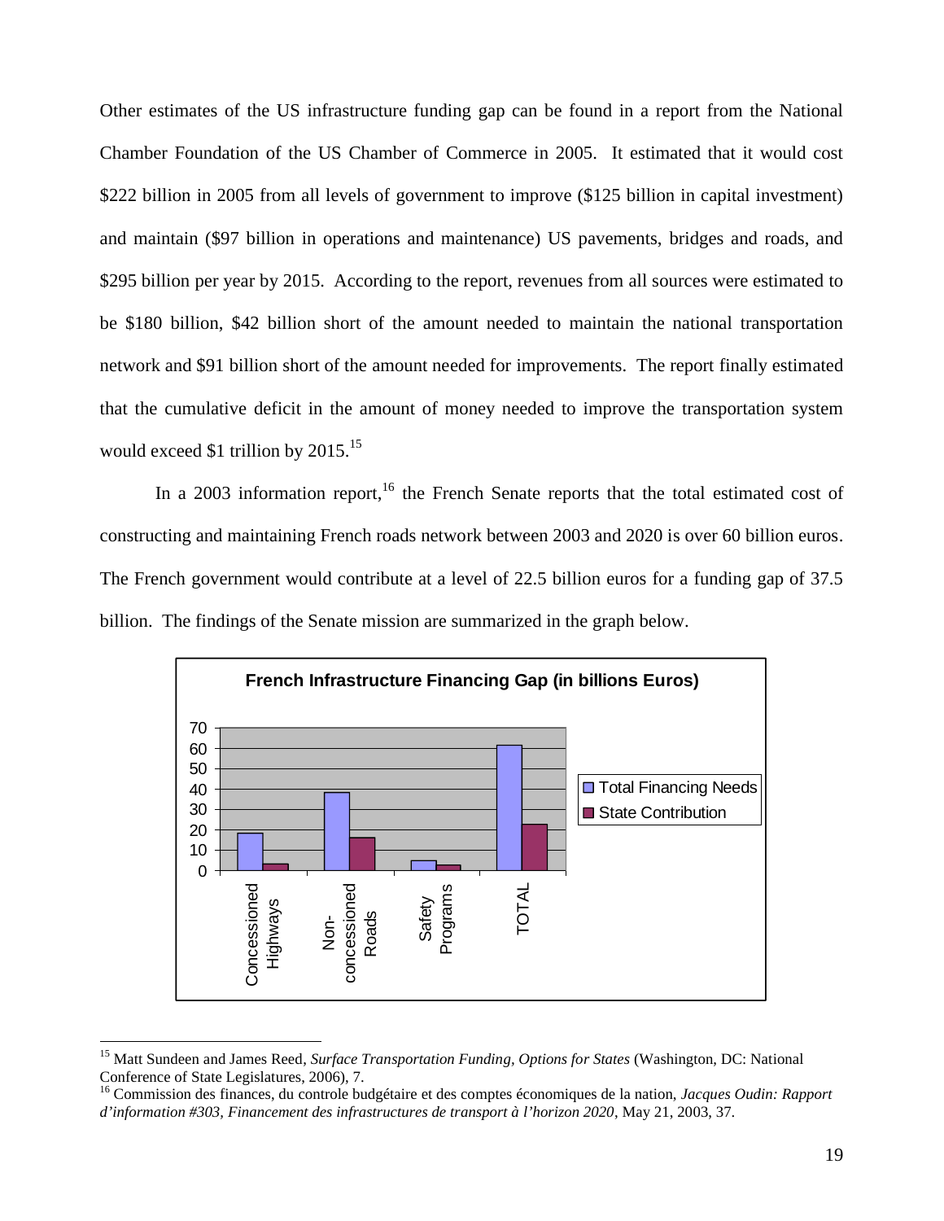Other estimates of the US infrastructure funding gap can be found in a report from the National Chamber Foundation of the US Chamber of Commerce in 2005. It estimated that it would cost \$222 billion in 2005 from all levels of government to improve (\$125 billion in capital investment) and maintain (\$97 billion in operations and maintenance) US pavements, bridges and roads, and \$295 billion per year by 2015. According to the report, revenues from all sources were estimated to be \$180 billion, \$42 billion short of the amount needed to maintain the national transportation network and \$91 billion short of the amount needed for improvements. The report finally estimated that the cumulative deficit in the amount of money needed to improve the transportation system would exceed \$1 trillion by 2015.[15]

In a 2003 information report,[16] the French Senate reports that the total estimated cost of constructing and maintaining French roads network between 2003 and 2020 is over 60 billion euros. The French government would contribute at a level of 22.5 billion euros for a funding gap of 37.5 billion. The findings of the Senate mission are summarized in the graph below.

French Infrastructure Financing Gap (in billions Euros)

70
60
50
40
30
20
10
0

Concessioned Highways
Non-concessioned Roads
Safety Programs
TOTAL

Total Financing Needs
State Contribution

---

[15] Matt Sundeen and James Reed, *Surface Transportation Funding, Options for States* (Washington, DC: National Conference of State Legislatures, 2006), 7.

[16] Commission des finances, du controle budgétaire et des comptes économiques de la nation, *Jacques Oudin: Rapport d'information #303, Financement des infrastructures de transport à l'horizon 2020*, May 21, 2003, 37.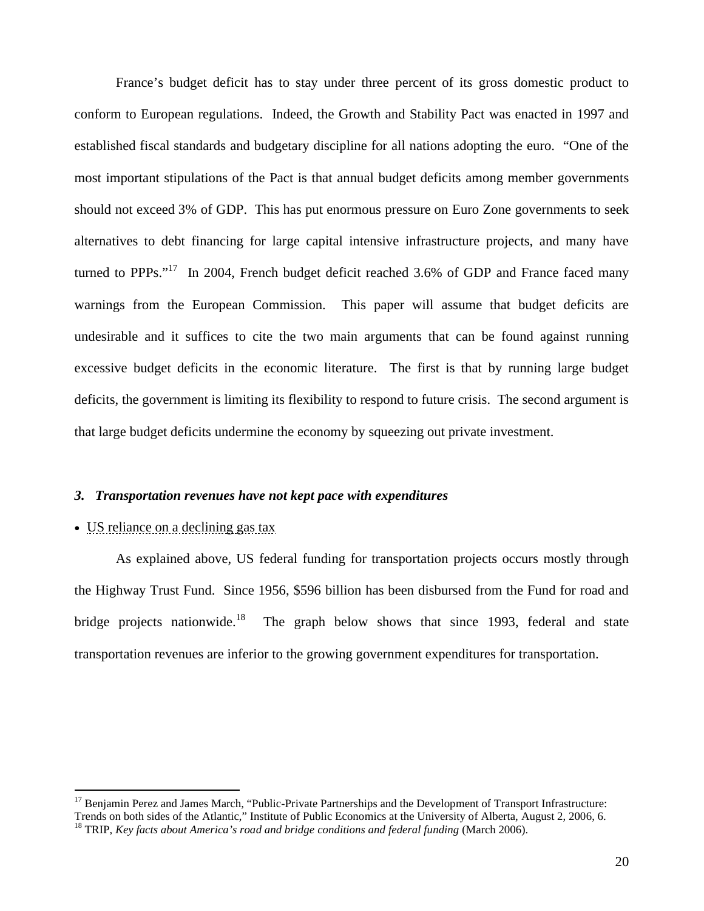France's budget deficit has to stay under three percent of its gross domestic product to conform to European regulations. Indeed, the Growth and Stability Pact was enacted in 1997 and established fiscal standards and budgetary discipline for all nations adopting the euro. "One of the most important stipulations of the Pact is that annual budget deficits among member governments should not exceed 3% of GDP. This has put enormous pressure on Euro Zone governments to seek alternatives to debt financing for large capital intensive infrastructure projects, and many have turned to PPPs."[17] In 2004, French budget deficit reached 3.6% of GDP and France faced many warnings from the European Commission. This paper will assume that budget deficits are undesirable and it suffices to cite the two main arguments that can be found against running excessive budget deficits in the economic literature. The first is that by running large budget deficits, the government is limiting its flexibility to respond to future crisis. The second argument is that large budget deficits undermine the economy by squeezing out private investment.

### *3. Transportation revenues have not kept pace with expenditures*

- US reliance on a declining gas tax

As explained above, US federal funding for transportation projects occurs mostly through the Highway Trust Fund. Since 1956, $596 billion has been disbursed from the Fund for road and bridge projects nationwide.[18] The graph below shows that since 1993, federal and state transportation revenues are inferior to the growing government expenditures for transportation.

[17] Benjamin Perez and James March, "Public-Private Partnerships and the Development of Transport Infrastructure: Trends on both sides of the Atlantic," Institute of Public Economics at the University of Alberta, August 2, 2006, 6.

[18] TRIP, *Key facts about America's road and bridge conditions and federal funding* (March 2006).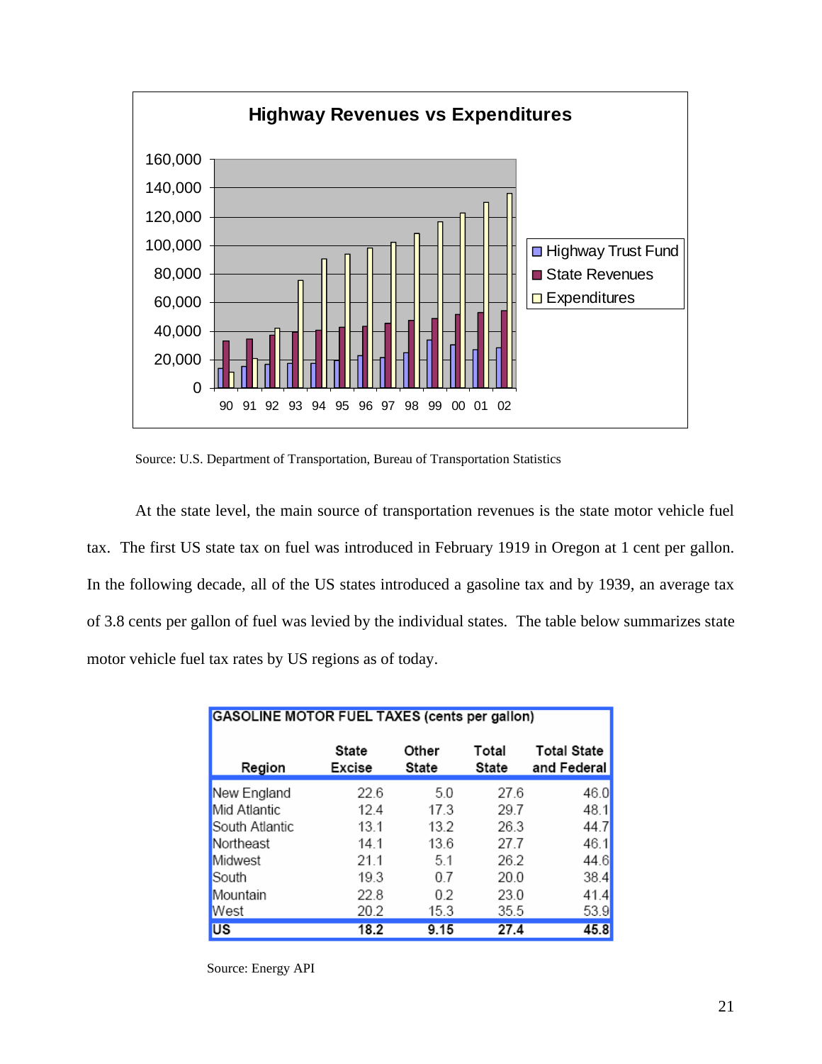**Highway Revenues vs Expenditures**

160,000
140,000
120,000
100,000
80,000
60,000
40,000
20,000
0

90 91 92 93 94 95 96 97 98 99 00 01 02

Highway Trust Fund
State Revenues
Expenditures

Source: U.S. Department of Transportation, Bureau of Transportation Statistics

At the state level, the main source of transportation revenues is the state motor vehicle fuel tax. The first US state tax on fuel was introduced in February 1919 in Oregon at 1 cent per gallon. In the following decade, all of the US states introduced a gasoline tax and by 1939, an average tax of 3.8 cents per gallon of fuel was levied by the individual states. The table below summarizes state motor vehicle fuel tax rates by US regions as of today.

**GASOLINE MOTOR FUEL TAXES (cents per gallon)**

| Region | State Excise | Other State | Total State | Total State and Federal |
|---|---|---|---|---|
| New England | 22.6 | 5.0 | 27.6 | 46.0 |
| Mid Atlantic | 12.4 | 17.3 | 29.7 | 48.1 |
| South Atlantic | 13.1 | 13.2 | 26.3 | 44.7 |
| Northeast | 14.1 | 13.6 | 27.7 | 46.1 |
| Midwest | 21.1 | 5.1 | 26.2 | 44.6 |
| South | 19.3 | 0.7 | 20.0 | 38.4 |
| Mountain | 22.8 | 0.2 | 23.0 | 41.4 |
| West | 20.2 | 15.3 | 35.5 | 53.9 |
| **US** | **18.2** | **9.15** | **27.4** | **45.8** |

Source: Energy API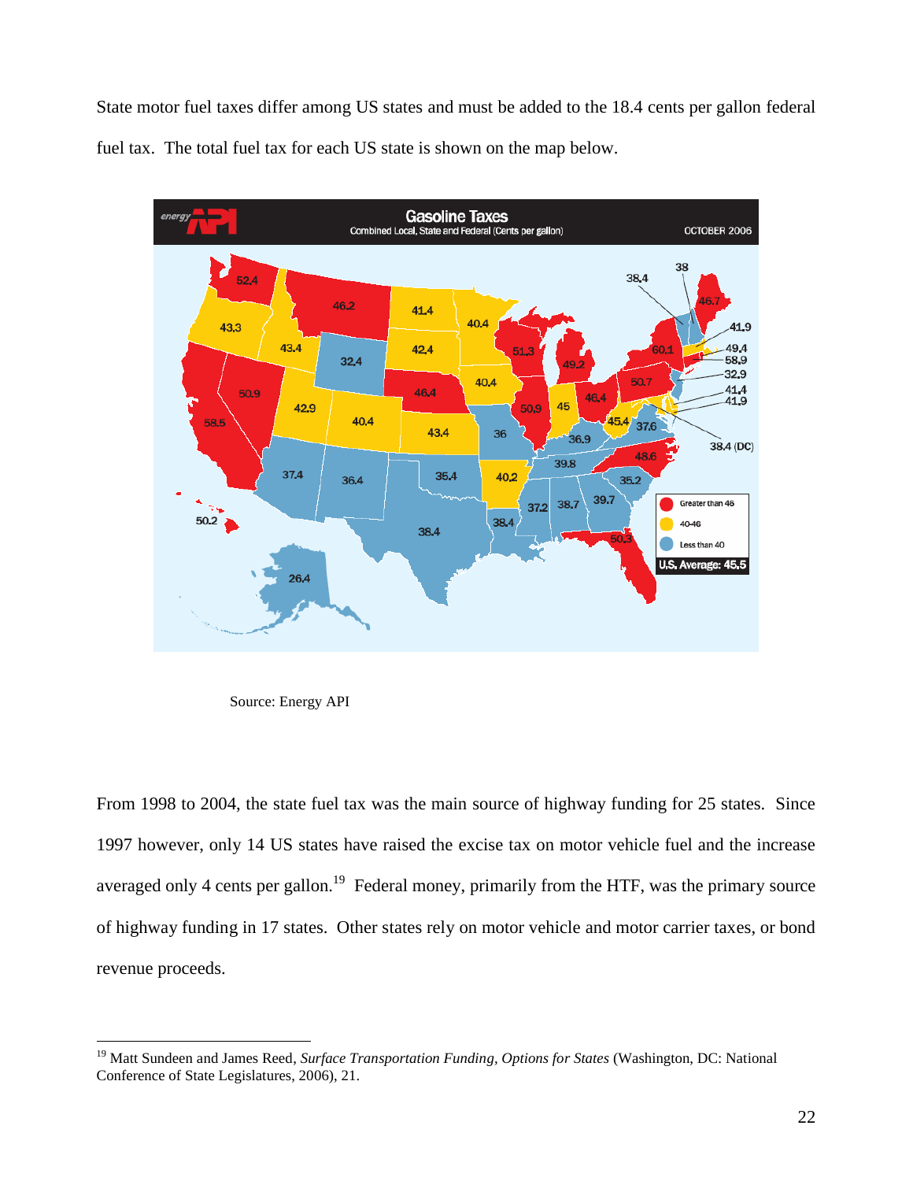State motor fuel taxes differ among US states and must be added to the 18.4 cents per gallon federal fuel tax. The total fuel tax for each US state is shown on the map below.

energy API

Gasoline Taxes

Combined Local, State and Federal (Cents per gallon)

OCTOBER 2006

52.4
43.3
43.4
46.2
41.4
40.4
42.4
32.4
50.9
58.5
42.9
40.4
46.4
40.4
43.4
36
51.3
49.2
50.9
45
46.4
50.7
60.1
46.7
38.4
38
41.9
49.4
58.9
32.9
41.4
41.9
38.4 (DC)
45.4
37.6
36.9
39.8
48.6
35.2
37.4
36.4
35.4
40.2
37.2
38.7
39.7
38.4
38.4
50.3
50.2
26.4

Greater than 46
40-46
Less than 40
U.S. Average: 45.5

Source: Energy API

From 1998 to 2004, the state fuel tax was the main source of highway funding for 25 states. Since 1997 however, only 14 US states have raised the excise tax on motor vehicle fuel and the increase averaged only 4 cents per gallon.[19] Federal money, primarily from the HTF, was the primary source of highway funding in 17 states. Other states rely on motor vehicle and motor carrier taxes, or bond revenue proceeds.

[19] Matt Sundeen and James Reed, *Surface Transportation Funding, Options for States* (Washington, DC: National Conference of State Legislatures, 2006), 21.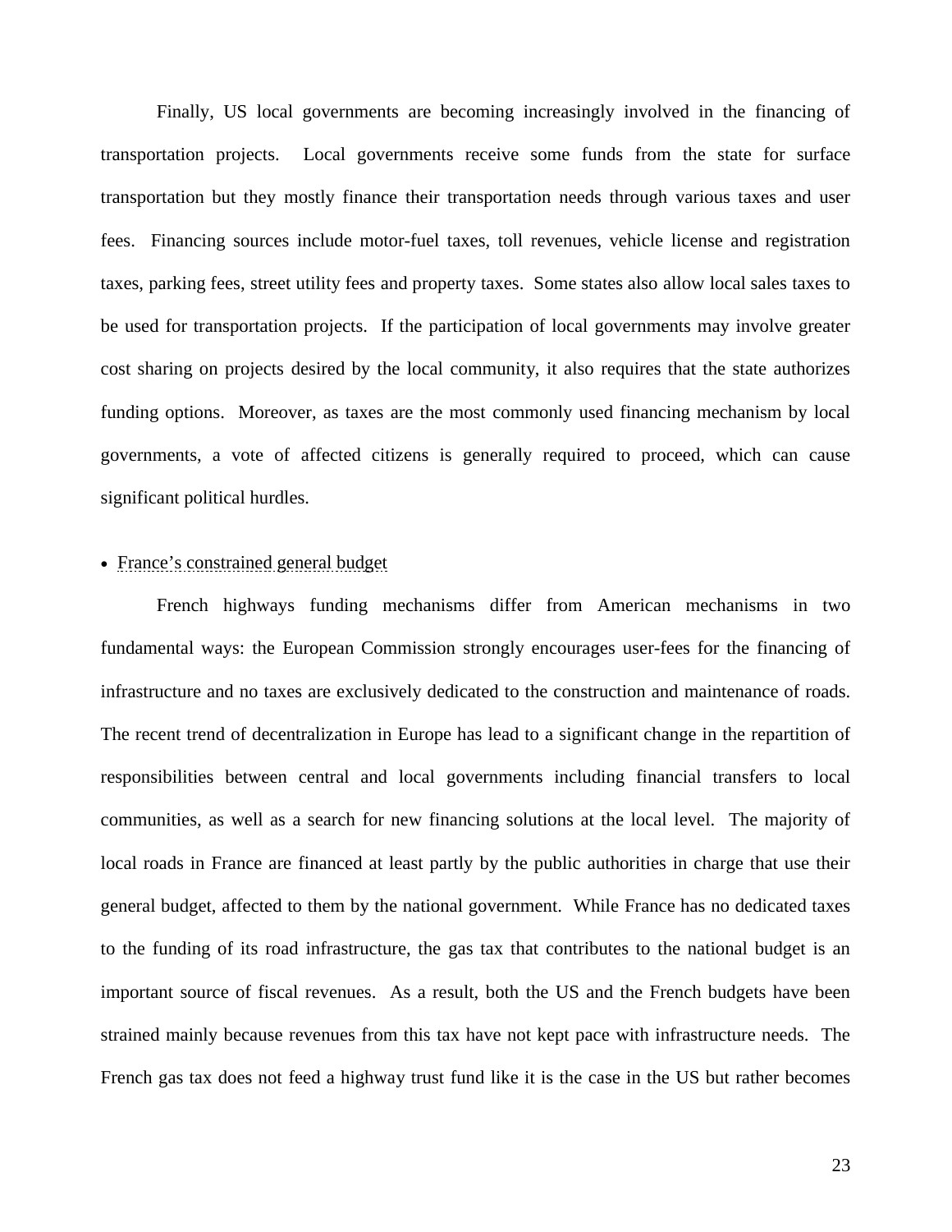Finally, US local governments are becoming increasingly involved in the financing of transportation projects. Local governments receive some funds from the state for surface transportation but they mostly finance their transportation needs through various taxes and user fees. Financing sources include motor-fuel taxes, toll revenues, vehicle license and registration taxes, parking fees, street utility fees and property taxes. Some states also allow local sales taxes to be used for transportation projects. If the participation of local governments may involve greater cost sharing on projects desired by the local community, it also requires that the state authorizes funding options. Moreover, as taxes are the most commonly used financing mechanism by local governments, a vote of affected citizens is generally required to proceed, which can cause significant political hurdles.

- France's constrained general budget

French highways funding mechanisms differ from American mechanisms in two fundamental ways: the European Commission strongly encourages user-fees for the financing of infrastructure and no taxes are exclusively dedicated to the construction and maintenance of roads. The recent trend of decentralization in Europe has lead to a significant change in the repartition of responsibilities between central and local governments including financial transfers to local communities, as well as a search for new financing solutions at the local level. The majority of local roads in France are financed at least partly by the public authorities in charge that use their general budget, affected to them by the national government. While France has no dedicated taxes to the funding of its road infrastructure, the gas tax that contributes to the national budget is an important source of fiscal revenues. As a result, both the US and the French budgets have been strained mainly because revenues from this tax have not kept pace with infrastructure needs. The French gas tax does not feed a highway trust fund like it is the case in the US but rather becomes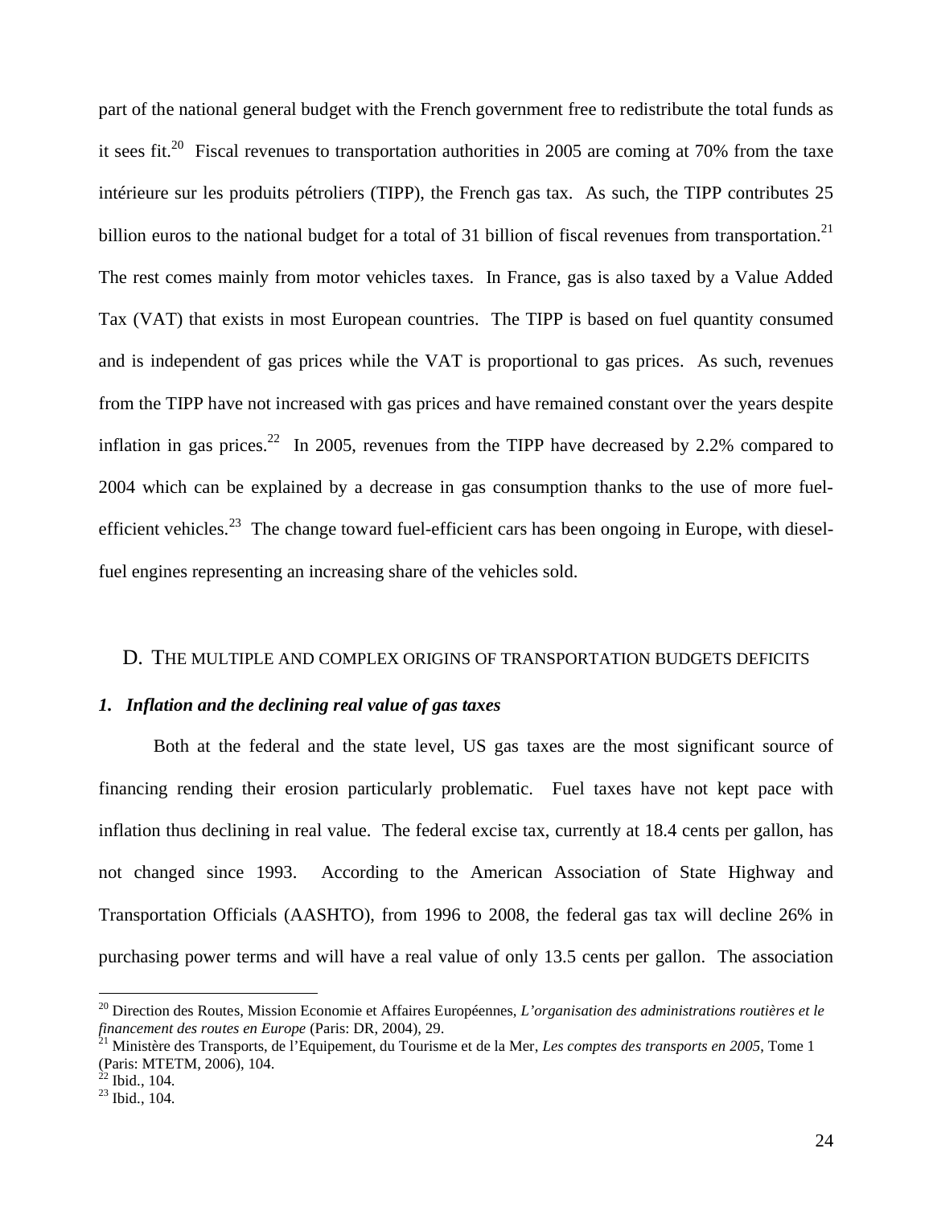part of the national general budget with the French government free to redistribute the total funds as it sees fit.[20] Fiscal revenues to transportation authorities in 2005 are coming at 70% from the taxe intérieure sur les produits pétroliers (TIPP), the French gas tax. As such, the TIPP contributes 25 billion euros to the national budget for a total of 31 billion of fiscal revenues from transportation.[21] The rest comes mainly from motor vehicles taxes. In France, gas is also taxed by a Value Added Tax (VAT) that exists in most European countries. The TIPP is based on fuel quantity consumed and is independent of gas prices while the VAT is proportional to gas prices. As such, revenues from the TIPP have not increased with gas prices and have remained constant over the years despite inflation in gas prices.[22] In 2005, revenues from the TIPP have decreased by 2.2% compared to 2004 which can be explained by a decrease in gas consumption thanks to the use of more fuel-efficient vehicles.[23] The change toward fuel-efficient cars has been ongoing in Europe, with diesel-fuel engines representing an increasing share of the vehicles sold.

## D. The multiple and complex origins of transportation budgets deficits

### *1. Inflation and the declining real value of gas taxes*

Both at the federal and the state level, US gas taxes are the most significant source of financing rending their erosion particularly problematic. Fuel taxes have not kept pace with inflation thus declining in real value. The federal excise tax, currently at 18.4 cents per gallon, has not changed since 1993. According to the American Association of State Highway and Transportation Officials (AASHTO), from 1996 to 2008, the federal gas tax will decline 26% in purchasing power terms and will have a real value of only 13.5 cents per gallon. The association

---

[20] Direction des Routes, Mission Economie et Affaires Européennes, *L'organisation des administrations routières et le financement des routes en Europe* (Paris: DR, 2004), 29.

[21] Ministère des Transports, de l'Equipement, du Tourisme et de la Mer, *Les comptes des transports en 2005*, Tome 1 (Paris: MTETM, 2006), 104.

[22] Ibid., 104.

[23] Ibid., 104.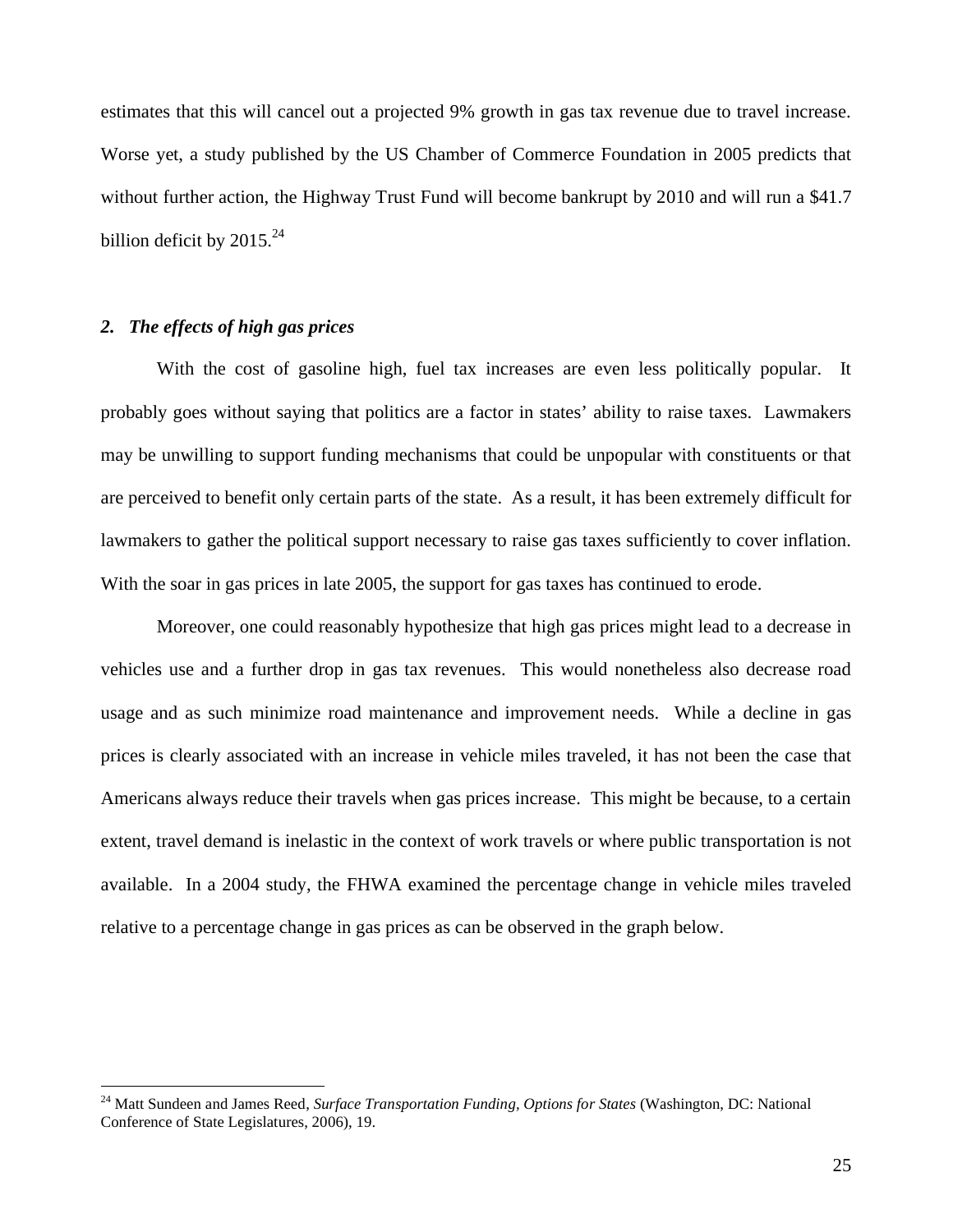estimates that this will cancel out a projected 9% growth in gas tax revenue due to travel increase. Worse yet, a study published by the US Chamber of Commerce Foundation in 2005 predicts that without further action, the Highway Trust Fund will become bankrupt by 2010 and will run a $41.7 billion deficit by 2015.[24]

### *2. The effects of high gas prices*

With the cost of gasoline high, fuel tax increases are even less politically popular. It probably goes without saying that politics are a factor in states' ability to raise taxes. Lawmakers may be unwilling to support funding mechanisms that could be unpopular with constituents or that are perceived to benefit only certain parts of the state. As a result, it has been extremely difficult for lawmakers to gather the political support necessary to raise gas taxes sufficiently to cover inflation. With the soar in gas prices in late 2005, the support for gas taxes has continued to erode.

Moreover, one could reasonably hypothesize that high gas prices might lead to a decrease in vehicles use and a further drop in gas tax revenues. This would nonetheless also decrease road usage and as such minimize road maintenance and improvement needs. While a decline in gas prices is clearly associated with an increase in vehicle miles traveled, it has not been the case that Americans always reduce their travels when gas prices increase. This might be because, to a certain extent, travel demand is inelastic in the context of work travels or where public transportation is not available. In a 2004 study, the FHWA examined the percentage change in vehicle miles traveled relative to a percentage change in gas prices as can be observed in the graph below.

---

[24] Matt Sundeen and James Reed, *Surface Transportation Funding, Options for States* (Washington, DC: National Conference of State Legislatures, 2006), 19.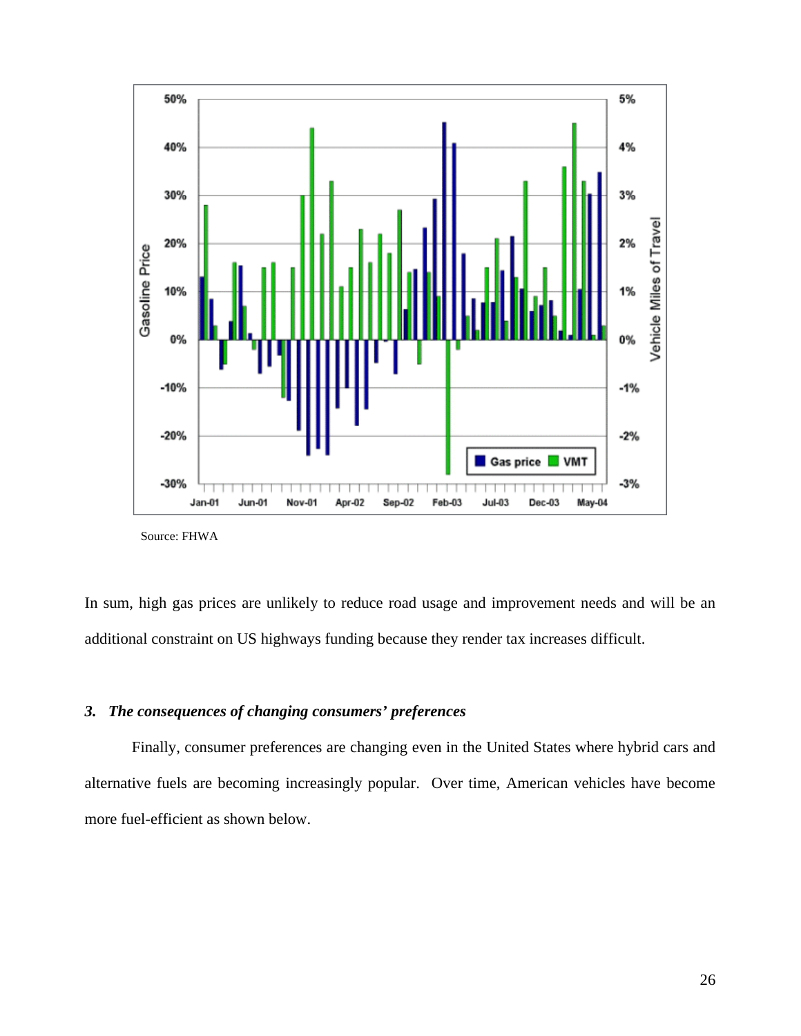50%
40%
30%
20%
10%
0%
-10%
-20%
-30%

Gasoline Price

5%
4%
3%
2%
1%
0%
-1%
-2%
-3%

Vehicle Miles of Travel

Jan-01 Jun-01 Nov-01 Apr-02 Sep-02 Feb-03 Jul-03 Dec-03 May-04

Gas price VMT

Source: FHWA

In sum, high gas prices are unlikely to reduce road usage and improvement needs and will be an additional constraint on US highways funding because they render tax increases difficult.

### *3. The consequences of changing consumers' preferences*

Finally, consumer preferences are changing even in the United States where hybrid cars and alternative fuels are becoming increasingly popular. Over time, American vehicles have become more fuel-efficient as shown below.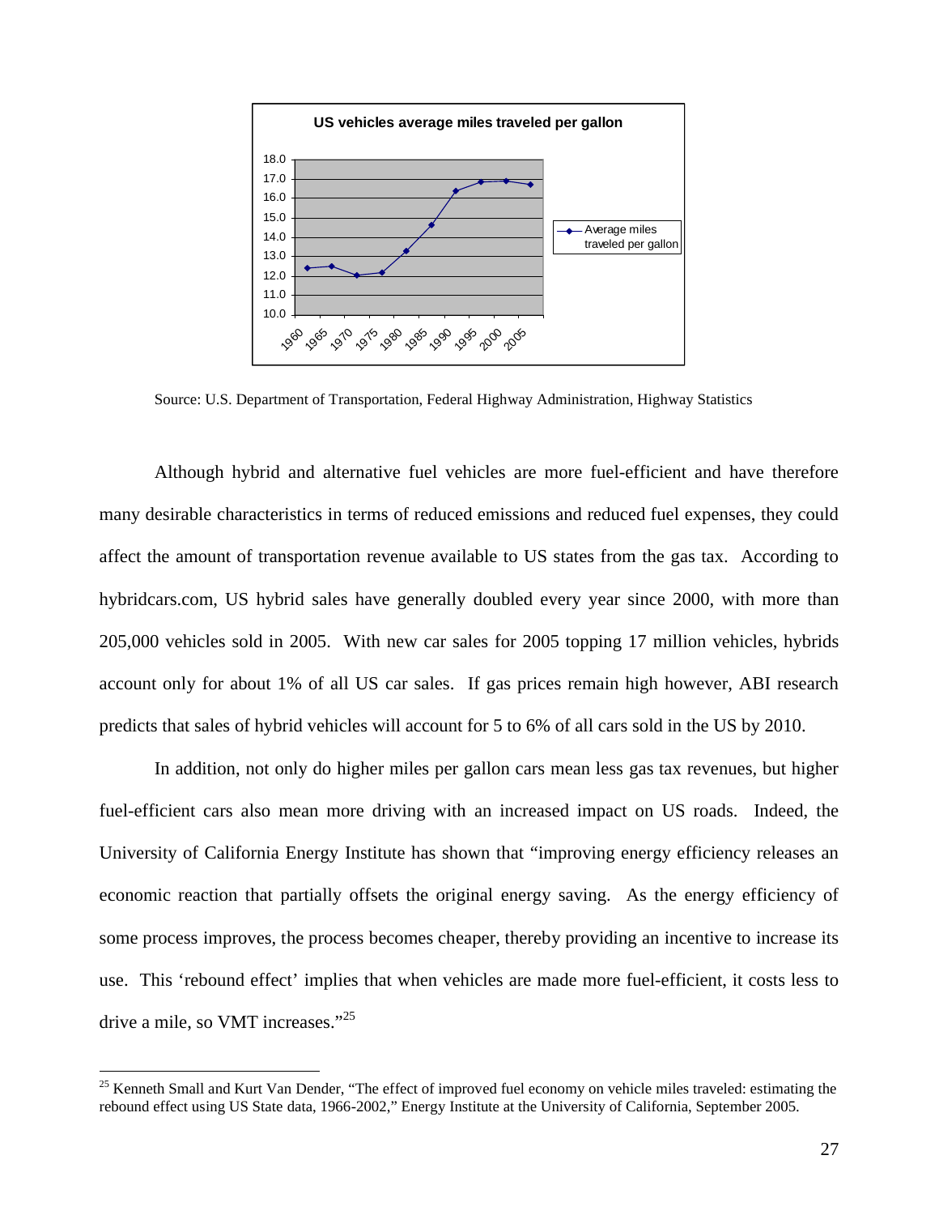US vehicles average miles traveled per gallon

18.0
17.0
16.0
15.0
14.0
13.0
12.0
11.0
10.0

1960
1965
1970
1975
1980
1985
1990
1995
2000
2005

Average miles traveled per gallon

Source: U.S. Department of Transportation, Federal Highway Administration, Highway Statistics

Although hybrid and alternative fuel vehicles are more fuel-efficient and have therefore many desirable characteristics in terms of reduced emissions and reduced fuel expenses, they could affect the amount of transportation revenue available to US states from the gas tax. According to hybridcars.com, US hybrid sales have generally doubled every year since 2000, with more than 205,000 vehicles sold in 2005. With new car sales for 2005 topping 17 million vehicles, hybrids account only for about 1% of all US car sales. If gas prices remain high however, ABI research predicts that sales of hybrid vehicles will account for 5 to 6% of all cars sold in the US by 2010.

In addition, not only do higher miles per gallon cars mean less gas tax revenues, but higher fuel-efficient cars also mean more driving with an increased impact on US roads. Indeed, the University of California Energy Institute has shown that "improving energy efficiency releases an economic reaction that partially offsets the original energy saving. As the energy efficiency of some process improves, the process becomes cheaper, thereby providing an incentive to increase its use. This 'rebound effect' implies that when vehicles are made more fuel-efficient, it costs less to drive a mile, so VMT increases."[25]

[25] Kenneth Small and Kurt Van Dender, "The effect of improved fuel economy on vehicle miles traveled: estimating the rebound effect using US State data, 1966-2002," Energy Institute at the University of California, September 2005.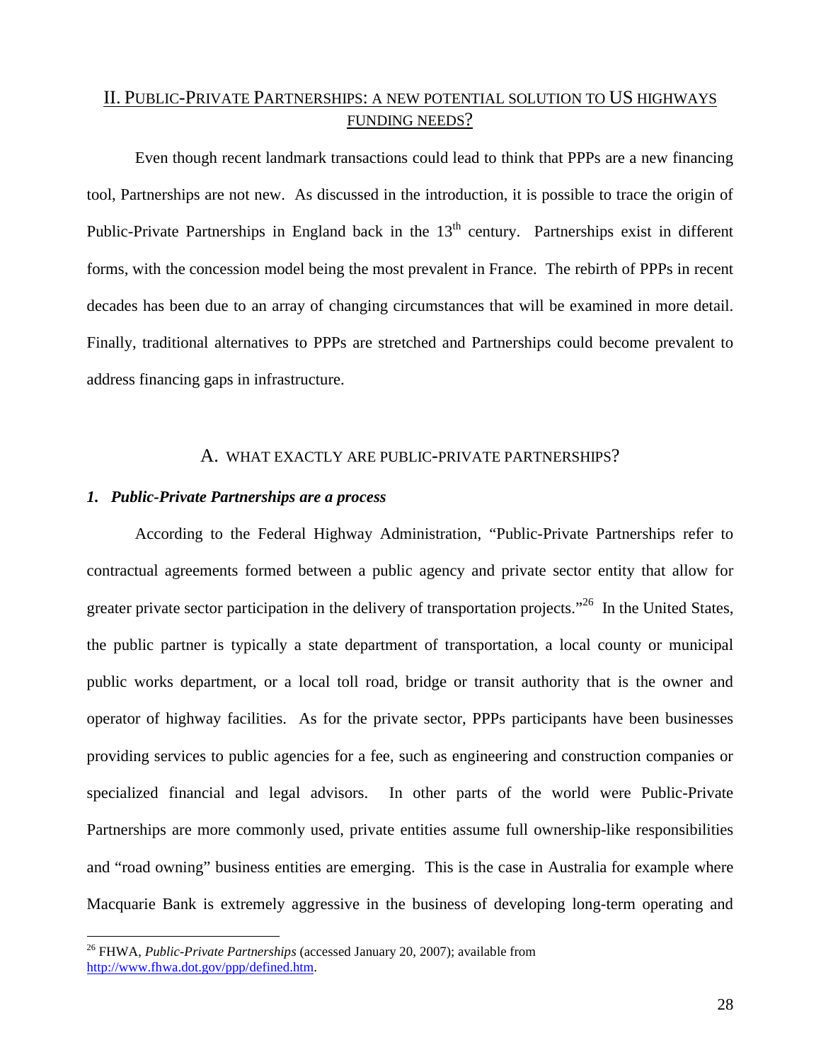## II. PUBLIC-PRIVATE PARTNERSHIPS: A NEW POTENTIAL SOLUTION TO US HIGHWAYS FUNDING NEEDS?

Even though recent landmark transactions could lead to think that PPPs are a new financing tool, Partnerships are not new. As discussed in the introduction, it is possible to trace the origin of Public-Private Partnerships in England back in the 13th century. Partnerships exist in different forms, with the concession model being the most prevalent in France. The rebirth of PPPs in recent decades has been due to an array of changing circumstances that will be examined in more detail. Finally, traditional alternatives to PPPs are stretched and Partnerships could become prevalent to address financing gaps in infrastructure.

### A. WHAT EXACTLY ARE PUBLIC-PRIVATE PARTNERSHIPS?

#### *1. Public-Private Partnerships are a process*

According to the Federal Highway Administration, "Public-Private Partnerships refer to contractual agreements formed between a public agency and private sector entity that allow for greater private sector participation in the delivery of transportation projects."[26] In the United States, the public partner is typically a state department of transportation, a local county or municipal public works department, or a local toll road, bridge or transit authority that is the owner and operator of highway facilities. As for the private sector, PPPs participants have been businesses providing services to public agencies for a fee, such as engineering and construction companies or specialized financial and legal advisors. In other parts of the world were Public-Private Partnerships are more commonly used, private entities assume full ownership-like responsibilities and "road owning" business entities are emerging. This is the case in Australia for example where Macquarie Bank is extremely aggressive in the business of developing long-term operating and

[26] FHWA, *Public-Private Partnerships* (accessed January 20, 2007); available from http://www.fhwa.dot.gov/ppp/defined.htm.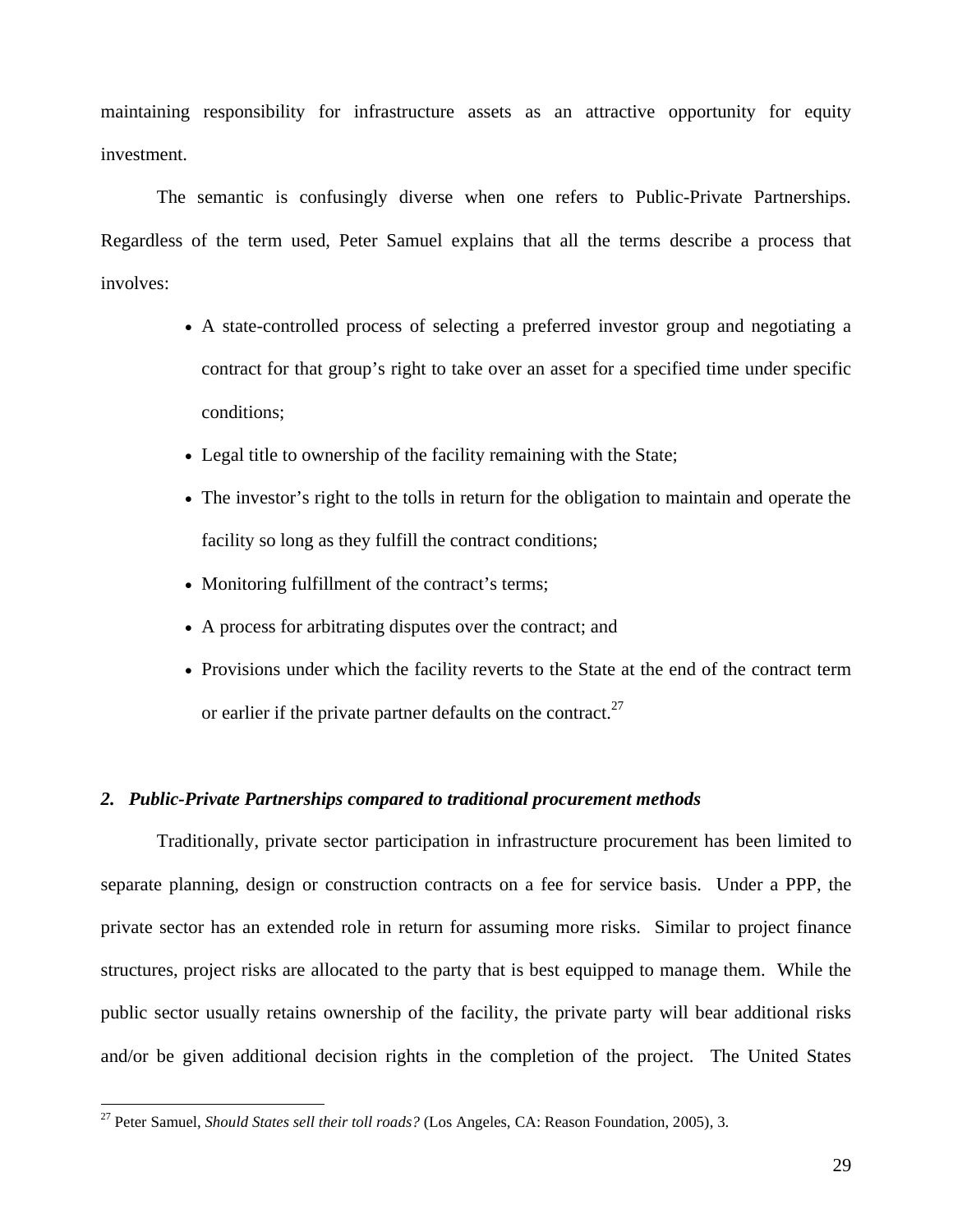maintaining responsibility for infrastructure assets as an attractive opportunity for equity investment.

The semantic is confusingly diverse when one refers to Public-Private Partnerships. Regardless of the term used, Peter Samuel explains that all the terms describe a process that involves:

- A state-controlled process of selecting a preferred investor group and negotiating a contract for that group's right to take over an asset for a specified time under specific conditions;
- Legal title to ownership of the facility remaining with the State;
- The investor's right to the tolls in return for the obligation to maintain and operate the facility so long as they fulfill the contract conditions;
- Monitoring fulfillment of the contract's terms;
- A process for arbitrating disputes over the contract; and
- Provisions under which the facility reverts to the State at the end of the contract term or earlier if the private partner defaults on the contract.[27]

### *2. Public-Private Partnerships compared to traditional procurement methods*

Traditionally, private sector participation in infrastructure procurement has been limited to separate planning, design or construction contracts on a fee for service basis. Under a PPP, the private sector has an extended role in return for assuming more risks. Similar to project finance structures, project risks are allocated to the party that is best equipped to manage them. While the public sector usually retains ownership of the facility, the private party will bear additional risks and/or be given additional decision rights in the completion of the project. The United States

[27] Peter Samuel, *Should States sell their toll roads?* (Los Angeles, CA: Reason Foundation, 2005), 3.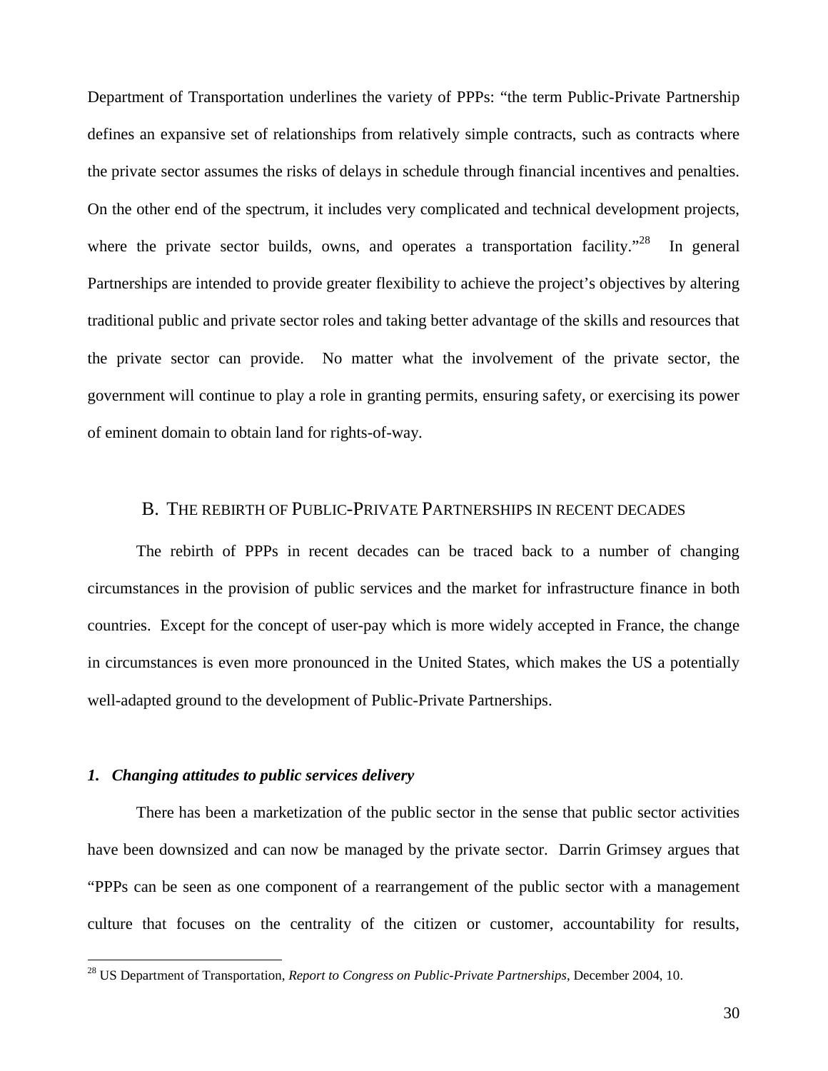Department of Transportation underlines the variety of PPPs: "the term Public-Private Partnership defines an expansive set of relationships from relatively simple contracts, such as contracts where the private sector assumes the risks of delays in schedule through financial incentives and penalties. On the other end of the spectrum, it includes very complicated and technical development projects, where the private sector builds, owns, and operates a transportation facility."[28] In general Partnerships are intended to provide greater flexibility to achieve the project's objectives by altering traditional public and private sector roles and taking better advantage of the skills and resources that the private sector can provide. No matter what the involvement of the private sector, the government will continue to play a role in granting permits, ensuring safety, or exercising its power of eminent domain to obtain land for rights-of-way.

## B. The rebirth of Public-Private Partnerships in recent decades

The rebirth of PPPs in recent decades can be traced back to a number of changing circumstances in the provision of public services and the market for infrastructure finance in both countries. Except for the concept of user-pay which is more widely accepted in France, the change in circumstances is even more pronounced in the United States, which makes the US a potentially well-adapted ground to the development of Public-Private Partnerships.

### *1. Changing attitudes to public services delivery*

There has been a marketization of the public sector in the sense that public sector activities have been downsized and can now be managed by the private sector. Darrin Grimsey argues that "PPPs can be seen as one component of a rearrangement of the public sector with a management culture that focuses on the centrality of the citizen or customer, accountability for results,

[28] US Department of Transportation, *Report to Congress on Public-Private Partnerships*, December 2004, 10.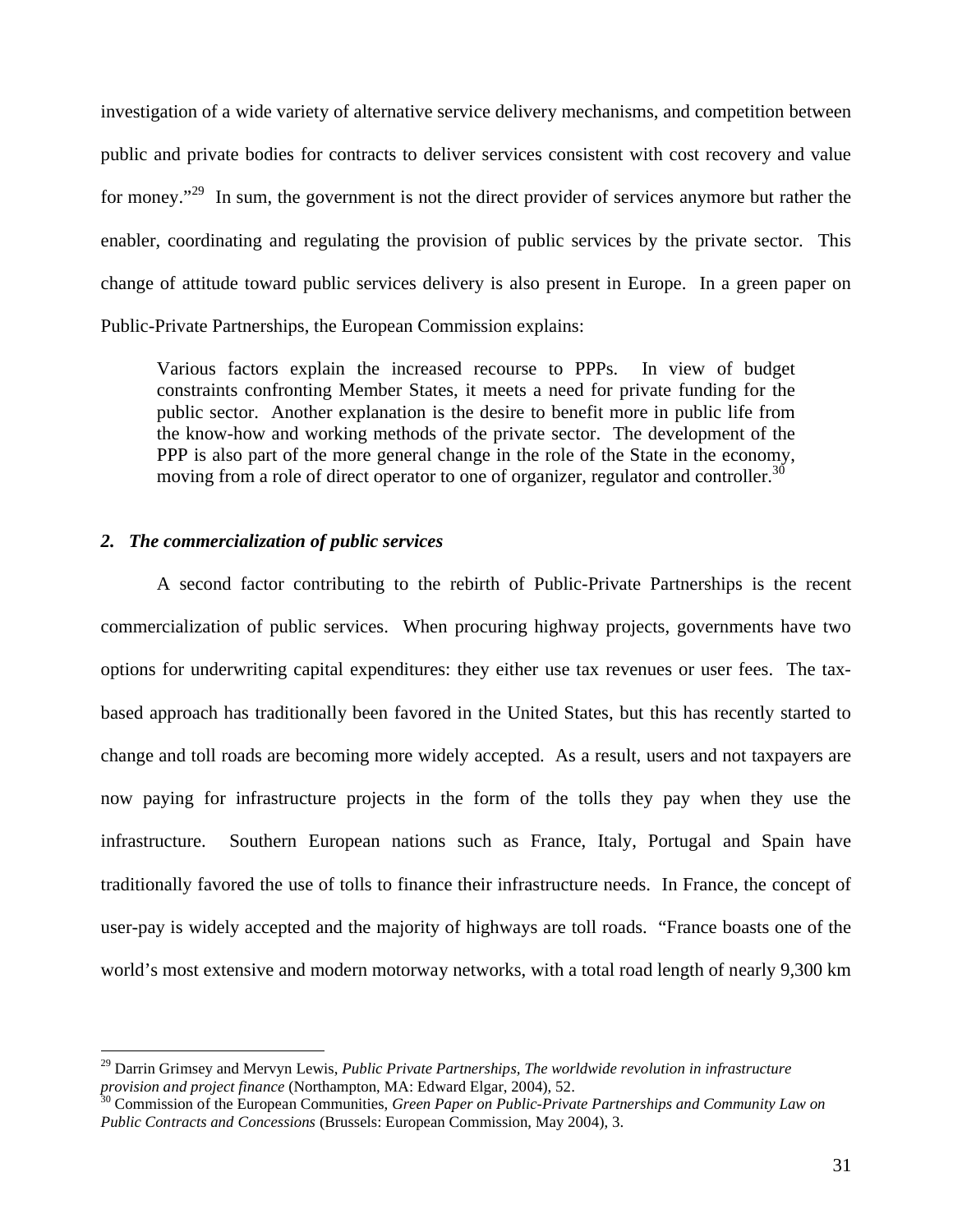investigation of a wide variety of alternative service delivery mechanisms, and competition between public and private bodies for contracts to deliver services consistent with cost recovery and value for money."[29] In sum, the government is not the direct provider of services anymore but rather the enabler, coordinating and regulating the provision of public services by the private sector. This change of attitude toward public services delivery is also present in Europe. In a green paper on Public-Private Partnerships, the European Commission explains:

> Various factors explain the increased recourse to PPPs. In view of budget constraints confronting Member States, it meets a need for private funding for the public sector. Another explanation is the desire to benefit more in public life from the know-how and working methods of the private sector. The development of the PPP is also part of the more general change in the role of the State in the economy, moving from a role of direct operator to one of organizer, regulator and controller.[30]

### *2. The commercialization of public services*

A second factor contributing to the rebirth of Public-Private Partnerships is the recent commercialization of public services. When procuring highway projects, governments have two options for underwriting capital expenditures: they either use tax revenues or user fees. The tax-based approach has traditionally been favored in the United States, but this has recently started to change and toll roads are becoming more widely accepted. As a result, users and not taxpayers are now paying for infrastructure projects in the form of the tolls they pay when they use the infrastructure. Southern European nations such as France, Italy, Portugal and Spain have traditionally favored the use of tolls to finance their infrastructure needs. In France, the concept of user-pay is widely accepted and the majority of highways are toll roads. "France boasts one of the world's most extensive and modern motorway networks, with a total road length of nearly 9,300 km

---

[29] Darrin Grimsey and Mervyn Lewis, *Public Private Partnerships, The worldwide revolution in infrastructure provision and project finance* (Northampton, MA: Edward Elgar, 2004), 52.

[30] Commission of the European Communities, *Green Paper on Public-Private Partnerships and Community Law on Public Contracts and Concessions* (Brussels: European Commission, May 2004), 3.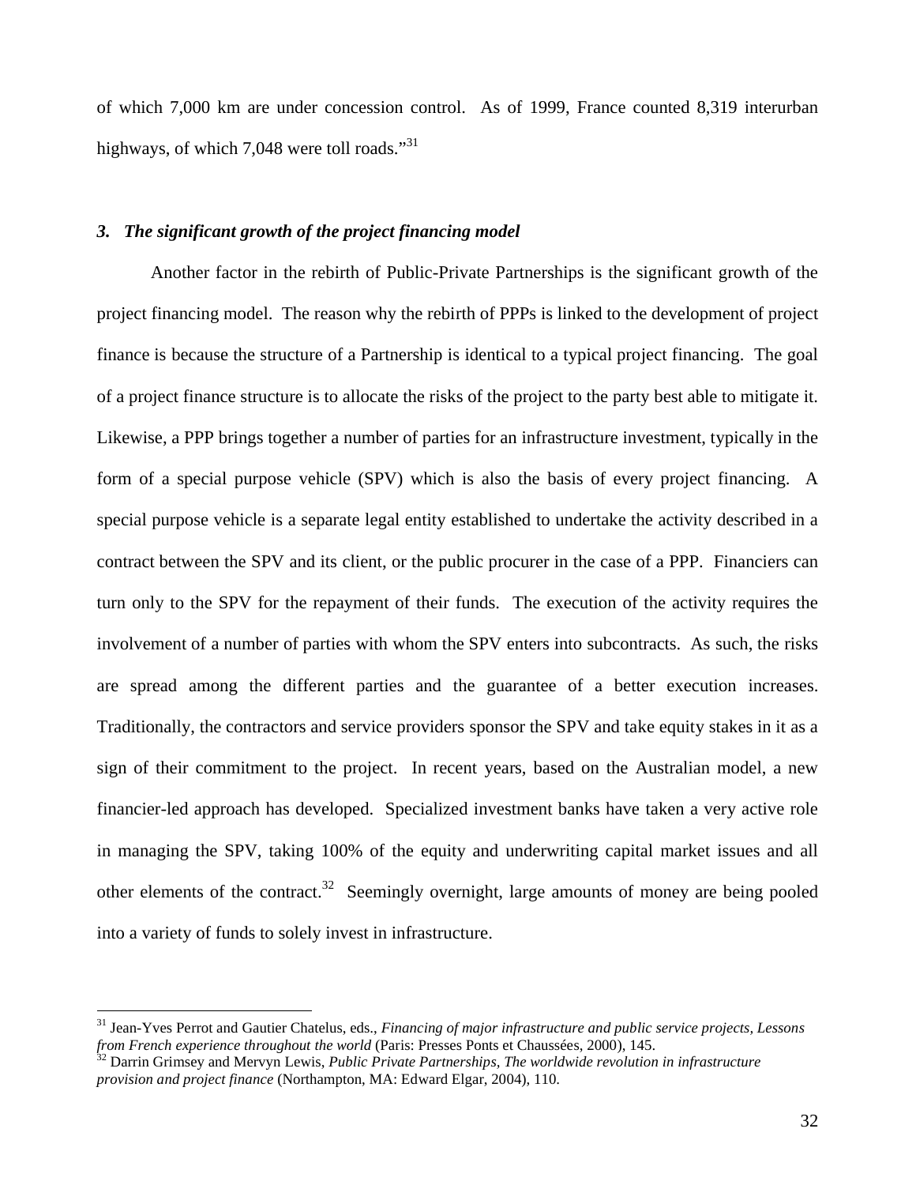of which 7,000 km are under concession control. As of 1999, France counted 8,319 interurban highways, of which 7,048 were toll roads."[31]

### *3. The significant growth of the project financing model*

Another factor in the rebirth of Public-Private Partnerships is the significant growth of the project financing model. The reason why the rebirth of PPPs is linked to the development of project finance is because the structure of a Partnership is identical to a typical project financing. The goal of a project finance structure is to allocate the risks of the project to the party best able to mitigate it. Likewise, a PPP brings together a number of parties for an infrastructure investment, typically in the form of a special purpose vehicle (SPV) which is also the basis of every project financing. A special purpose vehicle is a separate legal entity established to undertake the activity described in a contract between the SPV and its client, or the public procurer in the case of a PPP. Financiers can turn only to the SPV for the repayment of their funds. The execution of the activity requires the involvement of a number of parties with whom the SPV enters into subcontracts. As such, the risks are spread among the different parties and the guarantee of a better execution increases. Traditionally, the contractors and service providers sponsor the SPV and take equity stakes in it as a sign of their commitment to the project. In recent years, based on the Australian model, a new financier-led approach has developed. Specialized investment banks have taken a very active role in managing the SPV, taking 100% of the equity and underwriting capital market issues and all other elements of the contract.[32] Seemingly overnight, large amounts of money are being pooled into a variety of funds to solely invest in infrastructure.

---

[31] Jean-Yves Perrot and Gautier Chatelus, eds., *Financing of major infrastructure and public service projects, Lessons from French experience throughout the world* (Paris: Presses Ponts et Chaussées, 2000), 145.

[32] Darrin Grimsey and Mervyn Lewis, *Public Private Partnerships, The worldwide revolution in infrastructure provision and project finance* (Northampton, MA: Edward Elgar, 2004), 110.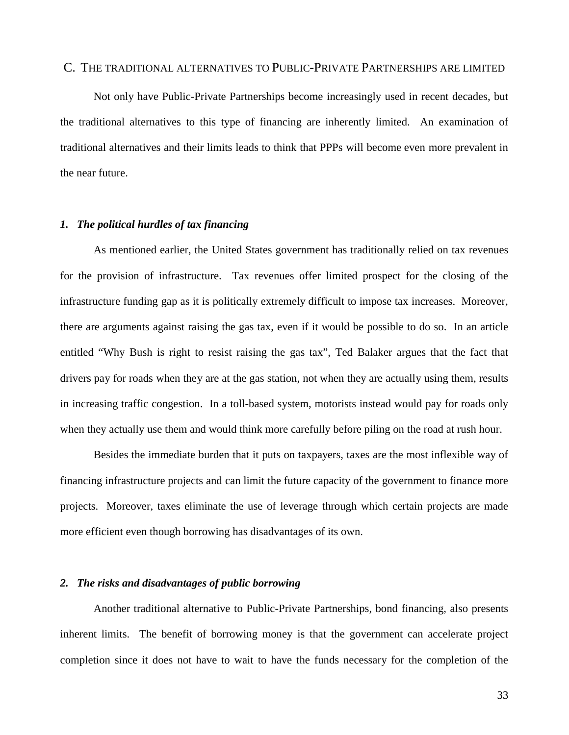## C. The traditional alternatives to Public-Private Partnerships are limited

Not only have Public-Private Partnerships become increasingly used in recent decades, but the traditional alternatives to this type of financing are inherently limited. An examination of traditional alternatives and their limits leads to think that PPPs will become even more prevalent in the near future.

### *1. The political hurdles of tax financing*

As mentioned earlier, the United States government has traditionally relied on tax revenues for the provision of infrastructure. Tax revenues offer limited prospect for the closing of the infrastructure funding gap as it is politically extremely difficult to impose tax increases. Moreover, there are arguments against raising the gas tax, even if it would be possible to do so. In an article entitled "Why Bush is right to resist raising the gas tax", Ted Balaker argues that the fact that drivers pay for roads when they are at the gas station, not when they are actually using them, results in increasing traffic congestion. In a toll-based system, motorists instead would pay for roads only when they actually use them and would think more carefully before piling on the road at rush hour.

Besides the immediate burden that it puts on taxpayers, taxes are the most inflexible way of financing infrastructure projects and can limit the future capacity of the government to finance more projects. Moreover, taxes eliminate the use of leverage through which certain projects are made more efficient even though borrowing has disadvantages of its own.

### *2. The risks and disadvantages of public borrowing*

Another traditional alternative to Public-Private Partnerships, bond financing, also presents inherent limits. The benefit of borrowing money is that the government can accelerate project completion since it does not have to wait to have the funds necessary for the completion of the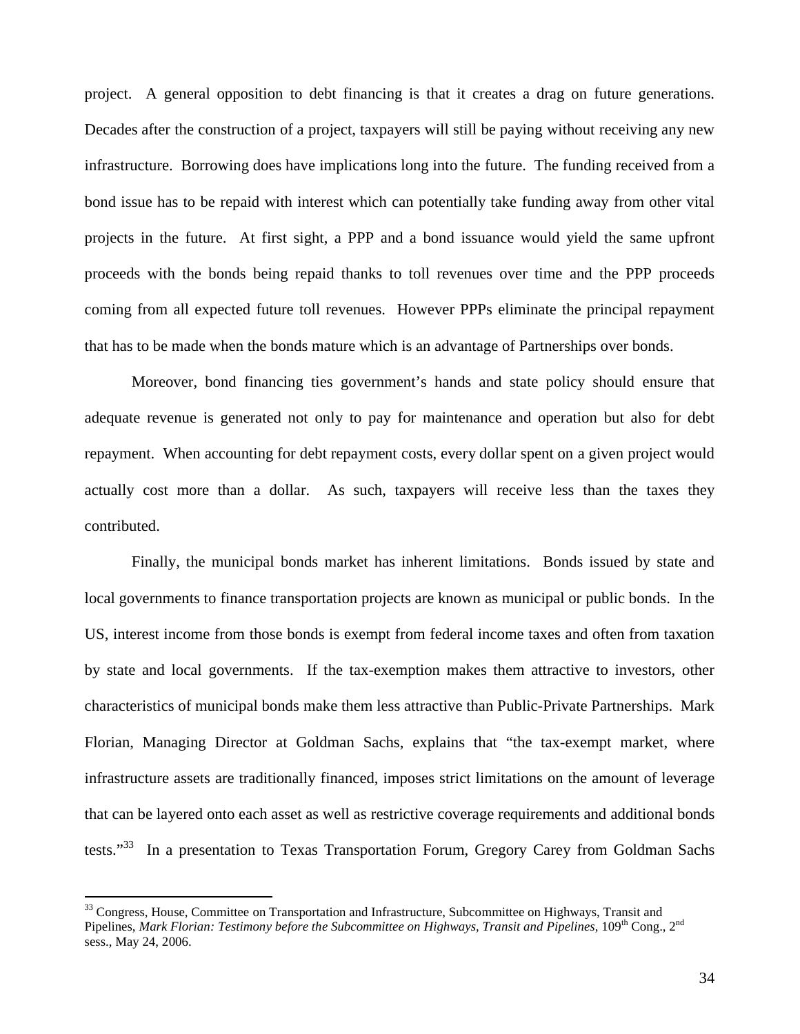project. A general opposition to debt financing is that it creates a drag on future generations. Decades after the construction of a project, taxpayers will still be paying without receiving any new infrastructure. Borrowing does have implications long into the future. The funding received from a bond issue has to be repaid with interest which can potentially take funding away from other vital projects in the future. At first sight, a PPP and a bond issuance would yield the same upfront proceeds with the bonds being repaid thanks to toll revenues over time and the PPP proceeds coming from all expected future toll revenues. However PPPs eliminate the principal repayment that has to be made when the bonds mature which is an advantage of Partnerships over bonds.

Moreover, bond financing ties government's hands and state policy should ensure that adequate revenue is generated not only to pay for maintenance and operation but also for debt repayment. When accounting for debt repayment costs, every dollar spent on a given project would actually cost more than a dollar. As such, taxpayers will receive less than the taxes they contributed.

Finally, the municipal bonds market has inherent limitations. Bonds issued by state and local governments to finance transportation projects are known as municipal or public bonds. In the US, interest income from those bonds is exempt from federal income taxes and often from taxation by state and local governments. If the tax-exemption makes them attractive to investors, other characteristics of municipal bonds make them less attractive than Public-Private Partnerships. Mark Florian, Managing Director at Goldman Sachs, explains that "the tax-exempt market, where infrastructure assets are traditionally financed, imposes strict limitations on the amount of leverage that can be layered onto each asset as well as restrictive coverage requirements and additional bonds tests."[33] In a presentation to Texas Transportation Forum, Gregory Carey from Goldman Sachs

[33] Congress, House, Committee on Transportation and Infrastructure, Subcommittee on Highways, Transit and Pipelines, *Mark Florian: Testimony before the Subcommittee on Highways, Transit and Pipelines*, 109th Cong., 2nd sess., May 24, 2006.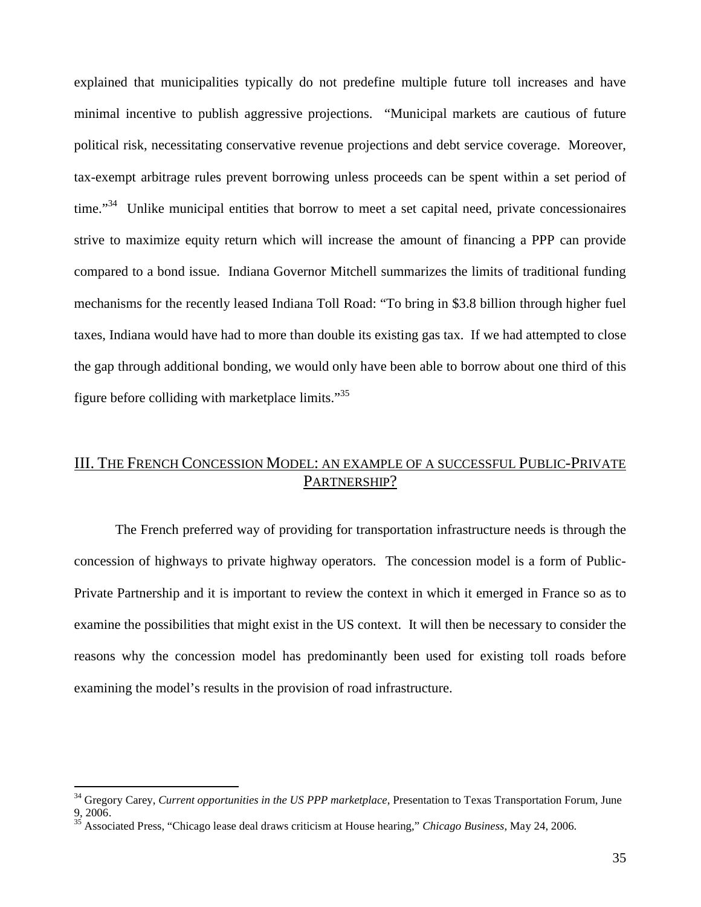explained that municipalities typically do not predefine multiple future toll increases and have minimal incentive to publish aggressive projections. "Municipal markets are cautious of future political risk, necessitating conservative revenue projections and debt service coverage. Moreover, tax-exempt arbitrage rules prevent borrowing unless proceeds can be spent within a set period of time."[34] Unlike municipal entities that borrow to meet a set capital need, private concessionaires strive to maximize equity return which will increase the amount of financing a PPP can provide compared to a bond issue. Indiana Governor Mitchell summarizes the limits of traditional funding mechanisms for the recently leased Indiana Toll Road: "To bring in $3.8 billion through higher fuel taxes, Indiana would have had to more than double its existing gas tax. If we had attempted to close the gap through additional bonding, we would only have been able to borrow about one third of this figure before colliding with marketplace limits."[35]

## III. The French Concession Model: an example of a successful Public-Private Partnership?

The French preferred way of providing for transportation infrastructure needs is through the concession of highways to private highway operators. The concession model is a form of Public-Private Partnership and it is important to review the context in which it emerged in France so as to examine the possibilities that might exist in the US context. It will then be necessary to consider the reasons why the concession model has predominantly been used for existing toll roads before examining the model's results in the provision of road infrastructure.

---

[34] Gregory Carey, *Current opportunities in the US PPP marketplace*, Presentation to Texas Transportation Forum, June 9, 2006.

[35] Associated Press, "Chicago lease deal draws criticism at House hearing," *Chicago Business*, May 24, 2006.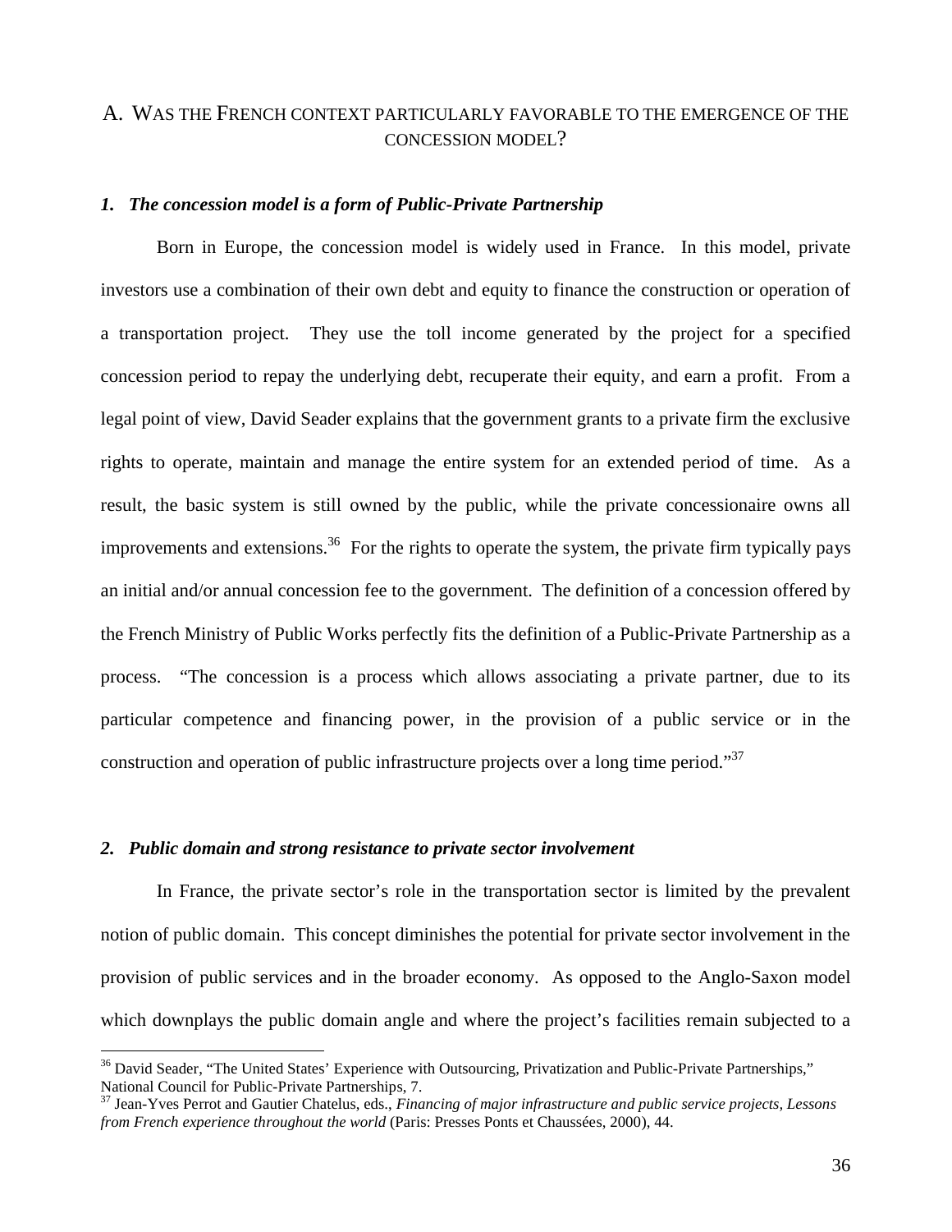## A. WAS THE FRENCH CONTEXT PARTICULARLY FAVORABLE TO THE EMERGENCE OF THE CONCESSION MODEL?

### *1. The concession model is a form of Public-Private Partnership*

Born in Europe, the concession model is widely used in France. In this model, private investors use a combination of their own debt and equity to finance the construction or operation of a transportation project. They use the toll income generated by the project for a specified concession period to repay the underlying debt, recuperate their equity, and earn a profit. From a legal point of view, David Seader explains that the government grants to a private firm the exclusive rights to operate, maintain and manage the entire system for an extended period of time. As a result, the basic system is still owned by the public, while the private concessionaire owns all improvements and extensions.[36] For the rights to operate the system, the private firm typically pays an initial and/or annual concession fee to the government. The definition of a concession offered by the French Ministry of Public Works perfectly fits the definition of a Public-Private Partnership as a process. "The concession is a process which allows associating a private partner, due to its particular competence and financing power, in the provision of a public service or in the construction and operation of public infrastructure projects over a long time period."[37]

### *2. Public domain and strong resistance to private sector involvement*

In France, the private sector's role in the transportation sector is limited by the prevalent notion of public domain. This concept diminishes the potential for private sector involvement in the provision of public services and in the broader economy. As opposed to the Anglo-Saxon model which downplays the public domain angle and where the project's facilities remain subjected to a

---

[36] David Seader, "The United States' Experience with Outsourcing, Privatization and Public-Private Partnerships," National Council for Public-Private Partnerships, 7.

[37] Jean-Yves Perrot and Gautier Chatelus, eds., *Financing of major infrastructure and public service projects, Lessons from French experience throughout the world* (Paris: Presses Ponts et Chaussées, 2000), 44.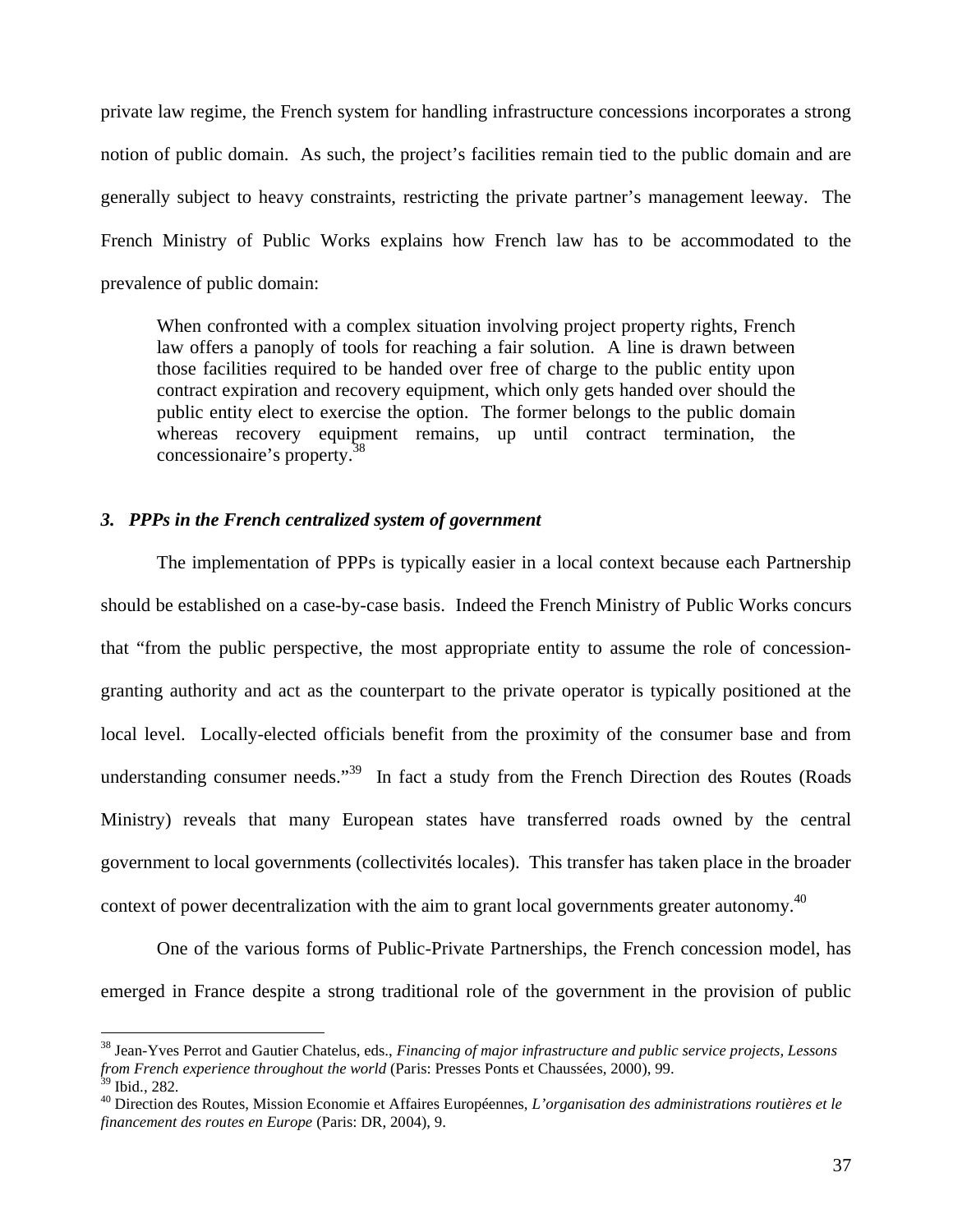private law regime, the French system for handling infrastructure concessions incorporates a strong notion of public domain. As such, the project's facilities remain tied to the public domain and are generally subject to heavy constraints, restricting the private partner's management leeway. The French Ministry of Public Works explains how French law has to be accommodated to the prevalence of public domain:

> When confronted with a complex situation involving project property rights, French law offers a panoply of tools for reaching a fair solution. A line is drawn between those facilities required to be handed over free of charge to the public entity upon contract expiration and recovery equipment, which only gets handed over should the public entity elect to exercise the option. The former belongs to the public domain whereas recovery equipment remains, up until contract termination, the concessionaire's property.[38]

### *3. PPPs in the French centralized system of government*

The implementation of PPPs is typically easier in a local context because each Partnership should be established on a case-by-case basis. Indeed the French Ministry of Public Works concurs that "from the public perspective, the most appropriate entity to assume the role of concession-granting authority and act as the counterpart to the private operator is typically positioned at the local level. Locally-elected officials benefit from the proximity of the consumer base and from understanding consumer needs."[39] In fact a study from the French Direction des Routes (Roads Ministry) reveals that many European states have transferred roads owned by the central government to local governments (collectivités locales). This transfer has taken place in the broader context of power decentralization with the aim to grant local governments greater autonomy.[40]

One of the various forms of Public-Private Partnerships, the French concession model, has emerged in France despite a strong traditional role of the government in the provision of public

---

[38] Jean-Yves Perrot and Gautier Chatelus, eds., *Financing of major infrastructure and public service projects, Lessons from French experience throughout the world* (Paris: Presses Ponts et Chaussées, 2000), 99.

[39] Ibid., 282.

[40] Direction des Routes, Mission Economie et Affaires Européennes, *L'organisation des administrations routières et le financement des routes en Europe* (Paris: DR, 2004), 9.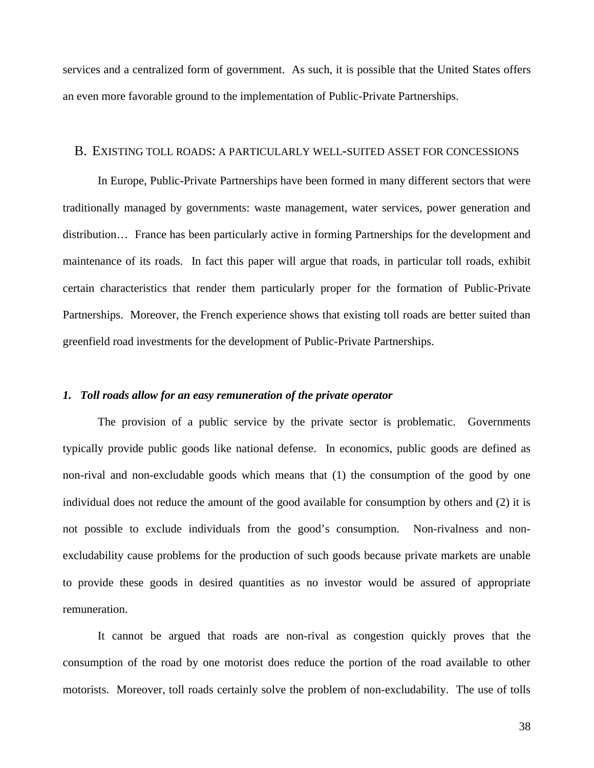services and a centralized form of government. As such, it is possible that the United States offers an even more favorable ground to the implementation of Public-Private Partnerships.

## B. Existing toll roads: a particularly well-suited asset for concessions

In Europe, Public-Private Partnerships have been formed in many different sectors that were traditionally managed by governments: waste management, water services, power generation and distribution… France has been particularly active in forming Partnerships for the development and maintenance of its roads. In fact this paper will argue that roads, in particular toll roads, exhibit certain characteristics that render them particularly proper for the formation of Public-Private Partnerships. Moreover, the French experience shows that existing toll roads are better suited than greenfield road investments for the development of Public-Private Partnerships.

### *1. Toll roads allow for an easy remuneration of the private operator*

The provision of a public service by the private sector is problematic. Governments typically provide public goods like national defense. In economics, public goods are defined as non-rival and non-excludable goods which means that (1) the consumption of the good by one individual does not reduce the amount of the good available for consumption by others and (2) it is not possible to exclude individuals from the good's consumption. Non-rivalness and non-excludability cause problems for the production of such goods because private markets are unable to provide these goods in desired quantities as no investor would be assured of appropriate remuneration.

It cannot be argued that roads are non-rival as congestion quickly proves that the consumption of the road by one motorist does reduce the portion of the road available to other motorists. Moreover, toll roads certainly solve the problem of non-excludability. The use of tolls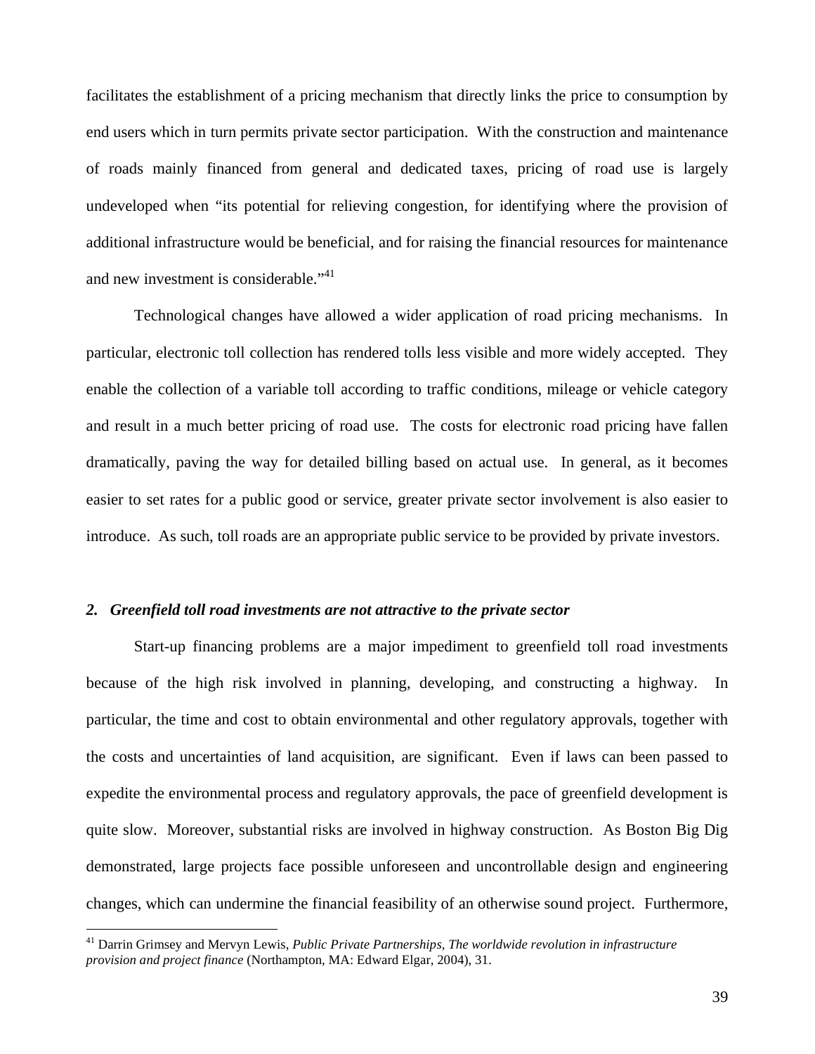facilitates the establishment of a pricing mechanism that directly links the price to consumption by end users which in turn permits private sector participation. With the construction and maintenance of roads mainly financed from general and dedicated taxes, pricing of road use is largely undeveloped when "its potential for relieving congestion, for identifying where the provision of additional infrastructure would be beneficial, and for raising the financial resources for maintenance and new investment is considerable."[41]

Technological changes have allowed a wider application of road pricing mechanisms. In particular, electronic toll collection has rendered tolls less visible and more widely accepted. They enable the collection of a variable toll according to traffic conditions, mileage or vehicle category and result in a much better pricing of road use. The costs for electronic road pricing have fallen dramatically, paving the way for detailed billing based on actual use. In general, as it becomes easier to set rates for a public good or service, greater private sector involvement is also easier to introduce. As such, toll roads are an appropriate public service to be provided by private investors.

### *2. Greenfield toll road investments are not attractive to the private sector*

Start-up financing problems are a major impediment to greenfield toll road investments because of the high risk involved in planning, developing, and constructing a highway. In particular, the time and cost to obtain environmental and other regulatory approvals, together with the costs and uncertainties of land acquisition, are significant. Even if laws can been passed to expedite the environmental process and regulatory approvals, the pace of greenfield development is quite slow. Moreover, substantial risks are involved in highway construction. As Boston Big Dig demonstrated, large projects face possible unforeseen and uncontrollable design and engineering changes, which can undermine the financial feasibility of an otherwise sound project. Furthermore,

---

[41] Darrin Grimsey and Mervyn Lewis, *Public Private Partnerships, The worldwide revolution in infrastructure provision and project finance* (Northampton, MA: Edward Elgar, 2004), 31.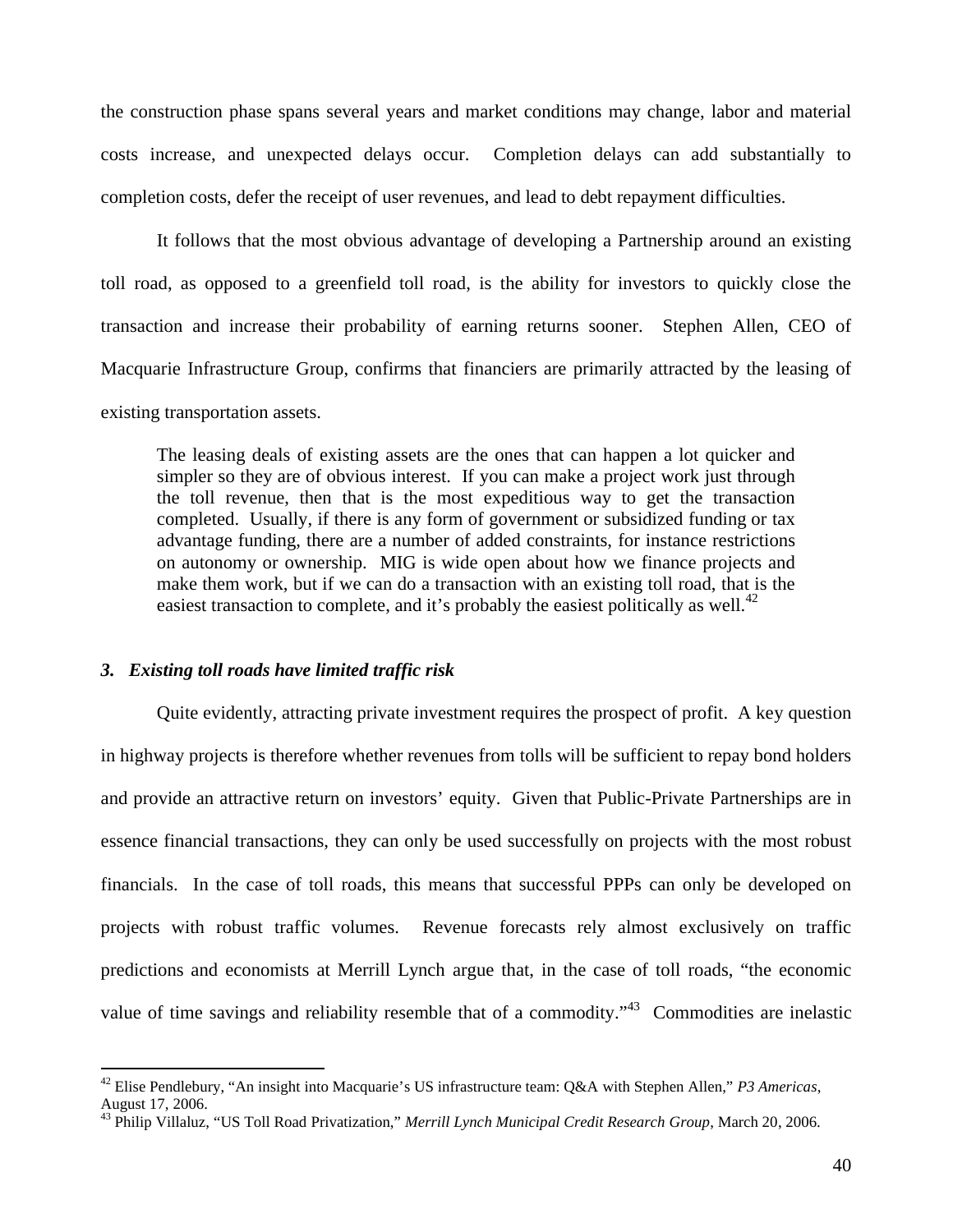the construction phase spans several years and market conditions may change, labor and material costs increase, and unexpected delays occur. Completion delays can add substantially to completion costs, defer the receipt of user revenues, and lead to debt repayment difficulties.

It follows that the most obvious advantage of developing a Partnership around an existing toll road, as opposed to a greenfield toll road, is the ability for investors to quickly close the transaction and increase their probability of earning returns sooner. Stephen Allen, CEO of Macquarie Infrastructure Group, confirms that financiers are primarily attracted by the leasing of existing transportation assets.

> The leasing deals of existing assets are the ones that can happen a lot quicker and simpler so they are of obvious interest. If you can make a project work just through the toll revenue, then that is the most expeditious way to get the transaction completed. Usually, if there is any form of government or subsidized funding or tax advantage funding, there are a number of added constraints, for instance restrictions on autonomy or ownership. MIG is wide open about how we finance projects and make them work, but if we can do a transaction with an existing toll road, that is the easiest transaction to complete, and it's probably the easiest politically as well.[42]

### *3. Existing toll roads have limited traffic risk*

Quite evidently, attracting private investment requires the prospect of profit. A key question in highway projects is therefore whether revenues from tolls will be sufficient to repay bond holders and provide an attractive return on investors' equity. Given that Public-Private Partnerships are in essence financial transactions, they can only be used successfully on projects with the most robust financials. In the case of toll roads, this means that successful PPPs can only be developed on projects with robust traffic volumes. Revenue forecasts rely almost exclusively on traffic predictions and economists at Merrill Lynch argue that, in the case of toll roads, "the economic value of time savings and reliability resemble that of a commodity."[43] Commodities are inelastic

---

[42] Elise Pendlebury, "An insight into Macquarie's US infrastructure team: Q&A with Stephen Allen," *P3 Americas*, August 17, 2006.

[43] Philip Villaluz, "US Toll Road Privatization," *Merrill Lynch Municipal Credit Research Group*, March 20, 2006.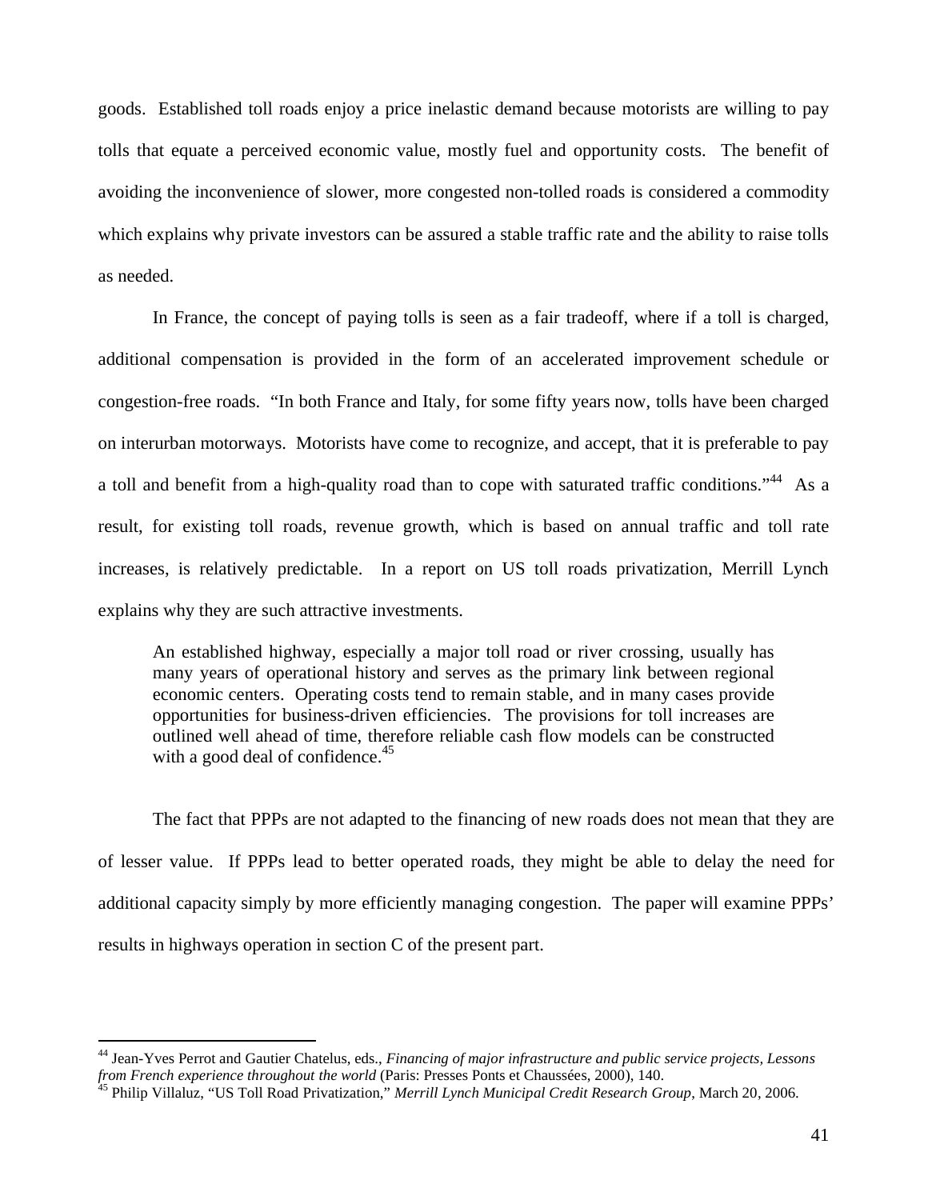goods. Established toll roads enjoy a price inelastic demand because motorists are willing to pay tolls that equate a perceived economic value, mostly fuel and opportunity costs. The benefit of avoiding the inconvenience of slower, more congested non-tolled roads is considered a commodity which explains why private investors can be assured a stable traffic rate and the ability to raise tolls as needed.

In France, the concept of paying tolls is seen as a fair tradeoff, where if a toll is charged, additional compensation is provided in the form of an accelerated improvement schedule or congestion-free roads. "In both France and Italy, for some fifty years now, tolls have been charged on interurban motorways. Motorists have come to recognize, and accept, that it is preferable to pay a toll and benefit from a high-quality road than to cope with saturated traffic conditions."[44] As a result, for existing toll roads, revenue growth, which is based on annual traffic and toll rate increases, is relatively predictable. In a report on US toll roads privatization, Merrill Lynch explains why they are such attractive investments.

> An established highway, especially a major toll road or river crossing, usually has many years of operational history and serves as the primary link between regional economic centers. Operating costs tend to remain stable, and in many cases provide opportunities for business-driven efficiencies. The provisions for toll increases are outlined well ahead of time, therefore reliable cash flow models can be constructed with a good deal of confidence.[45]

The fact that PPPs are not adapted to the financing of new roads does not mean that they are of lesser value. If PPPs lead to better operated roads, they might be able to delay the need for additional capacity simply by more efficiently managing congestion. The paper will examine PPPs' results in highways operation in section C of the present part.

---

[44] Jean-Yves Perrot and Gautier Chatelus, eds., *Financing of major infrastructure and public service projects, Lessons from French experience throughout the world* (Paris: Presses Ponts et Chaussées, 2000), 140.

[45] Philip Villaluz, "US Toll Road Privatization," *Merrill Lynch Municipal Credit Research Group*, March 20, 2006.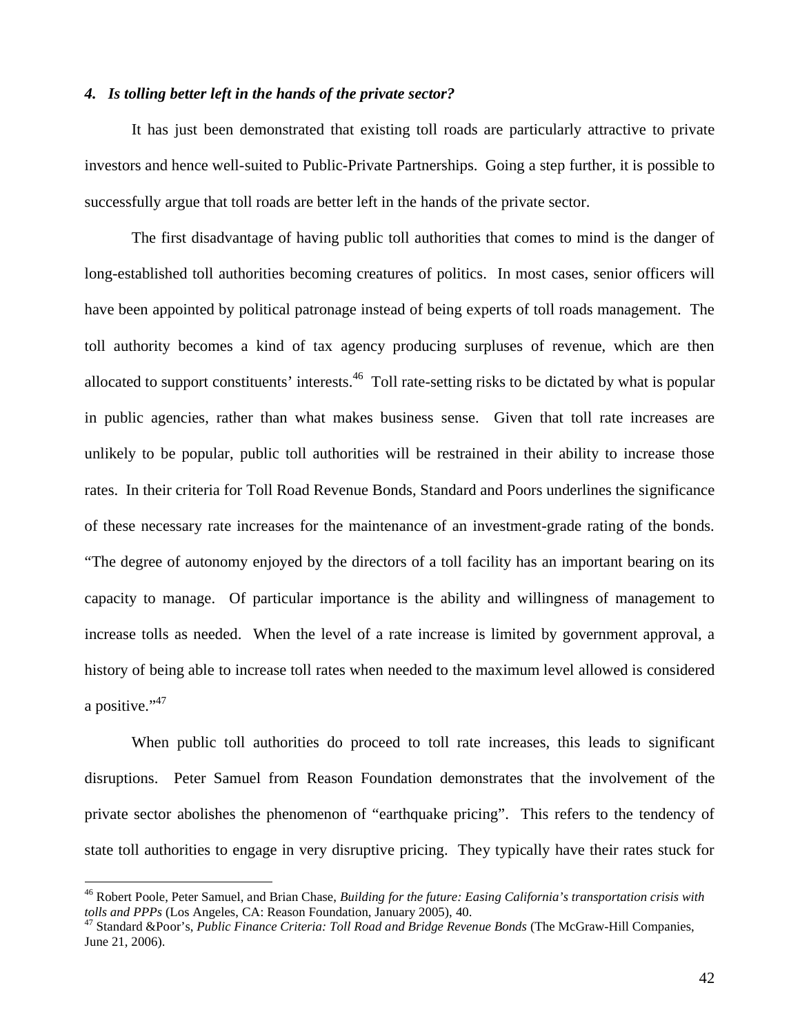### *4. Is tolling better left in the hands of the private sector?*

It has just been demonstrated that existing toll roads are particularly attractive to private investors and hence well-suited to Public-Private Partnerships. Going a step further, it is possible to successfully argue that toll roads are better left in the hands of the private sector.

The first disadvantage of having public toll authorities that comes to mind is the danger of long-established toll authorities becoming creatures of politics. In most cases, senior officers will have been appointed by political patronage instead of being experts of toll roads management. The toll authority becomes a kind of tax agency producing surpluses of revenue, which are then allocated to support constituents' interests.[46] Toll rate-setting risks to be dictated by what is popular in public agencies, rather than what makes business sense. Given that toll rate increases are unlikely to be popular, public toll authorities will be restrained in their ability to increase those rates. In their criteria for Toll Road Revenue Bonds, Standard and Poors underlines the significance of these necessary rate increases for the maintenance of an investment-grade rating of the bonds. "The degree of autonomy enjoyed by the directors of a toll facility has an important bearing on its capacity to manage. Of particular importance is the ability and willingness of management to increase tolls as needed. When the level of a rate increase is limited by government approval, a history of being able to increase toll rates when needed to the maximum level allowed is considered a positive."[47]

When public toll authorities do proceed to toll rate increases, this leads to significant disruptions. Peter Samuel from Reason Foundation demonstrates that the involvement of the private sector abolishes the phenomenon of "earthquake pricing". This refers to the tendency of state toll authorities to engage in very disruptive pricing. They typically have their rates stuck for

[46] Robert Poole, Peter Samuel, and Brian Chase, *Building for the future: Easing California's transportation crisis with tolls and PPPs* (Los Angeles, CA: Reason Foundation, January 2005), 40.

[47] Standard &Poor's, *Public Finance Criteria: Toll Road and Bridge Revenue Bonds* (The McGraw-Hill Companies, June 21, 2006).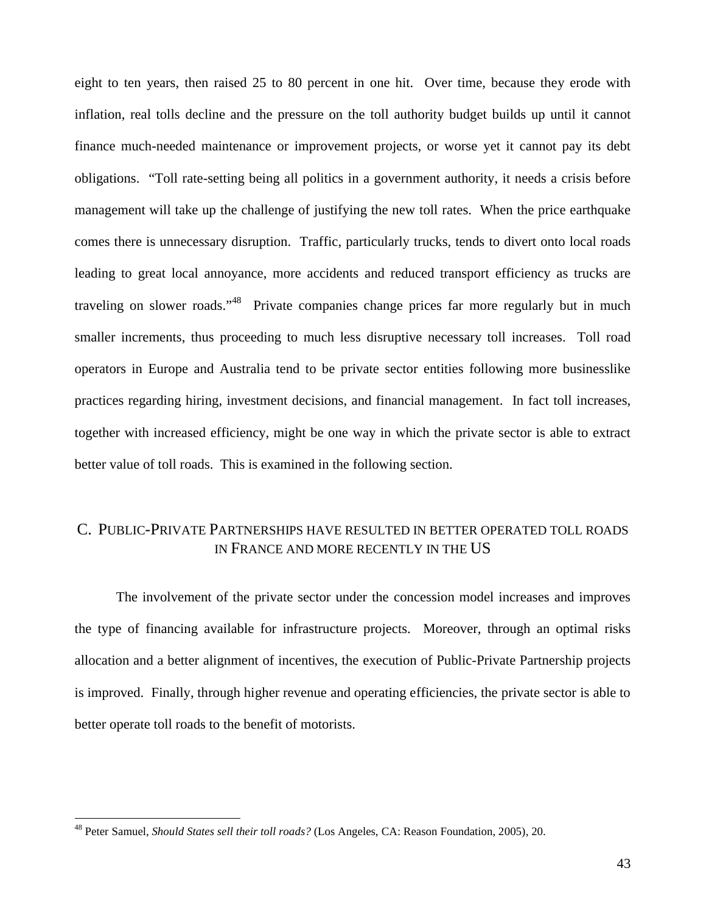eight to ten years, then raised 25 to 80 percent in one hit. Over time, because they erode with inflation, real tolls decline and the pressure on the toll authority budget builds up until it cannot finance much-needed maintenance or improvement projects, or worse yet it cannot pay its debt obligations. "Toll rate-setting being all politics in a government authority, it needs a crisis before management will take up the challenge of justifying the new toll rates. When the price earthquake comes there is unnecessary disruption. Traffic, particularly trucks, tends to divert onto local roads leading to great local annoyance, more accidents and reduced transport efficiency as trucks are traveling on slower roads."[48] Private companies change prices far more regularly but in much smaller increments, thus proceeding to much less disruptive necessary toll increases. Toll road operators in Europe and Australia tend to be private sector entities following more businesslike practices regarding hiring, investment decisions, and financial management. In fact toll increases, together with increased efficiency, might be one way in which the private sector is able to extract better value of toll roads. This is examined in the following section.

## C. PUBLIC-PRIVATE PARTNERSHIPS HAVE RESULTED IN BETTER OPERATED TOLL ROADS IN FRANCE AND MORE RECENTLY IN THE US

The involvement of the private sector under the concession model increases and improves the type of financing available for infrastructure projects. Moreover, through an optimal risks allocation and a better alignment of incentives, the execution of Public-Private Partnership projects is improved. Finally, through higher revenue and operating efficiencies, the private sector is able to better operate toll roads to the benefit of motorists.

[48] Peter Samuel, *Should States sell their toll roads?* (Los Angeles, CA: Reason Foundation, 2005), 20.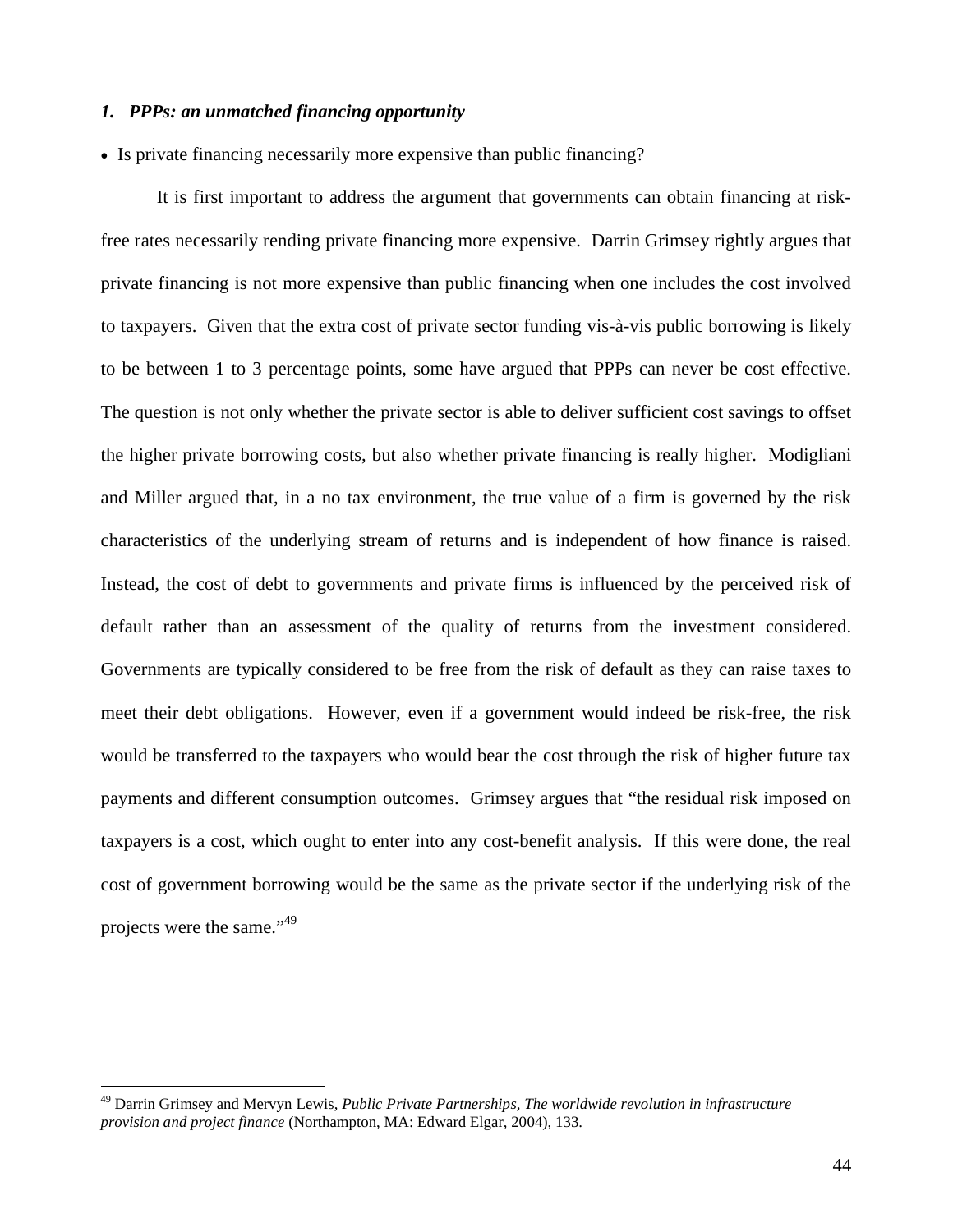### *1. PPPs: an unmatched financing opportunity*

- Is private financing necessarily more expensive than public financing?

It is first important to address the argument that governments can obtain financing at risk-free rates necessarily rending private financing more expensive. Darrin Grimsey rightly argues that private financing is not more expensive than public financing when one includes the cost involved to taxpayers. Given that the extra cost of private sector funding vis-à-vis public borrowing is likely to be between 1 to 3 percentage points, some have argued that PPPs can never be cost effective. The question is not only whether the private sector is able to deliver sufficient cost savings to offset the higher private borrowing costs, but also whether private financing is really higher. Modigliani and Miller argued that, in a no tax environment, the true value of a firm is governed by the risk characteristics of the underlying stream of returns and is independent of how finance is raised. Instead, the cost of debt to governments and private firms is influenced by the perceived risk of default rather than an assessment of the quality of returns from the investment considered. Governments are typically considered to be free from the risk of default as they can raise taxes to meet their debt obligations. However, even if a government would indeed be risk-free, the risk would be transferred to the taxpayers who would bear the cost through the risk of higher future tax payments and different consumption outcomes. Grimsey argues that "the residual risk imposed on taxpayers is a cost, which ought to enter into any cost-benefit analysis. If this were done, the real cost of government borrowing would be the same as the private sector if the underlying risk of the projects were the same."[49]

---

[49] Darrin Grimsey and Mervyn Lewis, *Public Private Partnerships, The worldwide revolution in infrastructure provision and project finance* (Northampton, MA: Edward Elgar, 2004), 133.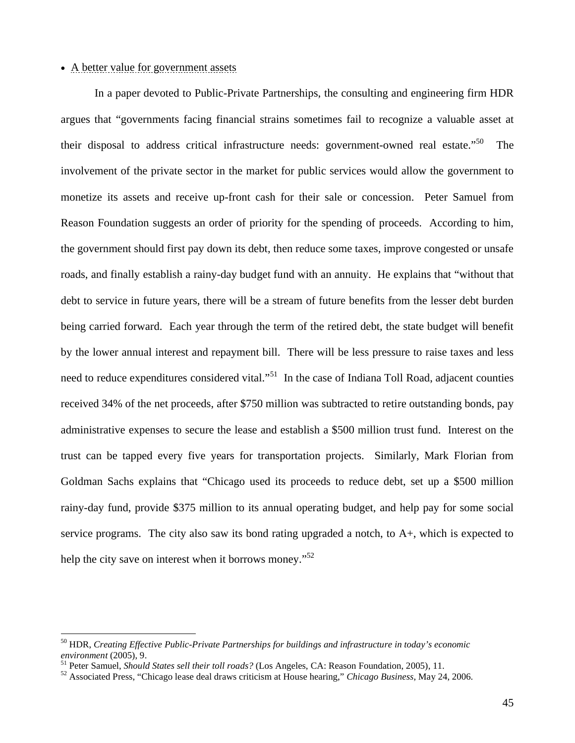- A better value for government assets

In a paper devoted to Public-Private Partnerships, the consulting and engineering firm HDR argues that "governments facing financial strains sometimes fail to recognize a valuable asset at their disposal to address critical infrastructure needs: government-owned real estate."[50] The involvement of the private sector in the market for public services would allow the government to monetize its assets and receive up-front cash for their sale or concession. Peter Samuel from Reason Foundation suggests an order of priority for the spending of proceeds. According to him, the government should first pay down its debt, then reduce some taxes, improve congested or unsafe roads, and finally establish a rainy-day budget fund with an annuity. He explains that "without that debt to service in future years, there will be a stream of future benefits from the lesser debt burden being carried forward. Each year through the term of the retired debt, the state budget will benefit by the lower annual interest and repayment bill. There will be less pressure to raise taxes and less need to reduce expenditures considered vital."[51] In the case of Indiana Toll Road, adjacent counties received 34% of the net proceeds, after $750 million was subtracted to retire outstanding bonds, pay administrative expenses to secure the lease and establish a $500 million trust fund. Interest on the trust can be tapped every five years for transportation projects. Similarly, Mark Florian from Goldman Sachs explains that "Chicago used its proceeds to reduce debt, set up a $500 million rainy-day fund, provide $375 million to its annual operating budget, and help pay for some social service programs. The city also saw its bond rating upgraded a notch, to A+, which is expected to help the city save on interest when it borrows money."[52]

---

[50] HDR, *Creating Effective Public-Private Partnerships for buildings and infrastructure in today's economic environment* (2005), 9.

[51] Peter Samuel, *Should States sell their toll roads?* (Los Angeles, CA: Reason Foundation, 2005), 11.

[52] Associated Press, "Chicago lease deal draws criticism at House hearing," *Chicago Business*, May 24, 2006.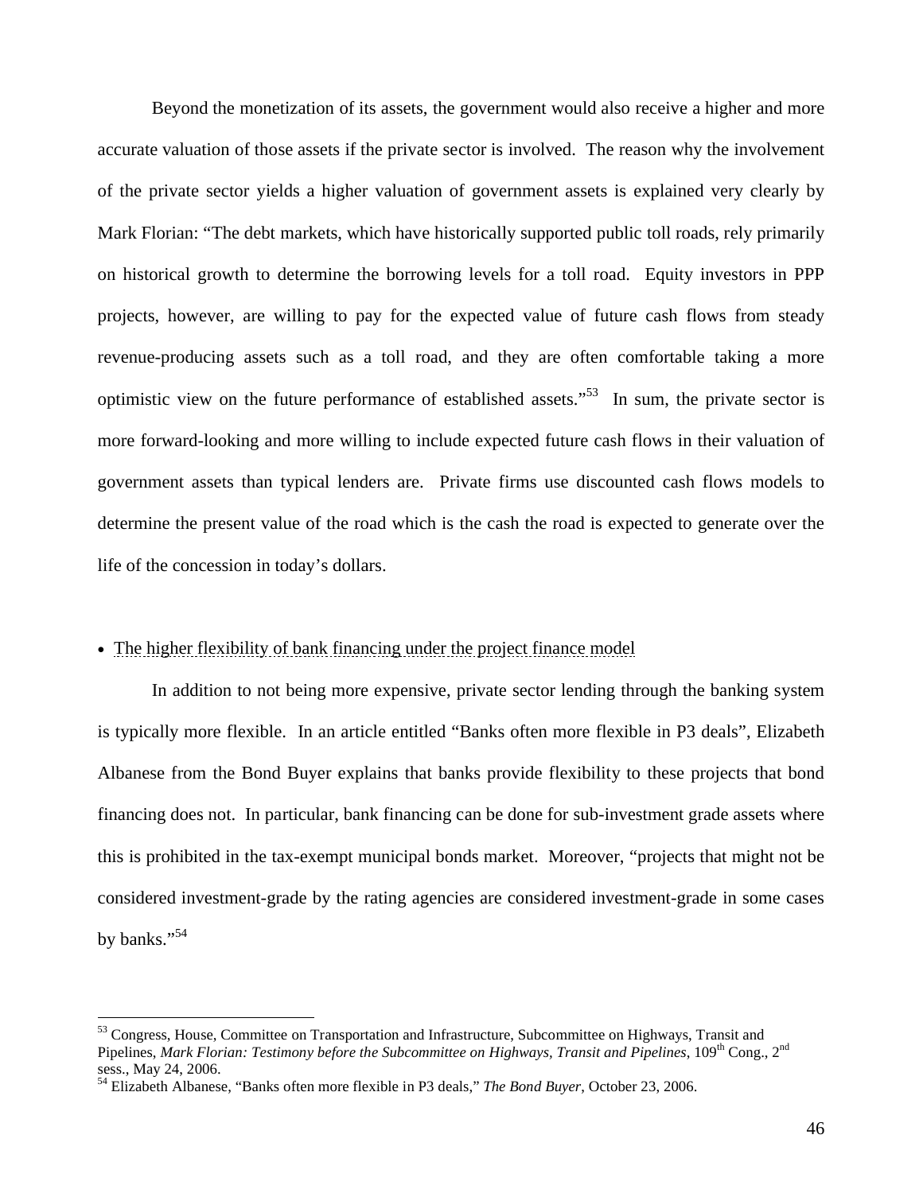Beyond the monetization of its assets, the government would also receive a higher and more accurate valuation of those assets if the private sector is involved. The reason why the involvement of the private sector yields a higher valuation of government assets is explained very clearly by Mark Florian: "The debt markets, which have historically supported public toll roads, rely primarily on historical growth to determine the borrowing levels for a toll road. Equity investors in PPP projects, however, are willing to pay for the expected value of future cash flows from steady revenue-producing assets such as a toll road, and they are often comfortable taking a more optimistic view on the future performance of established assets."[53] In sum, the private sector is more forward-looking and more willing to include expected future cash flows in their valuation of government assets than typical lenders are. Private firms use discounted cash flows models to determine the present value of the road which is the cash the road is expected to generate over the life of the concession in today's dollars.

- The higher flexibility of bank financing under the project finance model

In addition to not being more expensive, private sector lending through the banking system is typically more flexible. In an article entitled "Banks often more flexible in P3 deals", Elizabeth Albanese from the Bond Buyer explains that banks provide flexibility to these projects that bond financing does not. In particular, bank financing can be done for sub-investment grade assets where this is prohibited in the tax-exempt municipal bonds market. Moreover, "projects that might not be considered investment-grade by the rating agencies are considered investment-grade in some cases by banks."[54]

---

[53] Congress, House, Committee on Transportation and Infrastructure, Subcommittee on Highways, Transit and Pipelines, *Mark Florian: Testimony before the Subcommittee on Highways, Transit and Pipelines*, 109th Cong., 2nd sess., May 24, 2006.

[54] Elizabeth Albanese, "Banks often more flexible in P3 deals," *The Bond Buyer*, October 23, 2006.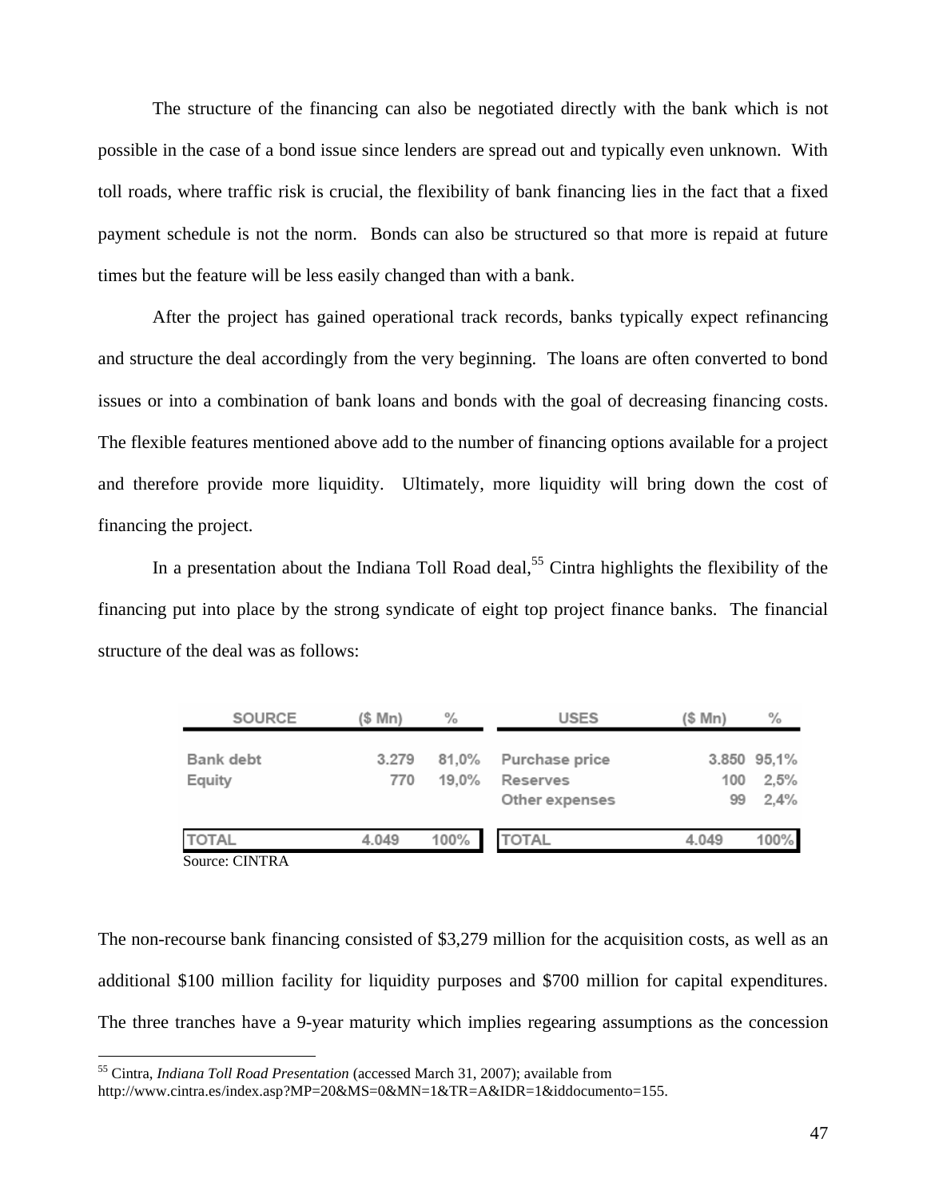The structure of the financing can also be negotiated directly with the bank which is not possible in the case of a bond issue since lenders are spread out and typically even unknown. With toll roads, where traffic risk is crucial, the flexibility of bank financing lies in the fact that a fixed payment schedule is not the norm. Bonds can also be structured so that more is repaid at future times but the feature will be less easily changed than with a bank.

After the project has gained operational track records, banks typically expect refinancing and structure the deal accordingly from the very beginning. The loans are often converted to bond issues or into a combination of bank loans and bonds with the goal of decreasing financing costs. The flexible features mentioned above add to the number of financing options available for a project and therefore provide more liquidity. Ultimately, more liquidity will bring down the cost of financing the project.

In a presentation about the Indiana Toll Road deal,[55] Cintra highlights the flexibility of the financing put into place by the strong syndicate of eight top project finance banks. The financial structure of the deal was as follows:

| SOURCE | ($ Mn) | % | USES | ($ Mn) | % |
|---|---|---|---|---|---|
| Bank debt | 3.279 | 81,0% | Purchase price | 3.850 | 95,1% |
| Equity | 770 | 19,0% | Reserves | 100 | 2,5% |
| | | | Other expenses | 99 | 2,4% |
| TOTAL | 4.049 | 100% | TOTAL | 4.049 | 100% |

Source: CINTRA

The non-recourse bank financing consisted of $3,279 million for the acquisition costs, as well as an additional $100 million facility for liquidity purposes and $700 million for capital expenditures. The three tranches have a 9-year maturity which implies regearing assumptions as the concession

[55] Cintra, *Indiana Toll Road Presentation* (accessed March 31, 2007); available from http://www.cintra.es/index.asp?MP=20&MS=0&MN=1&TR=A&IDR=1&iddocumento=155.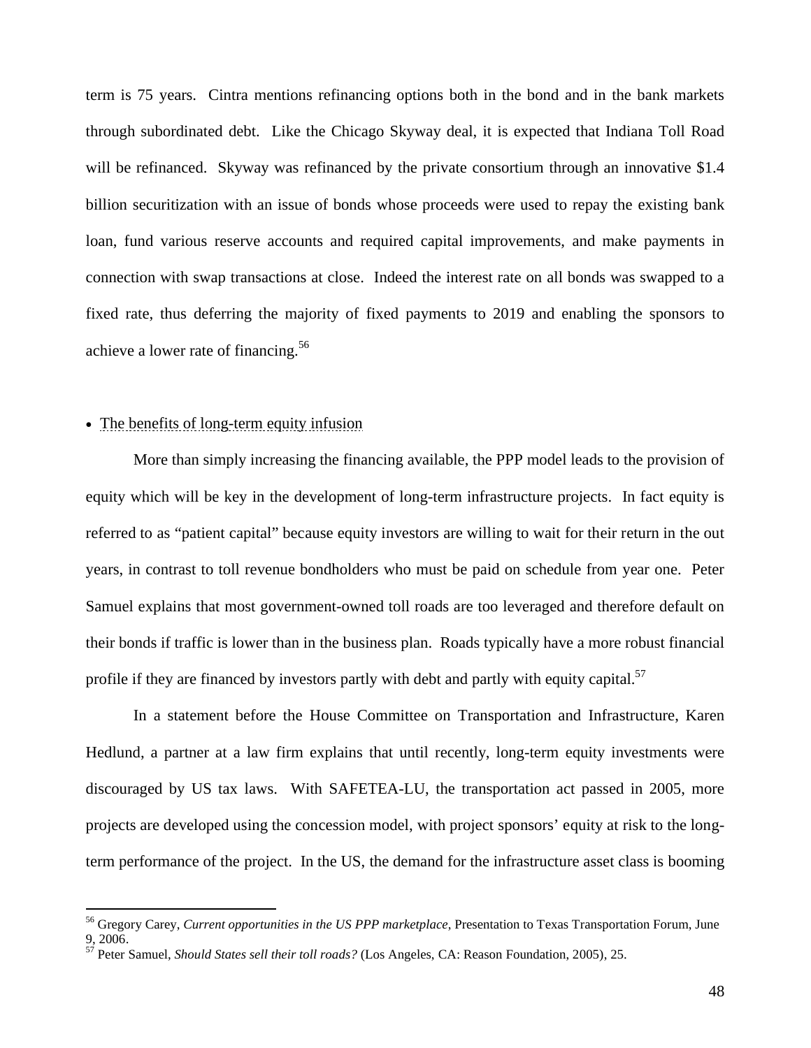term is 75 years. Cintra mentions refinancing options both in the bond and in the bank markets through subordinated debt. Like the Chicago Skyway deal, it is expected that Indiana Toll Road will be refinanced. Skyway was refinanced by the private consortium through an innovative $1.4 billion securitization with an issue of bonds whose proceeds were used to repay the existing bank loan, fund various reserve accounts and required capital improvements, and make payments in connection with swap transactions at close. Indeed the interest rate on all bonds was swapped to a fixed rate, thus deferring the majority of fixed payments to 2019 and enabling the sponsors to achieve a lower rate of financing.[56]

- The benefits of long-term equity infusion

More than simply increasing the financing available, the PPP model leads to the provision of equity which will be key in the development of long-term infrastructure projects. In fact equity is referred to as "patient capital" because equity investors are willing to wait for their return in the out years, in contrast to toll revenue bondholders who must be paid on schedule from year one. Peter Samuel explains that most government-owned toll roads are too leveraged and therefore default on their bonds if traffic is lower than in the business plan. Roads typically have a more robust financial profile if they are financed by investors partly with debt and partly with equity capital.[57]

In a statement before the House Committee on Transportation and Infrastructure, Karen Hedlund, a partner at a law firm explains that until recently, long-term equity investments were discouraged by US tax laws. With SAFETEA-LU, the transportation act passed in 2005, more projects are developed using the concession model, with project sponsors' equity at risk to the long-term performance of the project. In the US, the demand for the infrastructure asset class is booming

---

[56] Gregory Carey, *Current opportunities in the US PPP marketplace*, Presentation to Texas Transportation Forum, June 9, 2006.

[57] Peter Samuel, *Should States sell their toll roads?* (Los Angeles, CA: Reason Foundation, 2005), 25.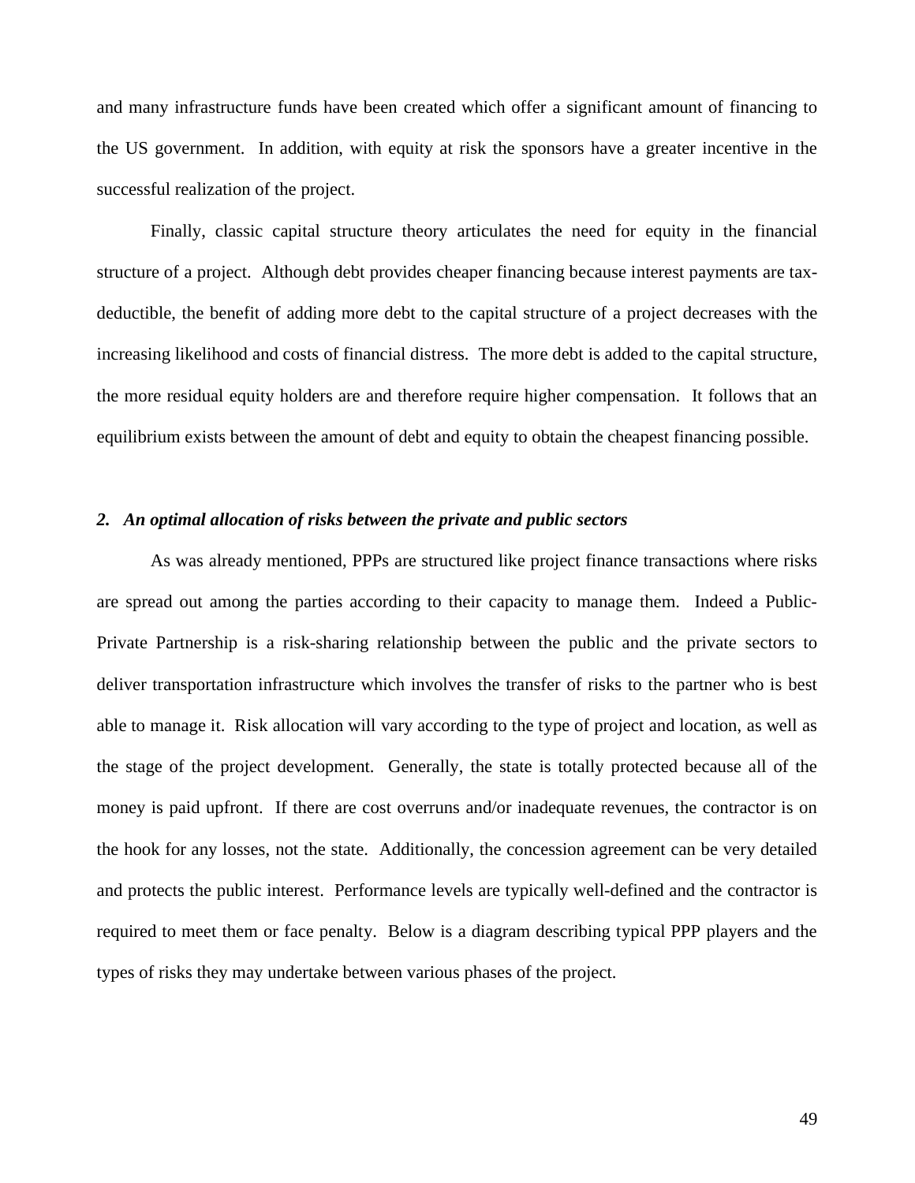and many infrastructure funds have been created which offer a significant amount of financing to the US government. In addition, with equity at risk the sponsors have a greater incentive in the successful realization of the project.

Finally, classic capital structure theory articulates the need for equity in the financial structure of a project. Although debt provides cheaper financing because interest payments are tax-deductible, the benefit of adding more debt to the capital structure of a project decreases with the increasing likelihood and costs of financial distress. The more debt is added to the capital structure, the more residual equity holders are and therefore require higher compensation. It follows that an equilibrium exists between the amount of debt and equity to obtain the cheapest financing possible.

### *2. An optimal allocation of risks between the private and public sectors*

As was already mentioned, PPPs are structured like project finance transactions where risks are spread out among the parties according to their capacity to manage them. Indeed a Public-Private Partnership is a risk-sharing relationship between the public and the private sectors to deliver transportation infrastructure which involves the transfer of risks to the partner who is best able to manage it. Risk allocation will vary according to the type of project and location, as well as the stage of the project development. Generally, the state is totally protected because all of the money is paid upfront. If there are cost overruns and/or inadequate revenues, the contractor is on the hook for any losses, not the state. Additionally, the concession agreement can be very detailed and protects the public interest. Performance levels are typically well-defined and the contractor is required to meet them or face penalty. Below is a diagram describing typical PPP players and the types of risks they may undertake between various phases of the project.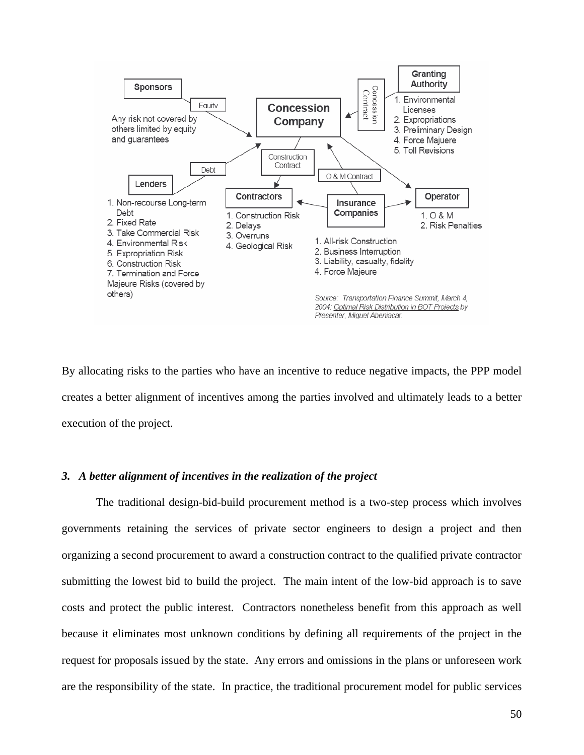**Sponsors**
- Equity
- Any risk not covered by others limited by equity and guarantees

**Concession Company**

**Granting Authority**
- Concession Contract
1. Environmental Licenses
2. Expropriations
3. Preliminary Design
4. Force Majeure
5. Toll Revisions

**Lenders**
- Debt
1. Non-recourse Long-term Debt
2. Fixed Rate
3. Take Commercial Risk
4. Environmental Risk
5. Expropriation Risk
6. Construction Risk
7. Termination and Force Majeure Risks (covered by others)

**Contractors**
- Construction Contract
1. Construction Risk
2. Delays
3. Overruns
4. Geological Risk

**Insurance Companies**
1. All-risk Construction
2. Business Interruption
3. Liability, casualty, fidelity
4. Force Majeure

**Operator**
- O & M Contract
1. O & M
2. Risk Penalties

*Source: Transportation Finance Summit, March 4, 2004: Optimal Risk Distribution in BOT Projects by Presenter, Miguel Abeniacar.*

By allocating risks to the parties who have an incentive to reduce negative impacts, the PPP model creates a better alignment of incentives among the parties involved and ultimately leads to a better execution of the project.

### *3. A better alignment of incentives in the realization of the project*

The traditional design-bid-build procurement method is a two-step process which involves governments retaining the services of private sector engineers to design a project and then organizing a second procurement to award a construction contract to the qualified private contractor submitting the lowest bid to build the project. The main intent of the low-bid approach is to save costs and protect the public interest. Contractors nonetheless benefit from this approach as well because it eliminates most unknown conditions by defining all requirements of the project in the request for proposals issued by the state. Any errors and omissions in the plans or unforeseen work are the responsibility of the state. In practice, the traditional procurement model for public services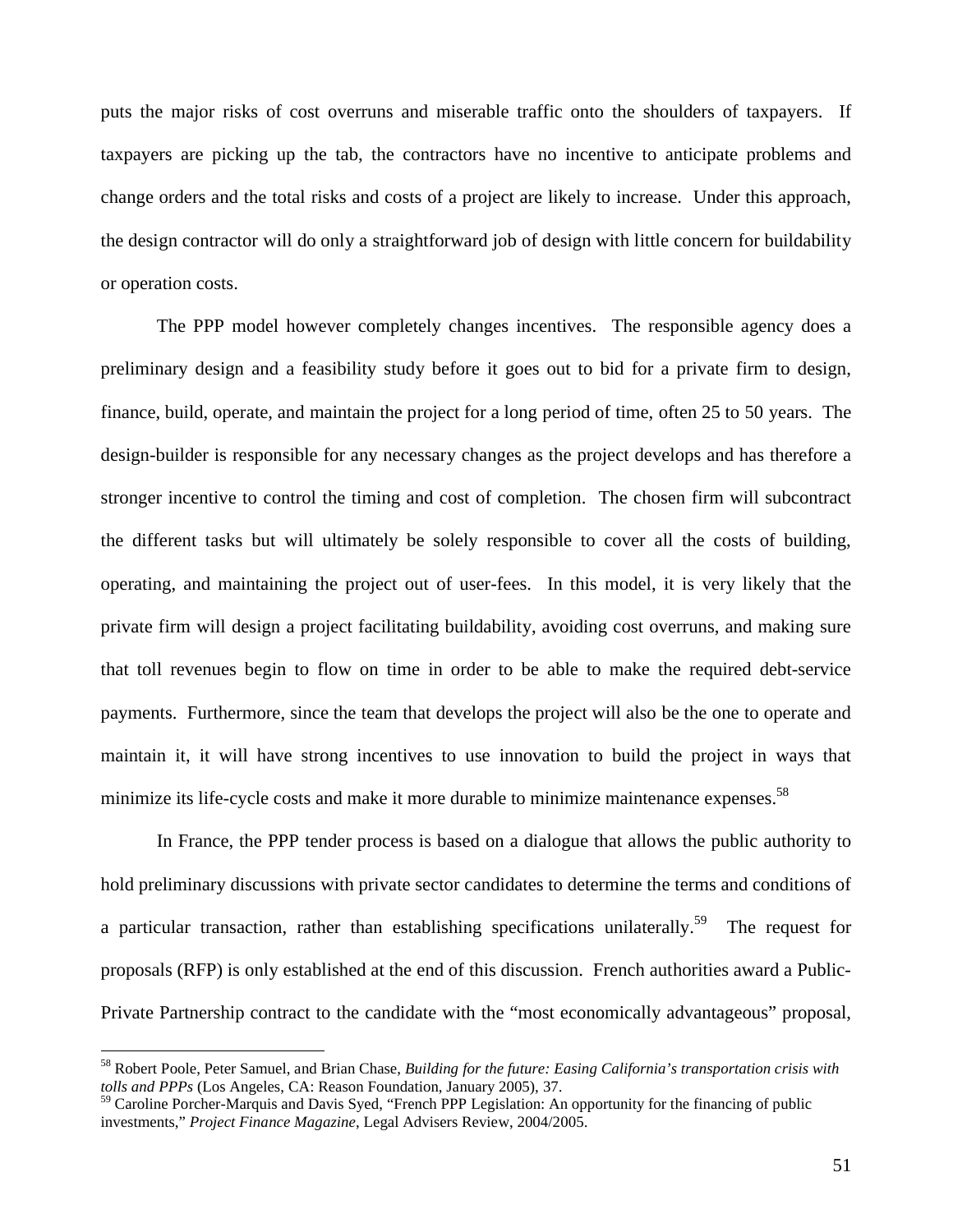puts the major risks of cost overruns and miserable traffic onto the shoulders of taxpayers. If taxpayers are picking up the tab, the contractors have no incentive to anticipate problems and change orders and the total risks and costs of a project are likely to increase. Under this approach, the design contractor will do only a straightforward job of design with little concern for buildability or operation costs.

The PPP model however completely changes incentives. The responsible agency does a preliminary design and a feasibility study before it goes out to bid for a private firm to design, finance, build, operate, and maintain the project for a long period of time, often 25 to 50 years. The design-builder is responsible for any necessary changes as the project develops and has therefore a stronger incentive to control the timing and cost of completion. The chosen firm will subcontract the different tasks but will ultimately be solely responsible to cover all the costs of building, operating, and maintaining the project out of user-fees. In this model, it is very likely that the private firm will design a project facilitating buildability, avoiding cost overruns, and making sure that toll revenues begin to flow on time in order to be able to make the required debt-service payments. Furthermore, since the team that develops the project will also be the one to operate and maintain it, it will have strong incentives to use innovation to build the project in ways that minimize its life-cycle costs and make it more durable to minimize maintenance expenses.[58]

In France, the PPP tender process is based on a dialogue that allows the public authority to hold preliminary discussions with private sector candidates to determine the terms and conditions of a particular transaction, rather than establishing specifications unilaterally.[59] The request for proposals (RFP) is only established at the end of this discussion. French authorities award a Public-Private Partnership contract to the candidate with the "most economically advantageous" proposal,

---

[58] Robert Poole, Peter Samuel, and Brian Chase, *Building for the future: Easing California's transportation crisis with tolls and PPPs* (Los Angeles, CA: Reason Foundation, January 2005), 37.

[59] Caroline Porcher-Marquis and Davis Syed, "French PPP Legislation: An opportunity for the financing of public investments," *Project Finance Magazine*, Legal Advisers Review, 2004/2005.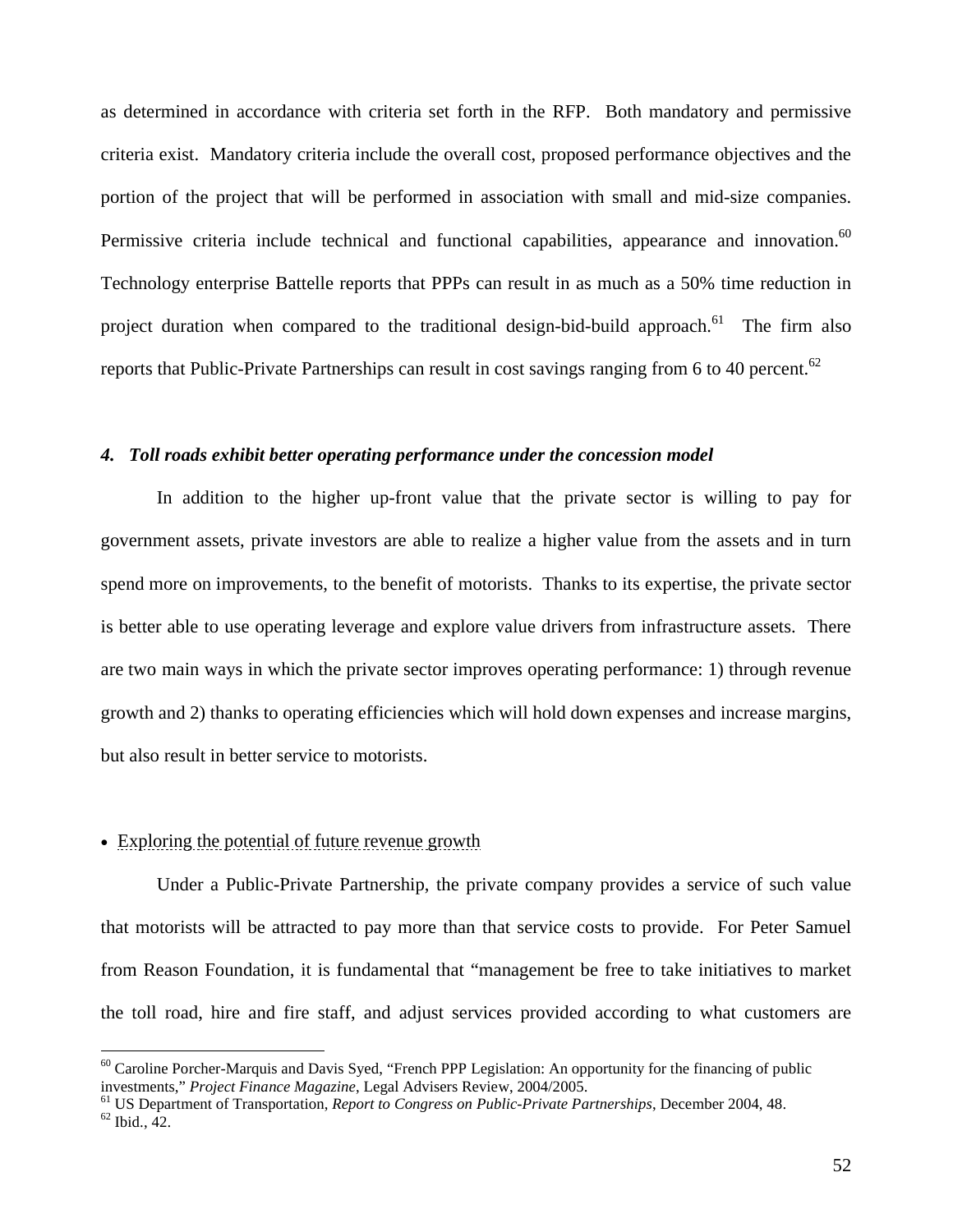as determined in accordance with criteria set forth in the RFP. Both mandatory and permissive criteria exist. Mandatory criteria include the overall cost, proposed performance objectives and the portion of the project that will be performed in association with small and mid-size companies. Permissive criteria include technical and functional capabilities, appearance and innovation.[60] Technology enterprise Battelle reports that PPPs can result in as much as a 50% time reduction in project duration when compared to the traditional design-bid-build approach.[61] The firm also reports that Public-Private Partnerships can result in cost savings ranging from 6 to 40 percent.[62]

### *4. Toll roads exhibit better operating performance under the concession model*

In addition to the higher up-front value that the private sector is willing to pay for government assets, private investors are able to realize a higher value from the assets and in turn spend more on improvements, to the benefit of motorists. Thanks to its expertise, the private sector is better able to use operating leverage and explore value drivers from infrastructure assets. There are two main ways in which the private sector improves operating performance: 1) through revenue growth and 2) thanks to operating efficiencies which will hold down expenses and increase margins, but also result in better service to motorists.

- Exploring the potential of future revenue growth

Under a Public-Private Partnership, the private company provides a service of such value that motorists will be attracted to pay more than that service costs to provide. For Peter Samuel from Reason Foundation, it is fundamental that "management be free to take initiatives to market the toll road, hire and fire staff, and adjust services provided according to what customers are

---

[60] Caroline Porcher-Marquis and Davis Syed, "French PPP Legislation: An opportunity for the financing of public investments," *Project Finance Magazine*, Legal Advisers Review, 2004/2005.

[61] US Department of Transportation, *Report to Congress on Public-Private Partnerships*, December 2004, 48.

[62] Ibid., 42.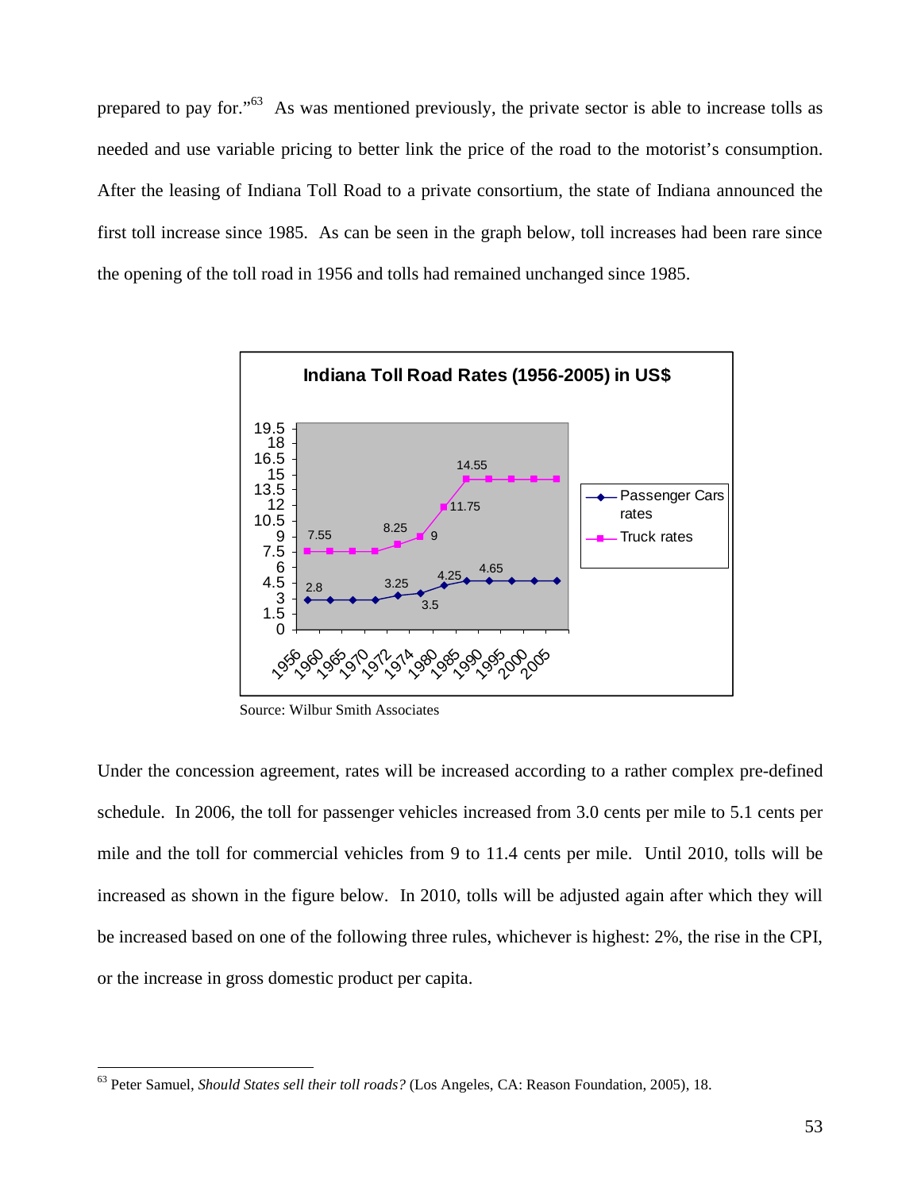prepared to pay for."[63] As was mentioned previously, the private sector is able to increase tolls as needed and use variable pricing to better link the price of the road to the motorist's consumption. After the leasing of Indiana Toll Road to a private consortium, the state of Indiana announced the first toll increase since 1985. As can be seen in the graph below, toll increases had been rare since the opening of the toll road in 1956 and tolls had remained unchanged since 1985.

**Indiana Toll Road Rates (1956-2005) in US$**

19.5
18
16.5
15
13.5
12
10.5
9
7.5
6
4.5
3
1.5
0

7.55
8.25
9
11.75
14.55
2.8
3.25
3.5
4.25
4.65

1956 1960 1965 1970 1972 1974 1980 1985 1990 1995 2000 2005

Passenger Cars rates
Truck rates

Source: Wilbur Smith Associates

Under the concession agreement, rates will be increased according to a rather complex pre-defined schedule. In 2006, the toll for passenger vehicles increased from 3.0 cents per mile to 5.1 cents per mile and the toll for commercial vehicles from 9 to 11.4 cents per mile. Until 2010, tolls will be increased as shown in the figure below. In 2010, tolls will be adjusted again after which they will be increased based on one of the following three rules, whichever is highest: 2%, the rise in the CPI, or the increase in gross domestic product per capita.

---

[63] Peter Samuel, *Should States sell their toll roads?* (Los Angeles, CA: Reason Foundation, 2005), 18.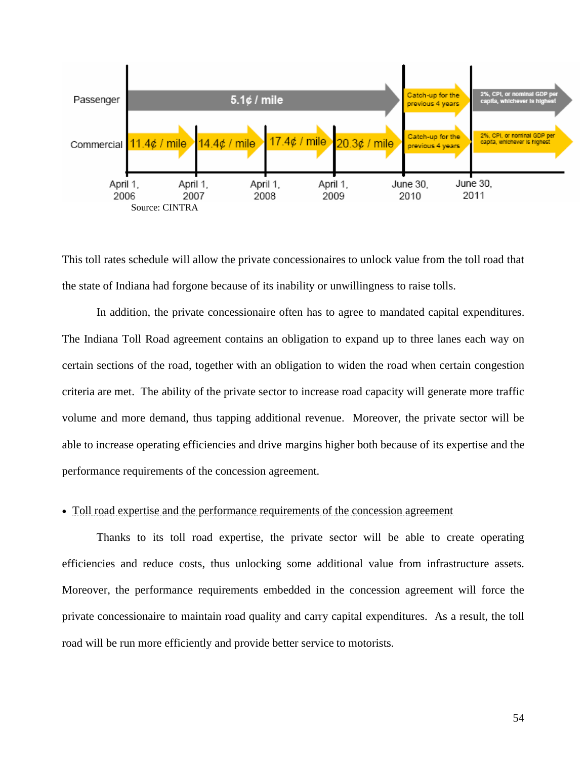| | April 1, 2006 | April 1, 2007 | April 1, 2008 | April 1, 2009 | June 30, 2010 | June 30, 2011 |
|---|---|---|---|---|---|---|
| Passenger | 5.1¢ / mile | | | | Catch-up for the previous 4 years | 2%, CPI, or nominal GDP per capita, whichever is highest |
| Commercial | 11.4¢ / mile | 14.4¢ / mile | 17.4¢ / mile | 20.3¢ / mile | Catch-up for the previous 4 years | 2%, CPI, or nominal GDP per capita, whichever is highest |

Source: CINTRA

This toll rates schedule will allow the private concessionaires to unlock value from the toll road that the state of Indiana had forgone because of its inability or unwillingness to raise tolls.

In addition, the private concessionaire often has to agree to mandated capital expenditures. The Indiana Toll Road agreement contains an obligation to expand up to three lanes each way on certain sections of the road, together with an obligation to widen the road when certain congestion criteria are met. The ability of the private sector to increase road capacity will generate more traffic volume and more demand, thus tapping additional revenue. Moreover, the private sector will be able to increase operating efficiencies and drive margins higher both because of its expertise and the performance requirements of the concession agreement.

- Toll road expertise and the performance requirements of the concession agreement

Thanks to its toll road expertise, the private sector will be able to create operating efficiencies and reduce costs, thus unlocking some additional value from infrastructure assets. Moreover, the performance requirements embedded in the concession agreement will force the private concessionaire to maintain road quality and carry capital expenditures. As a result, the toll road will be run more efficiently and provide better service to motorists.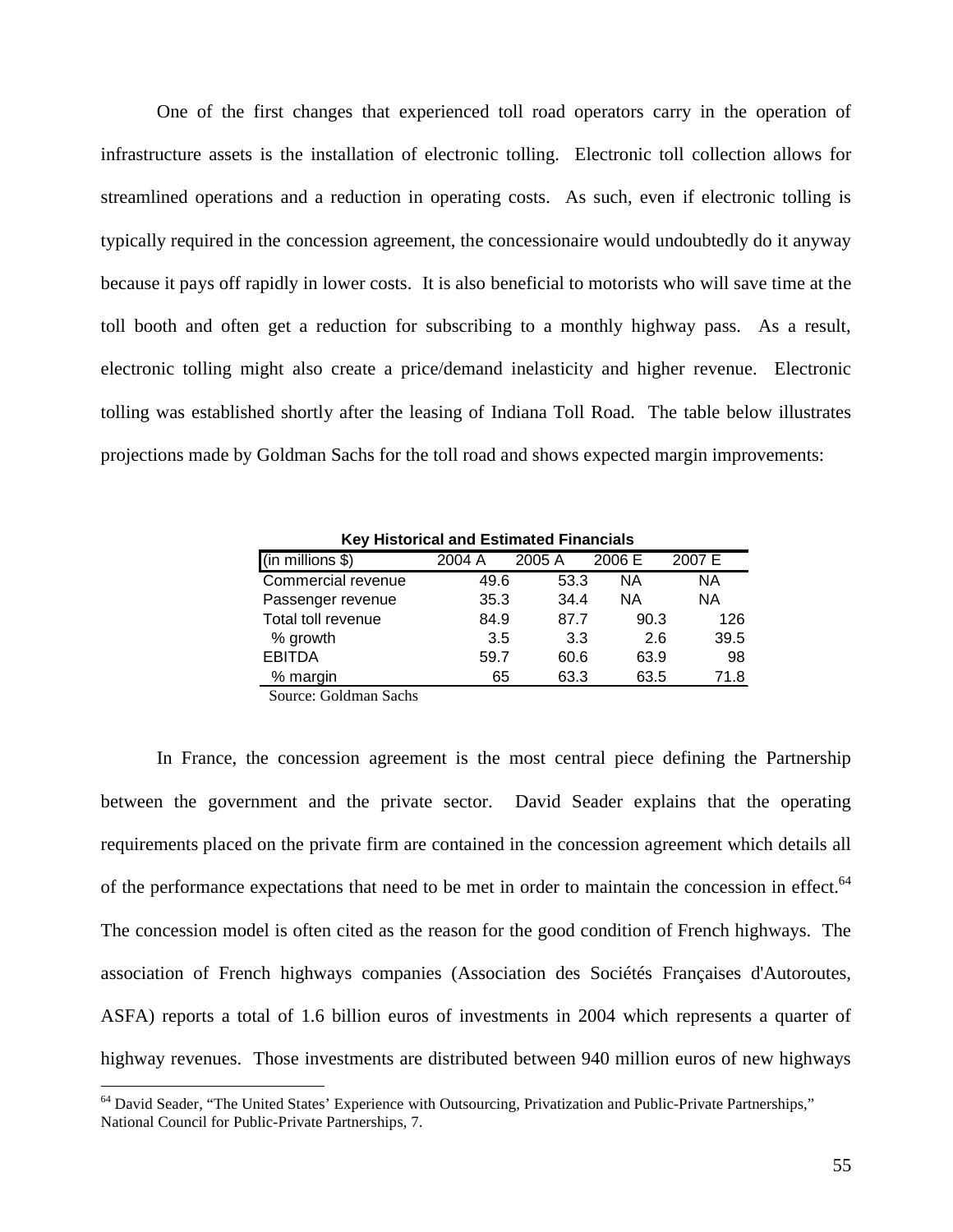One of the first changes that experienced toll road operators carry in the operation of infrastructure assets is the installation of electronic tolling. Electronic toll collection allows for streamlined operations and a reduction in operating costs. As such, even if electronic tolling is typically required in the concession agreement, the concessionaire would undoubtedly do it anyway because it pays off rapidly in lower costs. It is also beneficial to motorists who will save time at the toll booth and often get a reduction for subscribing to a monthly highway pass. As a result, electronic tolling might also create a price/demand inelasticity and higher revenue. Electronic tolling was established shortly after the leasing of Indiana Toll Road. The table below illustrates projections made by Goldman Sachs for the toll road and shows expected margin improvements:

**Key Historical and Estimated Financials**

| (in millions $) | 2004 A | 2005 A | 2006 E | 2007 E |
|---|---|---|---|---|
| Commercial revenue | 49.6 | 53.3 | NA | NA |
| Passenger revenue | 35.3 | 34.4 | NA | NA |
| Total toll revenue | 84.9 | 87.7 | 90.3 | 126 |
| % growth | 3.5 | 3.3 | 2.6 | 39.5 |
| EBITDA | 59.7 | 60.6 | 63.9 | 98 |
| % margin | 65 | 63.3 | 63.5 | 71.8 |

Source: Goldman Sachs

In France, the concession agreement is the most central piece defining the Partnership between the government and the private sector. David Seader explains that the operating requirements placed on the private firm are contained in the concession agreement which details all of the performance expectations that need to be met in order to maintain the concession in effect.[64] The concession model is often cited as the reason for the good condition of French highways. The association of French highways companies (Association des Sociétés Françaises d'Autoroutes, ASFA) reports a total of 1.6 billion euros of investments in 2004 which represents a quarter of highway revenues. Those investments are distributed between 940 million euros of new highways

[64] David Seader, "The United States' Experience with Outsourcing, Privatization and Public-Private Partnerships," National Council for Public-Private Partnerships, 7.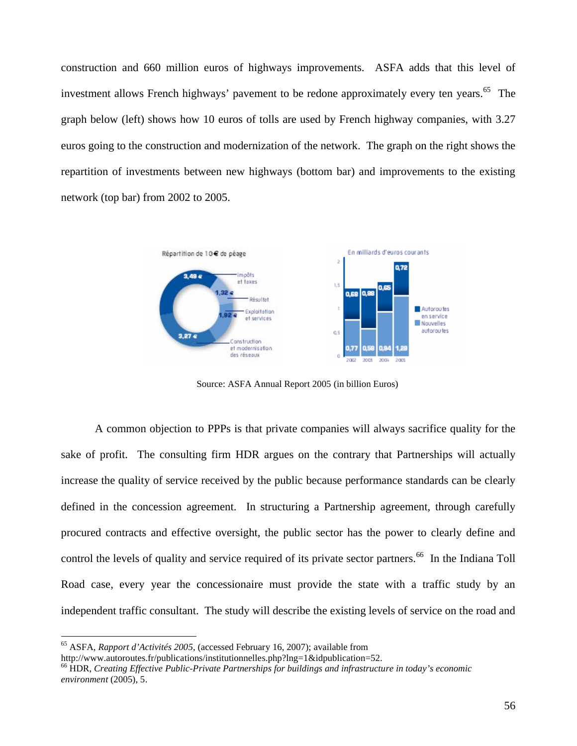construction and 660 million euros of highways improvements. ASFA adds that this level of investment allows French highways' pavement to be redone approximately every ten years.[65] The graph below (left) shows how 10 euros of tolls are used by French highway companies, with 3.27 euros going to the construction and modernization of the network. The graph on the right shows the repartition of investments between new highways (bottom bar) and improvements to the existing network (top bar) from 2002 to 2005.

Répartition de 10 € de péage

3,49 €
1,32 €
1,92 €
3,27 €

Impôts et taxes
Résultat
Exploitation et services
Construction et modernisation des réseaux

En milliards d'euros courants

2
1,5
1
0,5
0

0,68
0,88
0,65
0,72

0,77
0,58
0,94
1,29

2002
2003
2004
2005

Autoroutes en service
Nouvelles autoroutes

Source: ASFA Annual Report 2005 (in billion Euros)

A common objection to PPPs is that private companies will always sacrifice quality for the sake of profit. The consulting firm HDR argues on the contrary that Partnerships will actually increase the quality of service received by the public because performance standards can be clearly defined in the concession agreement. In structuring a Partnership agreement, through carefully procured contracts and effective oversight, the public sector has the power to clearly define and control the levels of quality and service required of its private sector partners.[66] In the Indiana Toll Road case, every year the concessionaire must provide the state with a traffic study by an independent traffic consultant. The study will describe the existing levels of service on the road and

---

[65] ASFA, *Rapport d'Activités 2005*, (accessed February 16, 2007); available from http://www.autoroutes.fr/publications/institutionnelles.php?lng=1&idpublication=52.

[66] HDR, *Creating Effective Public-Private Partnerships for buildings and infrastructure in today's economic environment* (2005), 5.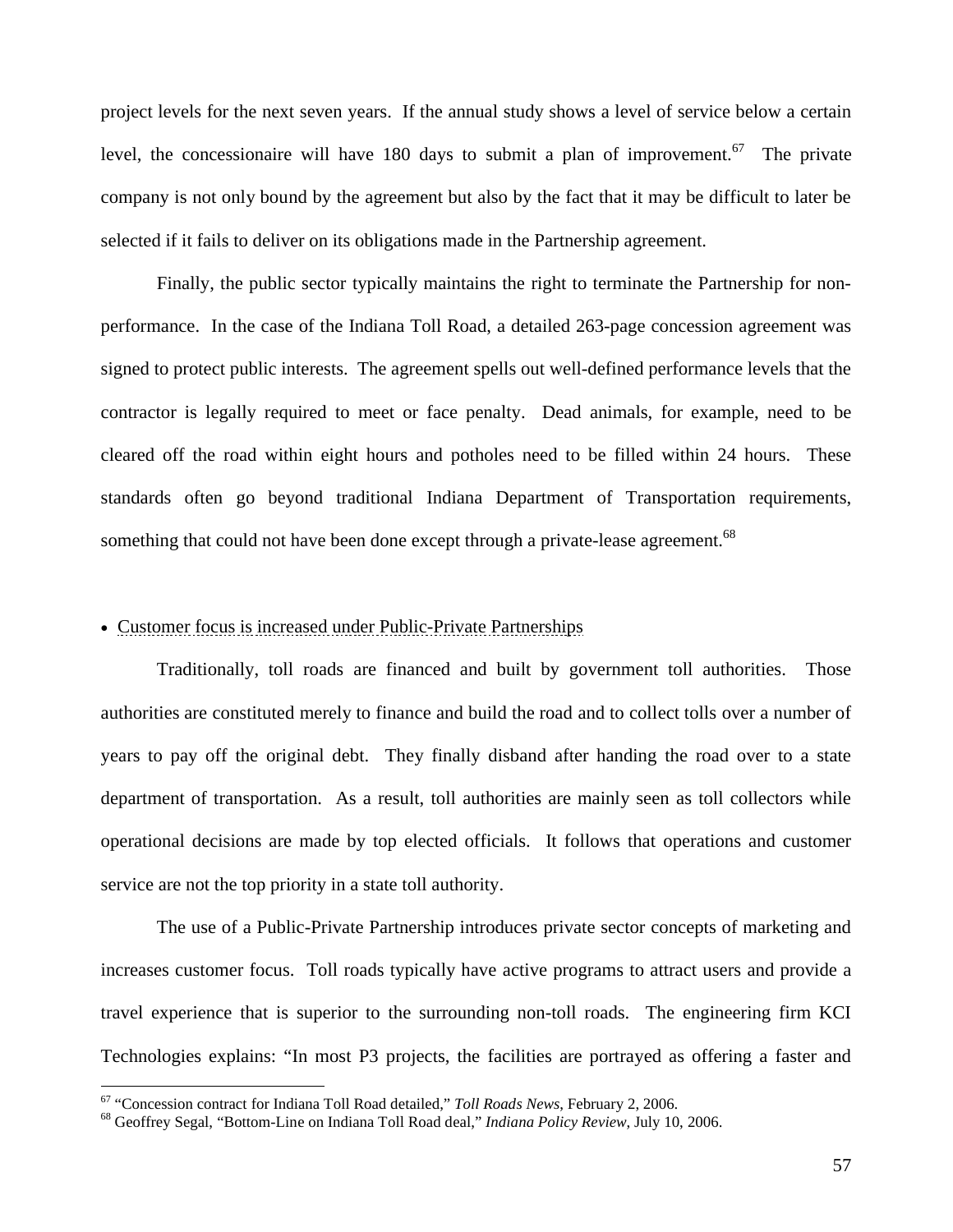project levels for the next seven years. If the annual study shows a level of service below a certain level, the concessionaire will have 180 days to submit a plan of improvement.[67] The private company is not only bound by the agreement but also by the fact that it may be difficult to later be selected if it fails to deliver on its obligations made in the Partnership agreement.

Finally, the public sector typically maintains the right to terminate the Partnership for non-performance. In the case of the Indiana Toll Road, a detailed 263-page concession agreement was signed to protect public interests. The agreement spells out well-defined performance levels that the contractor is legally required to meet or face penalty. Dead animals, for example, need to be cleared off the road within eight hours and potholes need to be filled within 24 hours. These standards often go beyond traditional Indiana Department of Transportation requirements, something that could not have been done except through a private-lease agreement.[68]

- Customer focus is increased under Public-Private Partnerships

Traditionally, toll roads are financed and built by government toll authorities. Those authorities are constituted merely to finance and build the road and to collect tolls over a number of years to pay off the original debt. They finally disband after handing the road over to a state department of transportation. As a result, toll authorities are mainly seen as toll collectors while operational decisions are made by top elected officials. It follows that operations and customer service are not the top priority in a state toll authority.

The use of a Public-Private Partnership introduces private sector concepts of marketing and increases customer focus. Toll roads typically have active programs to attract users and provide a travel experience that is superior to the surrounding non-toll roads. The engineering firm KCI Technologies explains: "In most P3 projects, the facilities are portrayed as offering a faster and

---

[67] "Concession contract for Indiana Toll Road detailed," *Toll Roads News*, February 2, 2006.

[68] Geoffrey Segal, "Bottom-Line on Indiana Toll Road deal," *Indiana Policy Review*, July 10, 2006.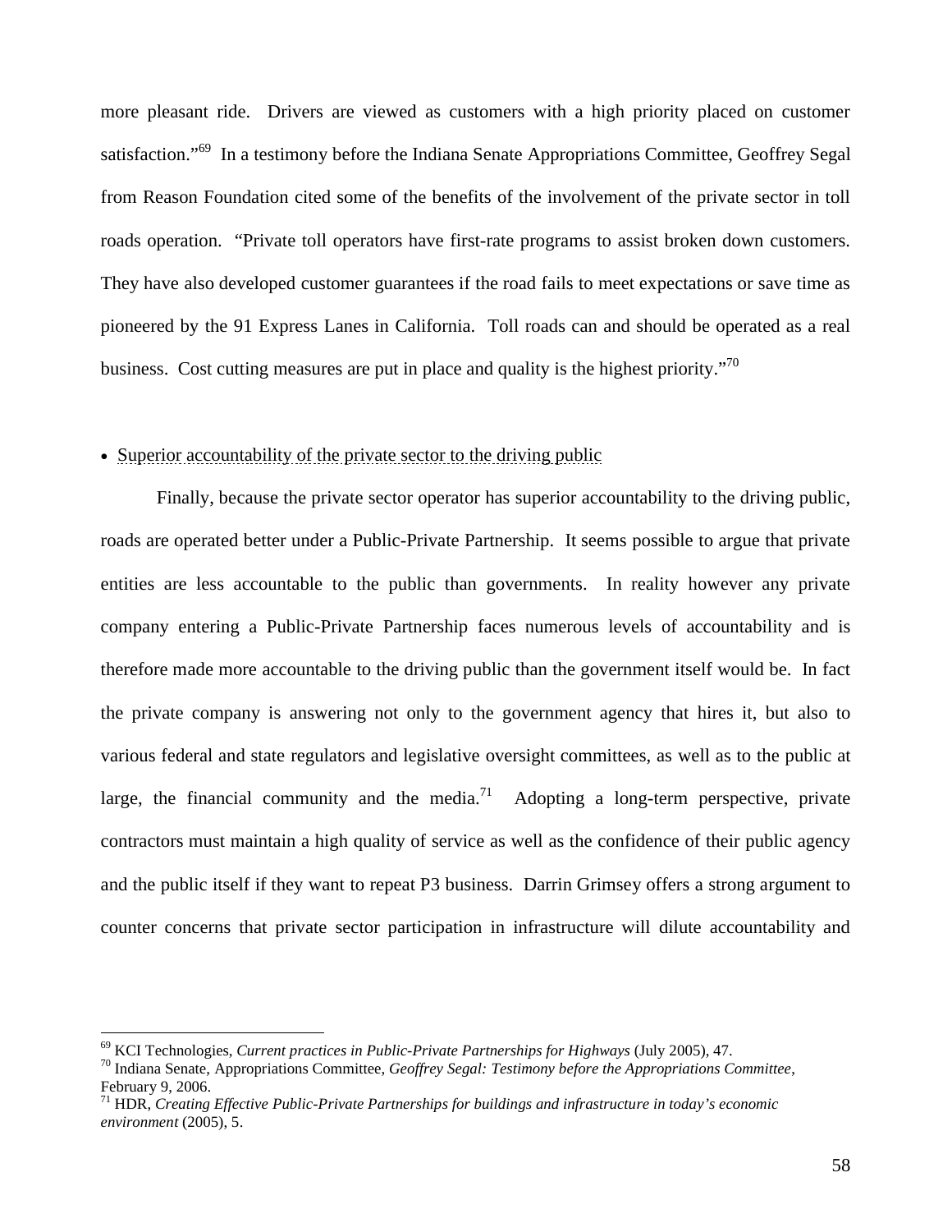more pleasant ride. Drivers are viewed as customers with a high priority placed on customer satisfaction."[69] In a testimony before the Indiana Senate Appropriations Committee, Geoffrey Segal from Reason Foundation cited some of the benefits of the involvement of the private sector in toll roads operation. "Private toll operators have first-rate programs to assist broken down customers. They have also developed customer guarantees if the road fails to meet expectations or save time as pioneered by the 91 Express Lanes in California. Toll roads can and should be operated as a real business. Cost cutting measures are put in place and quality is the highest priority."[70]

- Superior accountability of the private sector to the driving public

Finally, because the private sector operator has superior accountability to the driving public, roads are operated better under a Public-Private Partnership. It seems possible to argue that private entities are less accountable to the public than governments. In reality however any private company entering a Public-Private Partnership faces numerous levels of accountability and is therefore made more accountable to the driving public than the government itself would be. In fact the private company is answering not only to the government agency that hires it, but also to various federal and state regulators and legislative oversight committees, as well as to the public at large, the financial community and the media.[71] Adopting a long-term perspective, private contractors must maintain a high quality of service as well as the confidence of their public agency and the public itself if they want to repeat P3 business. Darrin Grimsey offers a strong argument to counter concerns that private sector participation in infrastructure will dilute accountability and

---

[69] KCI Technologies, *Current practices in Public-Private Partnerships for Highways* (July 2005), 47.

[70] Indiana Senate, Appropriations Committee, *Geoffrey Segal: Testimony before the Appropriations Committee*, February 9, 2006.

[71] HDR, *Creating Effective Public-Private Partnerships for buildings and infrastructure in today's economic environment* (2005), 5.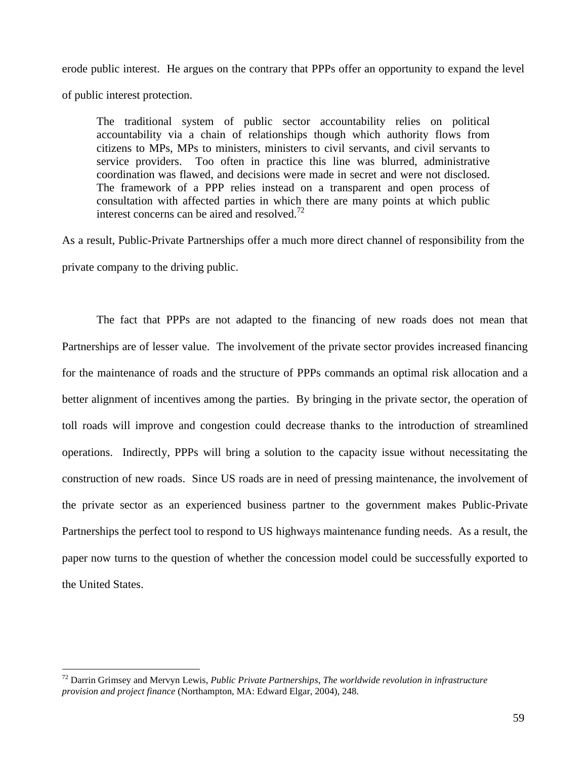erode public interest. He argues on the contrary that PPPs offer an opportunity to expand the level of public interest protection.

> The traditional system of public sector accountability relies on political accountability via a chain of relationships though which authority flows from citizens to MPs, MPs to ministers, ministers to civil servants, and civil servants to service providers. Too often in practice this line was blurred, administrative coordination was flawed, and decisions were made in secret and were not disclosed. The framework of a PPP relies instead on a transparent and open process of consultation with affected parties in which there are many points at which public interest concerns can be aired and resolved.[72]

As a result, Public-Private Partnerships offer a much more direct channel of responsibility from the private company to the driving public.

The fact that PPPs are not adapted to the financing of new roads does not mean that Partnerships are of lesser value. The involvement of the private sector provides increased financing for the maintenance of roads and the structure of PPPs commands an optimal risk allocation and a better alignment of incentives among the parties. By bringing in the private sector, the operation of toll roads will improve and congestion could decrease thanks to the introduction of streamlined operations. Indirectly, PPPs will bring a solution to the capacity issue without necessitating the construction of new roads. Since US roads are in need of pressing maintenance, the involvement of the private sector as an experienced business partner to the government makes Public-Private Partnerships the perfect tool to respond to US highways maintenance funding needs. As a result, the paper now turns to the question of whether the concession model could be successfully exported to the United States.

---

[72] Darrin Grimsey and Mervyn Lewis, *Public Private Partnerships, The worldwide revolution in infrastructure provision and project finance* (Northampton, MA: Edward Elgar, 2004), 248.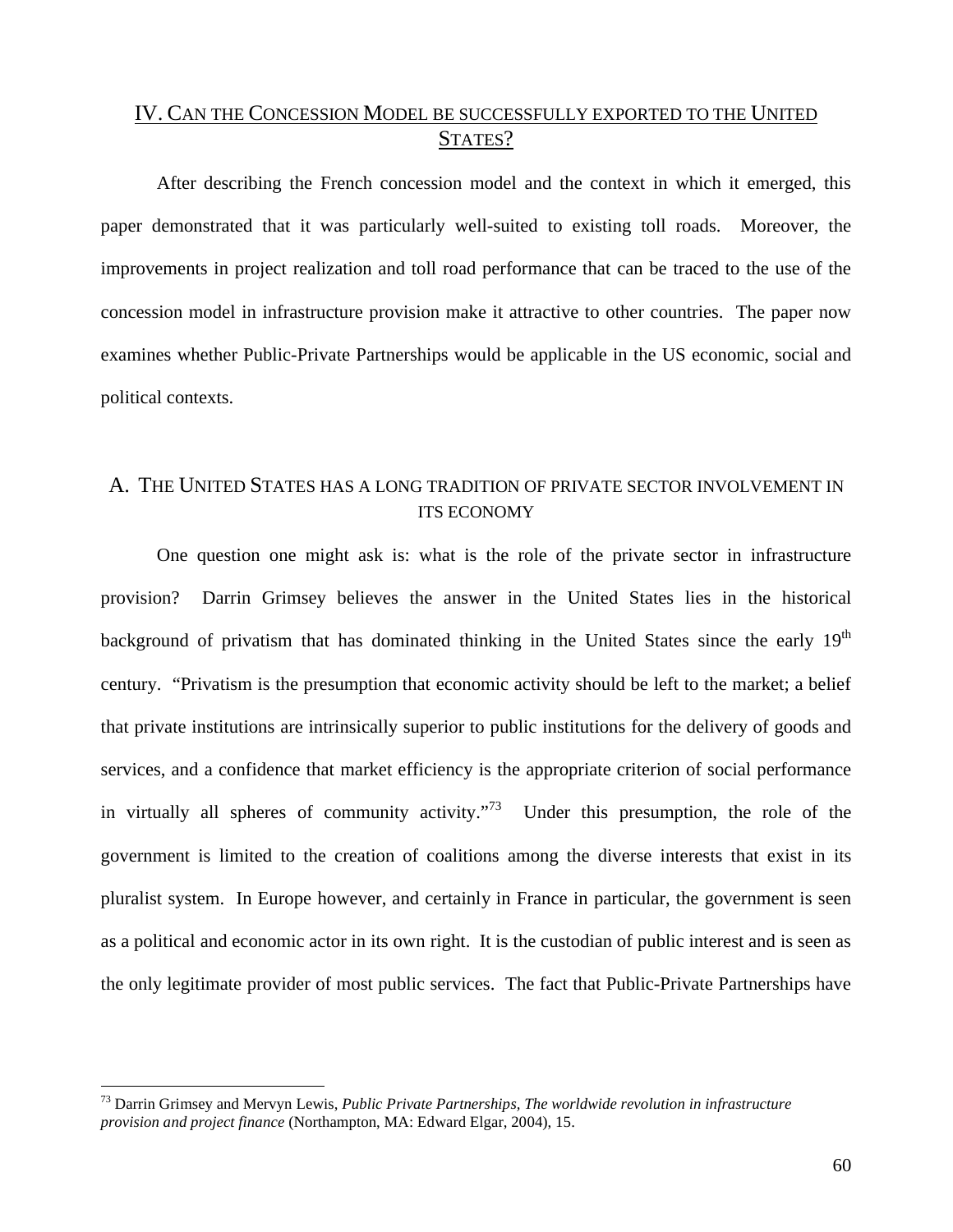## IV. CAN THE CONCESSION MODEL BE SUCCESSFULLY EXPORTED TO THE UNITED STATES?

After describing the French concession model and the context in which it emerged, this paper demonstrated that it was particularly well-suited to existing toll roads. Moreover, the improvements in project realization and toll road performance that can be traced to the use of the concession model in infrastructure provision make it attractive to other countries. The paper now examines whether Public-Private Partnerships would be applicable in the US economic, social and political contexts.

### A. THE UNITED STATES HAS A LONG TRADITION OF PRIVATE SECTOR INVOLVEMENT IN ITS ECONOMY

One question one might ask is: what is the role of the private sector in infrastructure provision? Darrin Grimsey believes the answer in the United States lies in the historical background of privatism that has dominated thinking in the United States since the early 19th century. "Privatism is the presumption that economic activity should be left to the market; a belief that private institutions are intrinsically superior to public institutions for the delivery of goods and services, and a confidence that market efficiency is the appropriate criterion of social performance in virtually all spheres of community activity."[73] Under this presumption, the role of the government is limited to the creation of coalitions among the diverse interests that exist in its pluralist system. In Europe however, and certainly in France in particular, the government is seen as a political and economic actor in its own right. It is the custodian of public interest and is seen as the only legitimate provider of most public services. The fact that Public-Private Partnerships have

[73] Darrin Grimsey and Mervyn Lewis, *Public Private Partnerships, The worldwide revolution in infrastructure provision and project finance* (Northampton, MA: Edward Elgar, 2004), 15.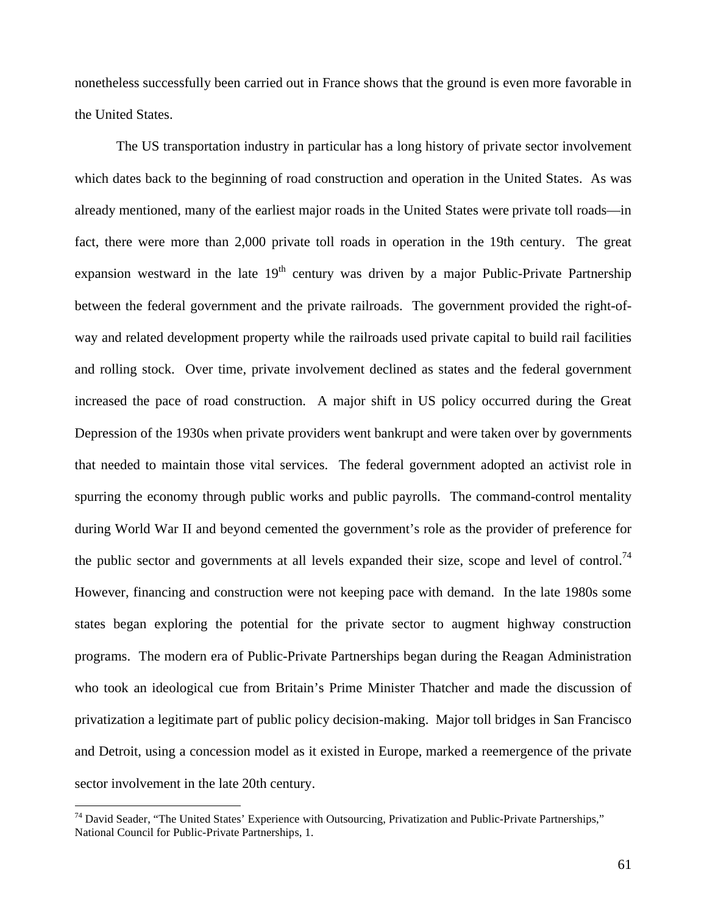nonetheless successfully been carried out in France shows that the ground is even more favorable in the United States.

The US transportation industry in particular has a long history of private sector involvement which dates back to the beginning of road construction and operation in the United States. As was already mentioned, many of the earliest major roads in the United States were private toll roads—in fact, there were more than 2,000 private toll roads in operation in the 19th century. The great expansion westward in the late 19th century was driven by a major Public-Private Partnership between the federal government and the private railroads. The government provided the right-of-way and related development property while the railroads used private capital to build rail facilities and rolling stock. Over time, private involvement declined as states and the federal government increased the pace of road construction. A major shift in US policy occurred during the Great Depression of the 1930s when private providers went bankrupt and were taken over by governments that needed to maintain those vital services. The federal government adopted an activist role in spurring the economy through public works and public payrolls. The command-control mentality during World War II and beyond cemented the government's role as the provider of preference for the public sector and governments at all levels expanded their size, scope and level of control.[74] However, financing and construction were not keeping pace with demand. In the late 1980s some states began exploring the potential for the private sector to augment highway construction programs. The modern era of Public-Private Partnerships began during the Reagan Administration who took an ideological cue from Britain's Prime Minister Thatcher and made the discussion of privatization a legitimate part of public policy decision-making. Major toll bridges in San Francisco and Detroit, using a concession model as it existed in Europe, marked a reemergence of the private sector involvement in the late 20th century.

[74] David Seader, "The United States' Experience with Outsourcing, Privatization and Public-Private Partnerships," National Council for Public-Private Partnerships, 1.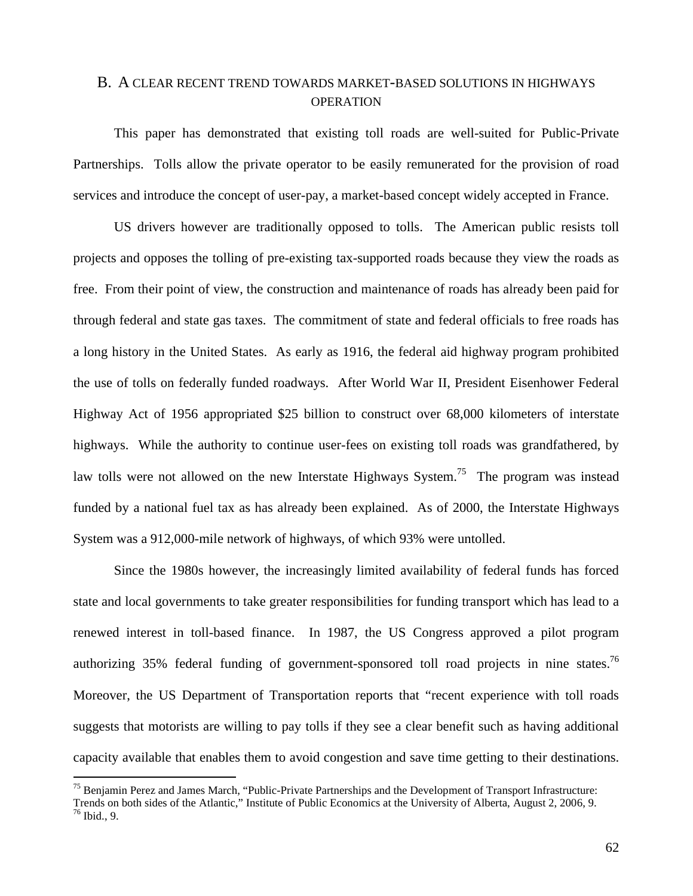## B. A CLEAR RECENT TREND TOWARDS MARKET-BASED SOLUTIONS IN HIGHWAYS OPERATION

This paper has demonstrated that existing toll roads are well-suited for Public-Private Partnerships. Tolls allow the private operator to be easily remunerated for the provision of road services and introduce the concept of user-pay, a market-based concept widely accepted in France.

US drivers however are traditionally opposed to tolls. The American public resists toll projects and opposes the tolling of pre-existing tax-supported roads because they view the roads as free. From their point of view, the construction and maintenance of roads has already been paid for through federal and state gas taxes. The commitment of state and federal officials to free roads has a long history in the United States. As early as 1916, the federal aid highway program prohibited the use of tolls on federally funded roadways. After World War II, President Eisenhower Federal Highway Act of 1956 appropriated $25 billion to construct over 68,000 kilometers of interstate highways. While the authority to continue user-fees on existing toll roads was grandfathered, by law tolls were not allowed on the new Interstate Highways System.[75] The program was instead funded by a national fuel tax as has already been explained. As of 2000, the Interstate Highways System was a 912,000-mile network of highways, of which 93% were untolled.

Since the 1980s however, the increasingly limited availability of federal funds has forced state and local governments to take greater responsibilities for funding transport which has lead to a renewed interest in toll-based finance. In 1987, the US Congress approved a pilot program authorizing 35% federal funding of government-sponsored toll road projects in nine states.[76] Moreover, the US Department of Transportation reports that "recent experience with toll roads suggests that motorists are willing to pay tolls if they see a clear benefit such as having additional capacity available that enables them to avoid congestion and save time getting to their destinations.

[75] Benjamin Perez and James March, "Public-Private Partnerships and the Development of Transport Infrastructure: Trends on both sides of the Atlantic," Institute of Public Economics at the University of Alberta, August 2, 2006, 9.
[76] Ibid., 9.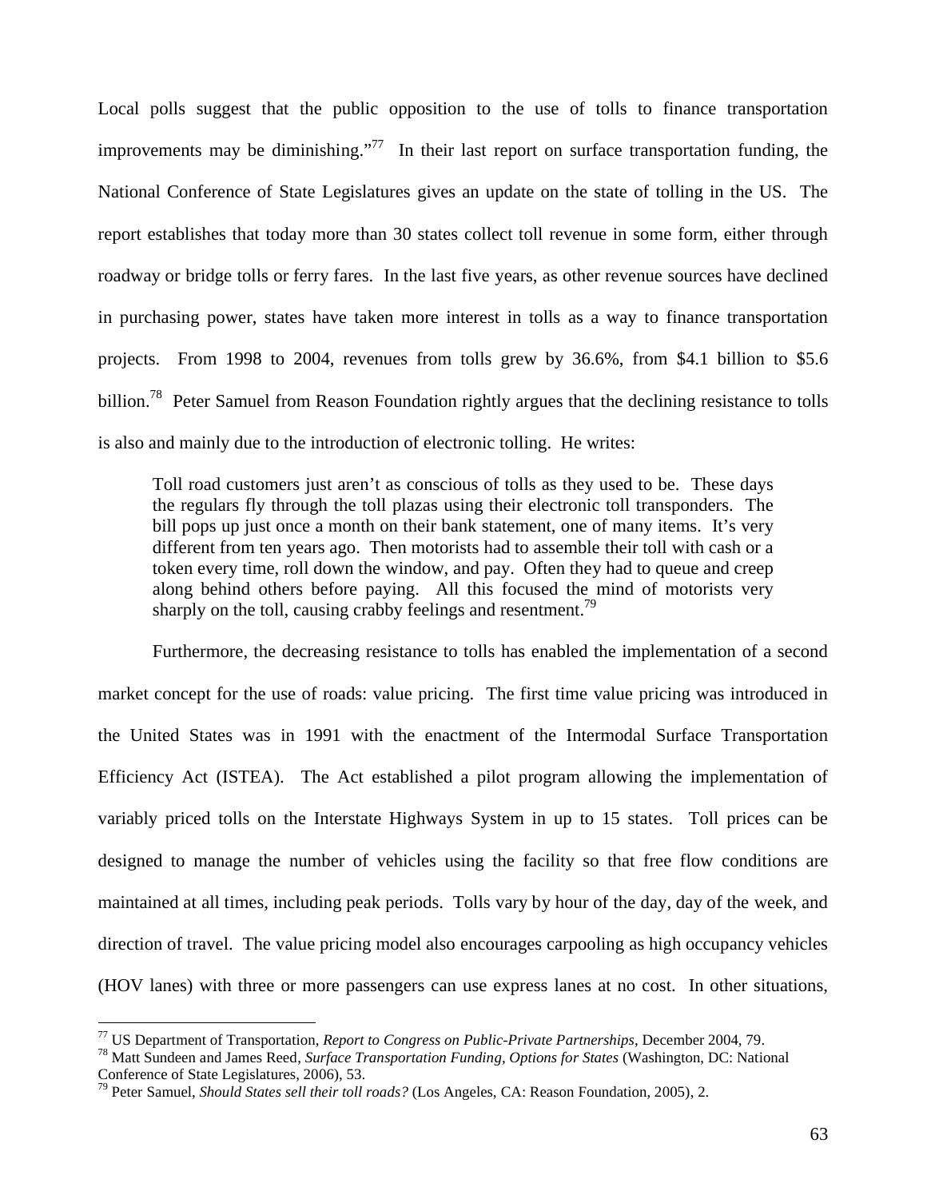Local polls suggest that the public opposition to the use of tolls to finance transportation improvements may be diminishing."[77] In their last report on surface transportation funding, the National Conference of State Legislatures gives an update on the state of tolling in the US. The report establishes that today more than 30 states collect toll revenue in some form, either through roadway or bridge tolls or ferry fares. In the last five years, as other revenue sources have declined in purchasing power, states have taken more interest in tolls as a way to finance transportation projects. From 1998 to 2004, revenues from tolls grew by 36.6%, from $4.1 billion to $5.6 billion.[78] Peter Samuel from Reason Foundation rightly argues that the declining resistance to tolls is also and mainly due to the introduction of electronic tolling. He writes:

> Toll road customers just aren't as conscious of tolls as they used to be. These days the regulars fly through the toll plazas using their electronic toll transponders. The bill pops up just once a month on their bank statement, one of many items. It's very different from ten years ago. Then motorists had to assemble their toll with cash or a token every time, roll down the window, and pay. Often they had to queue and creep along behind others before paying. All this focused the mind of motorists very sharply on the toll, causing crabby feelings and resentment.[79]

Furthermore, the decreasing resistance to tolls has enabled the implementation of a second market concept for the use of roads: value pricing. The first time value pricing was introduced in the United States was in 1991 with the enactment of the Intermodal Surface Transportation Efficiency Act (ISTEA). The Act established a pilot program allowing the implementation of variably priced tolls on the Interstate Highways System in up to 15 states. Toll prices can be designed to manage the number of vehicles using the facility so that free flow conditions are maintained at all times, including peak periods. Tolls vary by hour of the day, day of the week, and direction of travel. The value pricing model also encourages carpooling as high occupancy vehicles (HOV lanes) with three or more passengers can use express lanes at no cost. In other situations,

---

[77] US Department of Transportation, *Report to Congress on Public-Private Partnerships*, December 2004, 79.

[78] Matt Sundeen and James Reed, *Surface Transportation Funding, Options for States* (Washington, DC: National Conference of State Legislatures, 2006), 53.

[79] Peter Samuel, *Should States sell their toll roads?* (Los Angeles, CA: Reason Foundation, 2005), 2.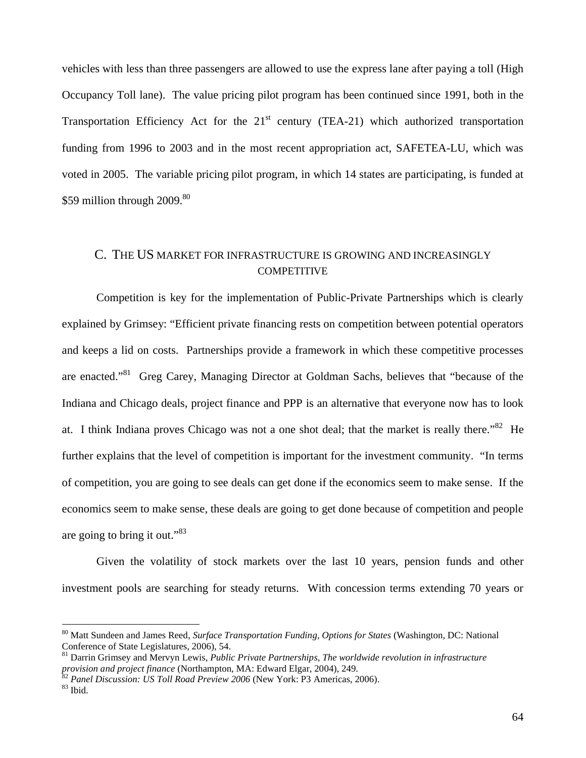vehicles with less than three passengers are allowed to use the express lane after paying a toll (High Occupancy Toll lane). The value pricing pilot program has been continued since 1991, both in the Transportation Efficiency Act for the 21st century (TEA-21) which authorized transportation funding from 1996 to 2003 and in the most recent appropriation act, SAFETEA-LU, which was voted in 2005. The variable pricing pilot program, in which 14 states are participating, is funded at \$59 million through 2009.[80]

## C. The US market for infrastructure is growing and increasingly competitive

Competition is key for the implementation of Public-Private Partnerships which is clearly explained by Grimsey: "Efficient private financing rests on competition between potential operators and keeps a lid on costs. Partnerships provide a framework in which these competitive processes are enacted."[81] Greg Carey, Managing Director at Goldman Sachs, believes that "because of the Indiana and Chicago deals, project finance and PPP is an alternative that everyone now has to look at. I think Indiana proves Chicago was not a one shot deal; that the market is really there."[82] He further explains that the level of competition is important for the investment community. "In terms of competition, you are going to see deals can get done if the economics seem to make sense. If the economics seem to make sense, these deals are going to get done because of competition and people are going to bring it out."[83]

Given the volatility of stock markets over the last 10 years, pension funds and other investment pools are searching for steady returns. With concession terms extending 70 years or

---

[80] Matt Sundeen and James Reed, *Surface Transportation Funding, Options for States* (Washington, DC: National Conference of State Legislatures, 2006), 54.

[81] Darrin Grimsey and Mervyn Lewis, *Public Private Partnerships, The worldwide revolution in infrastructure provision and project finance* (Northampton, MA: Edward Elgar, 2004), 249.

[82] *Panel Discussion: US Toll Road Preview 2006* (New York: P3 Americas, 2006).

[83] Ibid.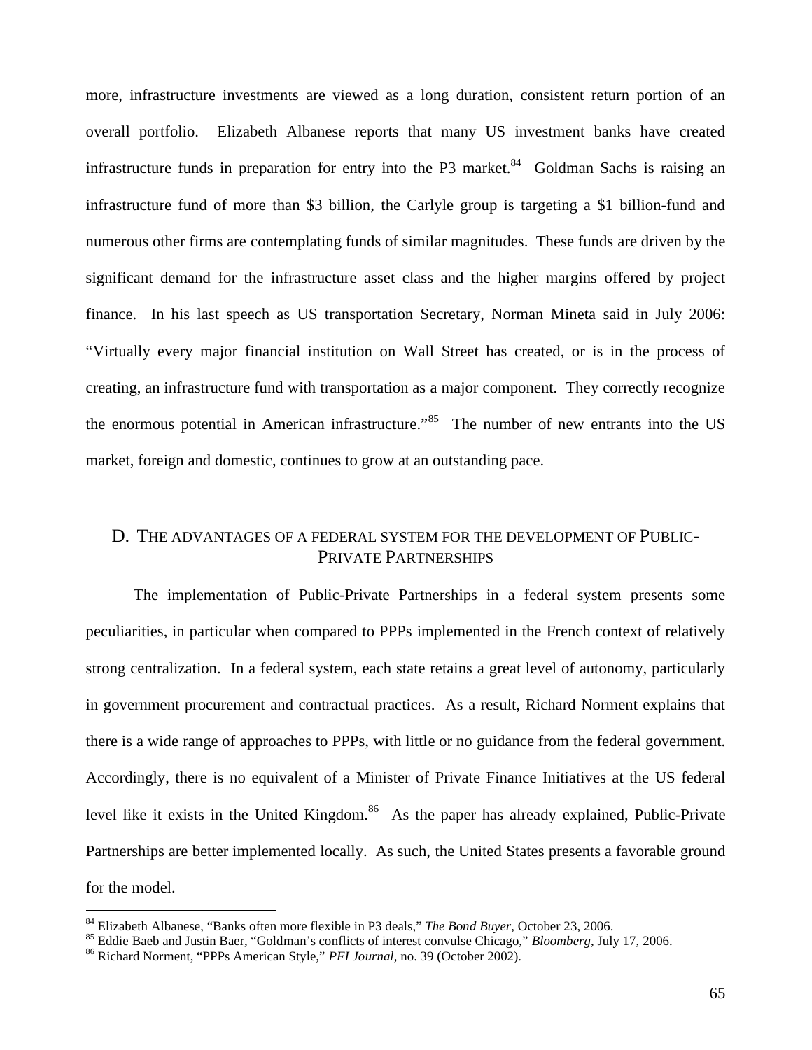more, infrastructure investments are viewed as a long duration, consistent return portion of an overall portfolio. Elizabeth Albanese reports that many US investment banks have created infrastructure funds in preparation for entry into the P3 market.[84] Goldman Sachs is raising an infrastructure fund of more than $3 billion, the Carlyle group is targeting a $1 billion-fund and numerous other firms are contemplating funds of similar magnitudes. These funds are driven by the significant demand for the infrastructure asset class and the higher margins offered by project finance. In his last speech as US transportation Secretary, Norman Mineta said in July 2006: "Virtually every major financial institution on Wall Street has created, or is in the process of creating, an infrastructure fund with transportation as a major component. They correctly recognize the enormous potential in American infrastructure."[85] The number of new entrants into the US market, foreign and domestic, continues to grow at an outstanding pace.

## D. The advantages of a federal system for the development of Public-Private Partnerships

The implementation of Public-Private Partnerships in a federal system presents some peculiarities, in particular when compared to PPPs implemented in the French context of relatively strong centralization. In a federal system, each state retains a great level of autonomy, particularly in government procurement and contractual practices. As a result, Richard Norment explains that there is a wide range of approaches to PPPs, with little or no guidance from the federal government. Accordingly, there is no equivalent of a Minister of Private Finance Initiatives at the US federal level like it exists in the United Kingdom.[86] As the paper has already explained, Public-Private Partnerships are better implemented locally. As such, the United States presents a favorable ground for the model.

---

[84] Elizabeth Albanese, "Banks often more flexible in P3 deals," *The Bond Buyer*, October 23, 2006.

[85] Eddie Baeb and Justin Baer, "Goldman's conflicts of interest convulse Chicago," *Bloomberg*, July 17, 2006.

[86] Richard Norment, "PPPs American Style," *PFI Journal*, no. 39 (October 2002).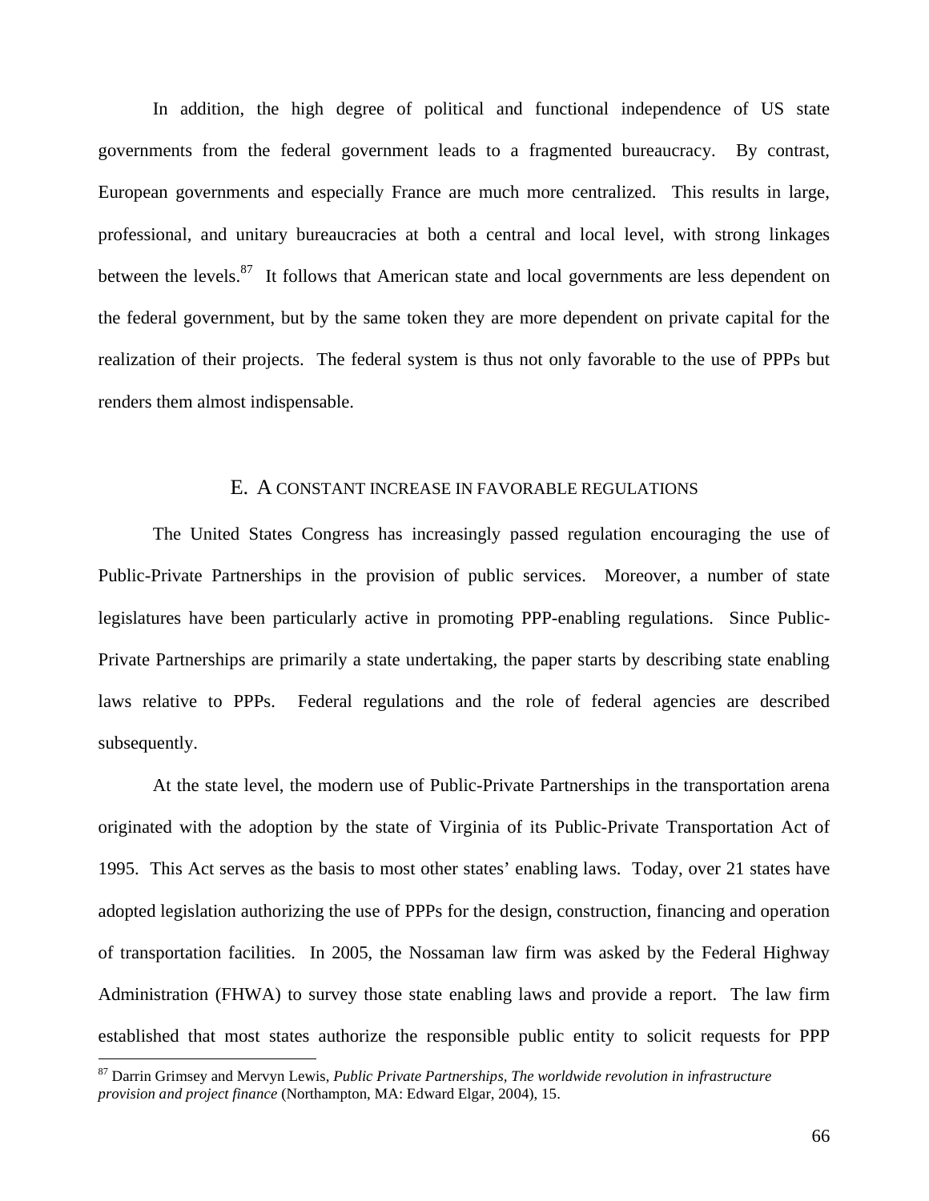In addition, the high degree of political and functional independence of US state governments from the federal government leads to a fragmented bureaucracy. By contrast, European governments and especially France are much more centralized. This results in large, professional, and unitary bureaucracies at both a central and local level, with strong linkages between the levels.[87] It follows that American state and local governments are less dependent on the federal government, but by the same token they are more dependent on private capital for the realization of their projects. The federal system is thus not only favorable to the use of PPPs but renders them almost indispensable.

## E. A CONSTANT INCREASE IN FAVORABLE REGULATIONS

The United States Congress has increasingly passed regulation encouraging the use of Public-Private Partnerships in the provision of public services. Moreover, a number of state legislatures have been particularly active in promoting PPP-enabling regulations. Since Public-Private Partnerships are primarily a state undertaking, the paper starts by describing state enabling laws relative to PPPs. Federal regulations and the role of federal agencies are described subsequently.

At the state level, the modern use of Public-Private Partnerships in the transportation arena originated with the adoption by the state of Virginia of its Public-Private Transportation Act of 1995. This Act serves as the basis to most other states' enabling laws. Today, over 21 states have adopted legislation authorizing the use of PPPs for the design, construction, financing and operation of transportation facilities. In 2005, the Nossaman law firm was asked by the Federal Highway Administration (FHWA) to survey those state enabling laws and provide a report. The law firm established that most states authorize the responsible public entity to solicit requests for PPP

---

[87] Darrin Grimsey and Mervyn Lewis, *Public Private Partnerships, The worldwide revolution in infrastructure provision and project finance* (Northampton, MA: Edward Elgar, 2004), 15.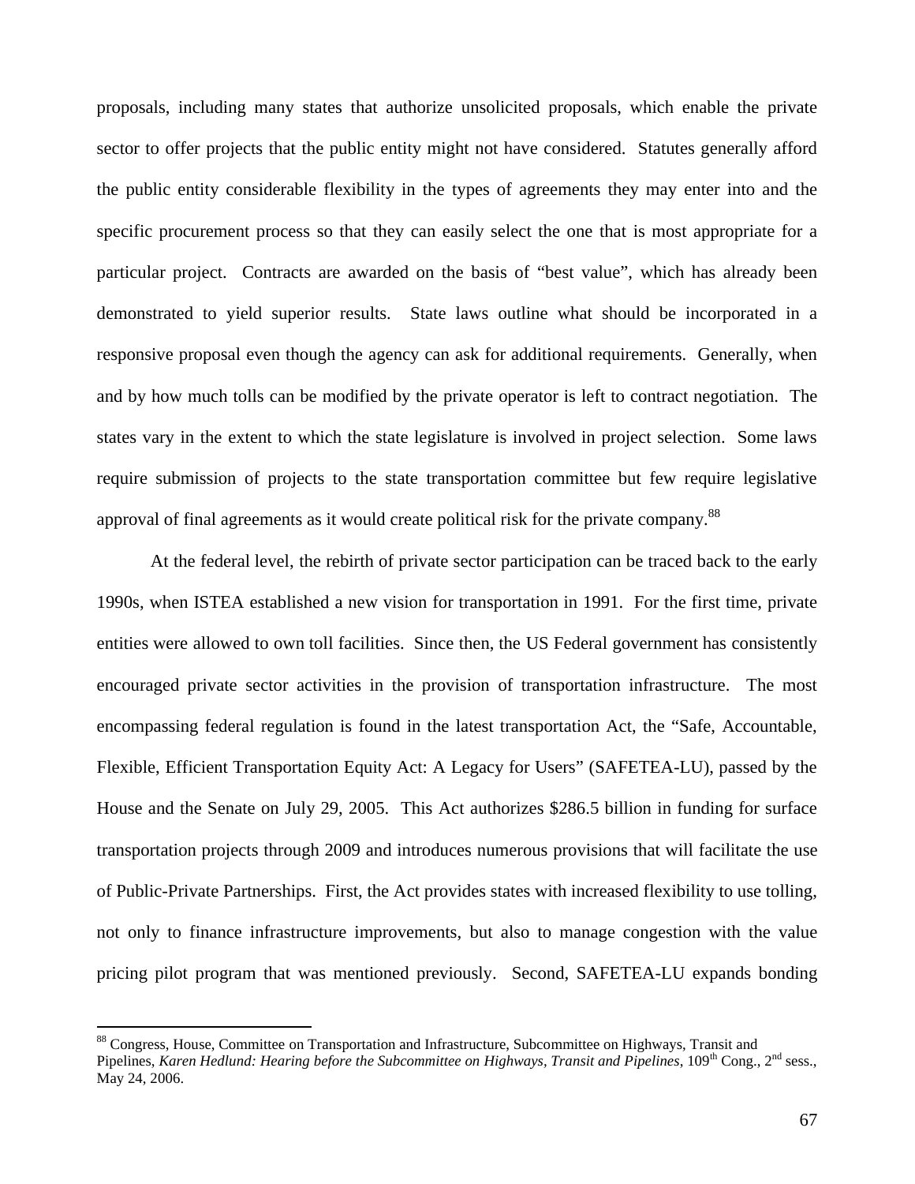proposals, including many states that authorize unsolicited proposals, which enable the private sector to offer projects that the public entity might not have considered. Statutes generally afford the public entity considerable flexibility in the types of agreements they may enter into and the specific procurement process so that they can easily select the one that is most appropriate for a particular project. Contracts are awarded on the basis of "best value", which has already been demonstrated to yield superior results. State laws outline what should be incorporated in a responsive proposal even though the agency can ask for additional requirements. Generally, when and by how much tolls can be modified by the private operator is left to contract negotiation. The states vary in the extent to which the state legislature is involved in project selection. Some laws require submission of projects to the state transportation committee but few require legislative approval of final agreements as it would create political risk for the private company.[88]

At the federal level, the rebirth of private sector participation can be traced back to the early 1990s, when ISTEA established a new vision for transportation in 1991. For the first time, private entities were allowed to own toll facilities. Since then, the US Federal government has consistently encouraged private sector activities in the provision of transportation infrastructure. The most encompassing federal regulation is found in the latest transportation Act, the "Safe, Accountable, Flexible, Efficient Transportation Equity Act: A Legacy for Users" (SAFETEA-LU), passed by the House and the Senate on July 29, 2005. This Act authorizes $286.5 billion in funding for surface transportation projects through 2009 and introduces numerous provisions that will facilitate the use of Public-Private Partnerships. First, the Act provides states with increased flexibility to use tolling, not only to finance infrastructure improvements, but also to manage congestion with the value pricing pilot program that was mentioned previously. Second, SAFETEA-LU expands bonding

[88] Congress, House, Committee on Transportation and Infrastructure, Subcommittee on Highways, Transit and Pipelines, *Karen Hedlund: Hearing before the Subcommittee on Highways, Transit and Pipelines*, 109th Cong., 2nd sess., May 24, 2006.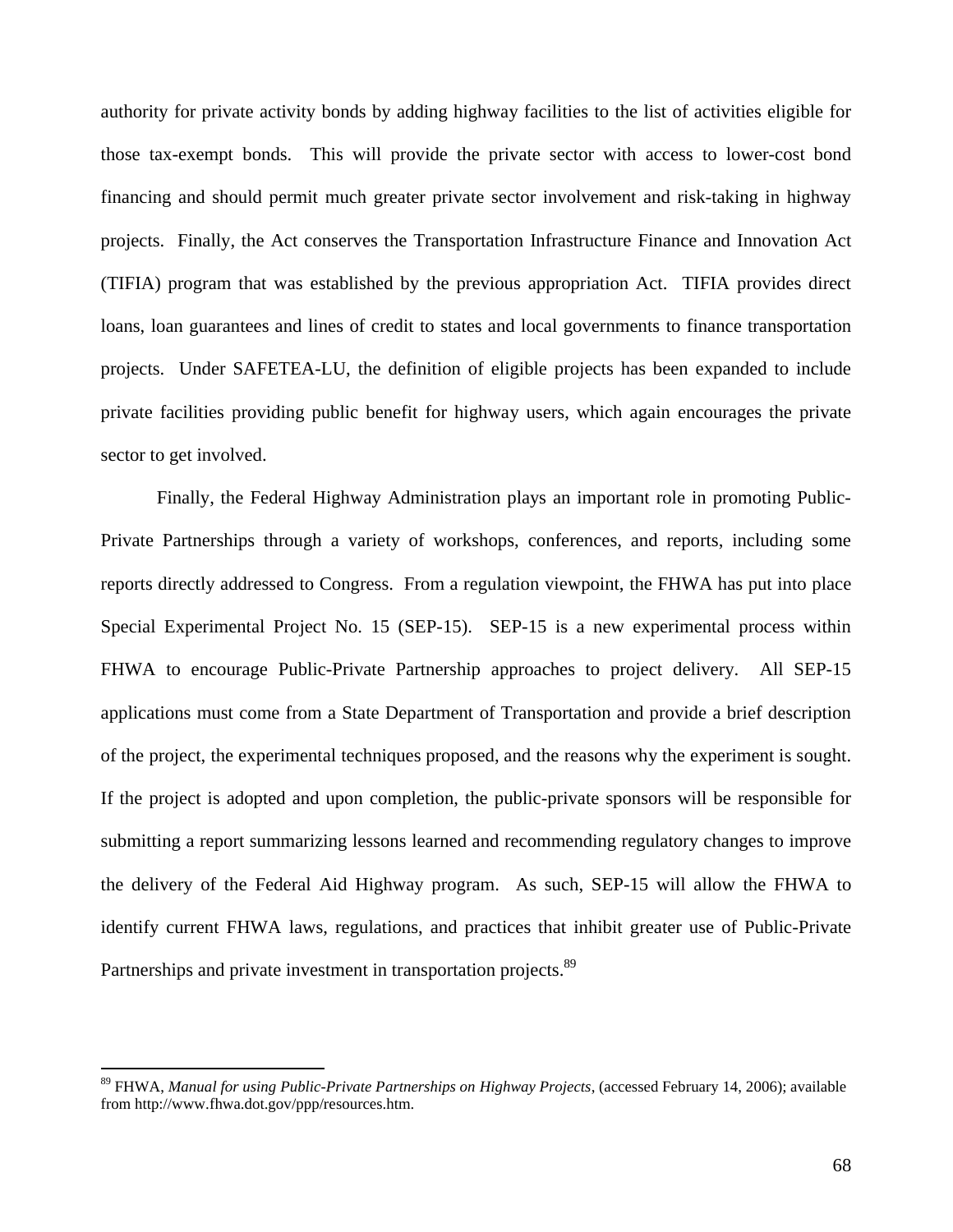authority for private activity bonds by adding highway facilities to the list of activities eligible for those tax-exempt bonds. This will provide the private sector with access to lower-cost bond financing and should permit much greater private sector involvement and risk-taking in highway projects. Finally, the Act conserves the Transportation Infrastructure Finance and Innovation Act (TIFIA) program that was established by the previous appropriation Act. TIFIA provides direct loans, loan guarantees and lines of credit to states and local governments to finance transportation projects. Under SAFETEA-LU, the definition of eligible projects has been expanded to include private facilities providing public benefit for highway users, which again encourages the private sector to get involved.

Finally, the Federal Highway Administration plays an important role in promoting Public-Private Partnerships through a variety of workshops, conferences, and reports, including some reports directly addressed to Congress. From a regulation viewpoint, the FHWA has put into place Special Experimental Project No. 15 (SEP-15). SEP-15 is a new experimental process within FHWA to encourage Public-Private Partnership approaches to project delivery. All SEP-15 applications must come from a State Department of Transportation and provide a brief description of the project, the experimental techniques proposed, and the reasons why the experiment is sought. If the project is adopted and upon completion, the public-private sponsors will be responsible for submitting a report summarizing lessons learned and recommending regulatory changes to improve the delivery of the Federal Aid Highway program. As such, SEP-15 will allow the FHWA to identify current FHWA laws, regulations, and practices that inhibit greater use of Public-Private Partnerships and private investment in transportation projects.[89]

---

[89] FHWA, *Manual for using Public-Private Partnerships on Highway Projects*, (accessed February 14, 2006); available from http://www.fhwa.dot.gov/ppp/resources.htm.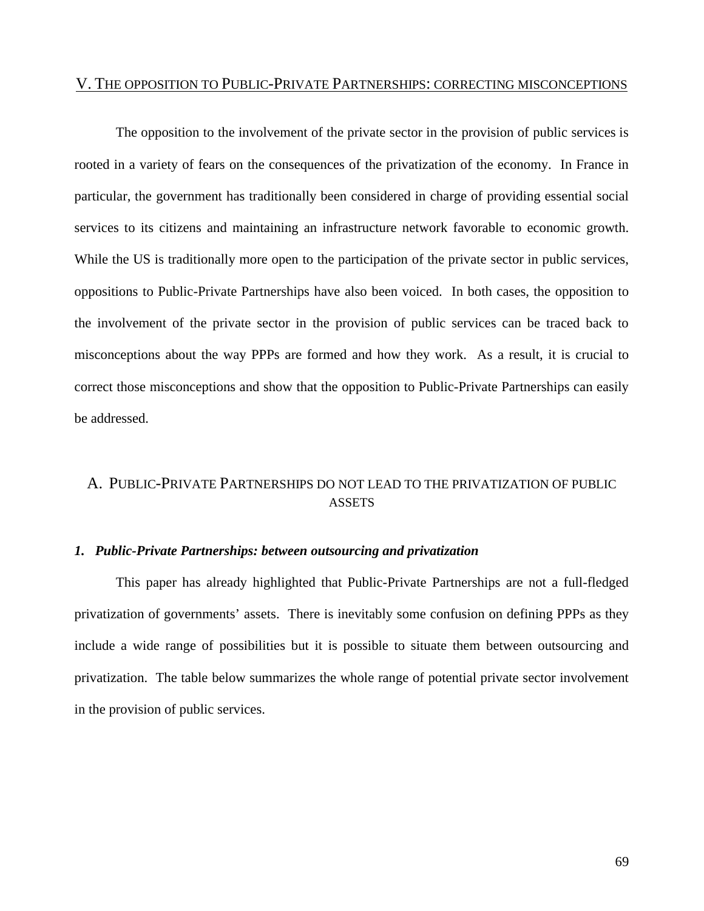## V. THE OPPOSITION TO PUBLIC-PRIVATE PARTNERSHIPS: CORRECTING MISCONCEPTIONS

The opposition to the involvement of the private sector in the provision of public services is rooted in a variety of fears on the consequences of the privatization of the economy. In France in particular, the government has traditionally been considered in charge of providing essential social services to its citizens and maintaining an infrastructure network favorable to economic growth. While the US is traditionally more open to the participation of the private sector in public services, oppositions to Public-Private Partnerships have also been voiced. In both cases, the opposition to the involvement of the private sector in the provision of public services can be traced back to misconceptions about the way PPPs are formed and how they work. As a result, it is crucial to correct those misconceptions and show that the opposition to Public-Private Partnerships can easily be addressed.

### A. PUBLIC-PRIVATE PARTNERSHIPS DO NOT LEAD TO THE PRIVATIZATION OF PUBLIC ASSETS

#### *1. Public-Private Partnerships: between outsourcing and privatization*

This paper has already highlighted that Public-Private Partnerships are not a full-fledged privatization of governments' assets. There is inevitably some confusion on defining PPPs as they include a wide range of possibilities but it is possible to situate them between outsourcing and privatization. The table below summarizes the whole range of potential private sector involvement in the provision of public services.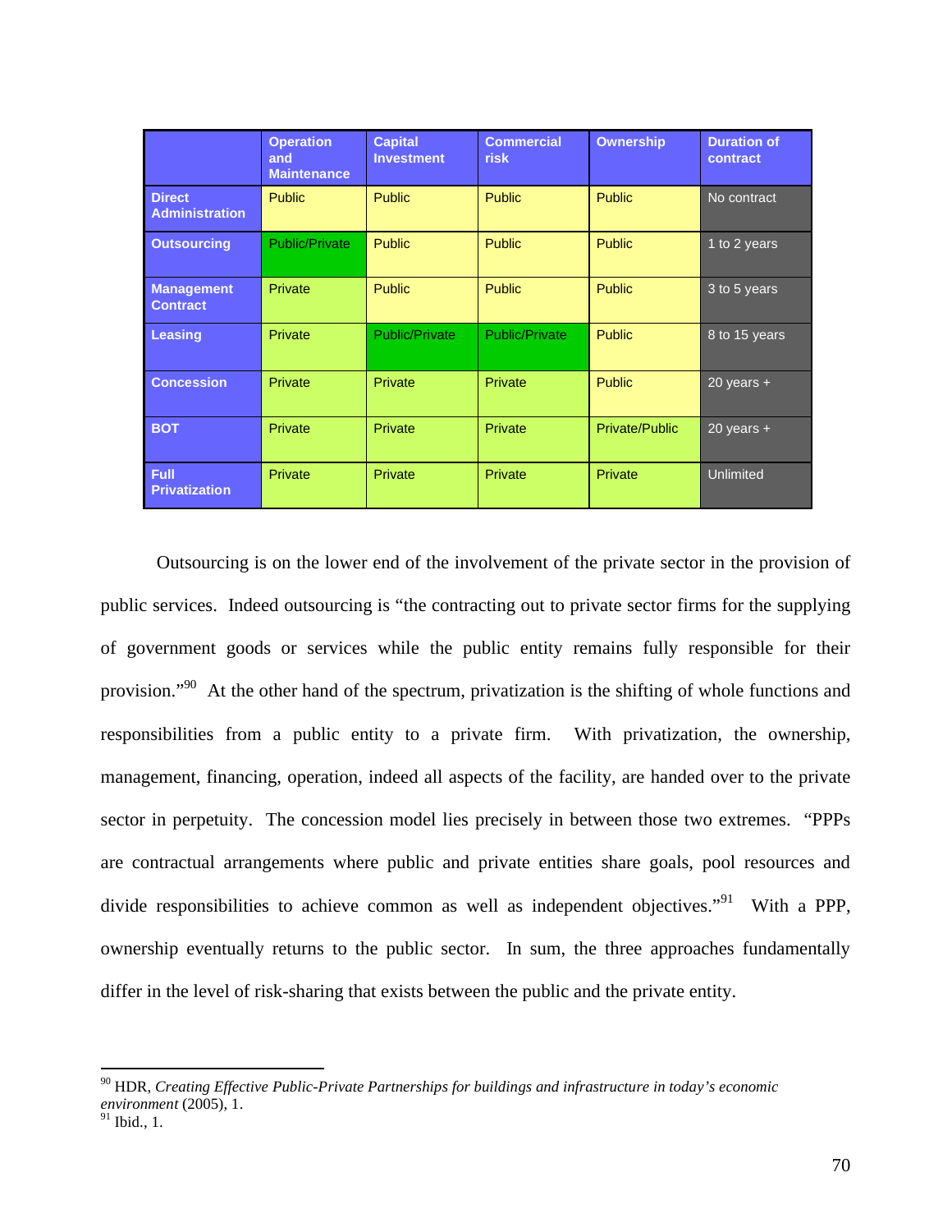| | Operation and Maintenance | Capital Investment | Commercial risk | Ownership | Duration of contract |
|---|---|---|---|---|---|
| Direct Administration | Public | Public | Public | Public | No contract |
| Outsourcing | Public/Private | Public | Public | Public | 1 to 2 years |
| Management Contract | Private | Public | Public | Public | 3 to 5 years |
| Leasing | Private | Public/Private | Public/Private | Public | 8 to 15 years |
| Concession | Private | Private | Private | Public | 20 years + |
| BOT | Private | Private | Private | Private/Public | 20 years + |
| Full Privatization | Private | Private | Private | Private | Unlimited |

Outsourcing is on the lower end of the involvement of the private sector in the provision of public services. Indeed outsourcing is "the contracting out to private sector firms for the supplying of government goods or services while the public entity remains fully responsible for their provision."[90] At the other hand of the spectrum, privatization is the shifting of whole functions and responsibilities from a public entity to a private firm. With privatization, the ownership, management, financing, operation, indeed all aspects of the facility, are handed over to the private sector in perpetuity. The concession model lies precisely in between those two extremes. "PPPs are contractual arrangements where public and private entities share goals, pool resources and divide responsibilities to achieve common as well as independent objectives."[91] With a PPP, ownership eventually returns to the public sector. In sum, the three approaches fundamentally differ in the level of risk-sharing that exists between the public and the private entity.

---

[90] HDR, *Creating Effective Public-Private Partnerships for buildings and infrastructure in today's economic environment* (2005), 1.

[91] Ibid., 1.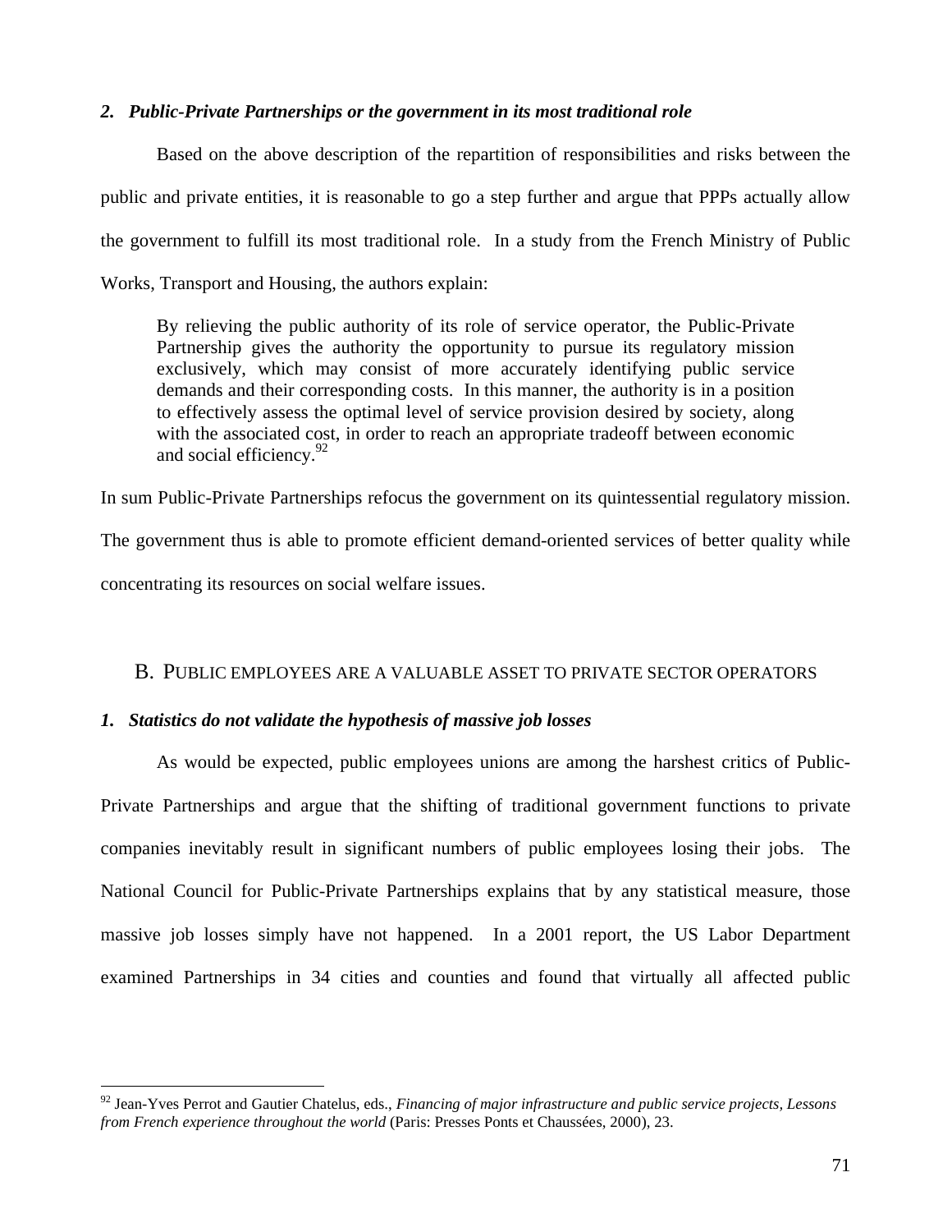### *2. Public-Private Partnerships or the government in its most traditional role*

Based on the above description of the repartition of responsibilities and risks between the public and private entities, it is reasonable to go a step further and argue that PPPs actually allow the government to fulfill its most traditional role. In a study from the French Ministry of Public Works, Transport and Housing, the authors explain:

> By relieving the public authority of its role of service operator, the Public-Private Partnership gives the authority the opportunity to pursue its regulatory mission exclusively, which may consist of more accurately identifying public service demands and their corresponding costs. In this manner, the authority is in a position to effectively assess the optimal level of service provision desired by society, along with the associated cost, in order to reach an appropriate tradeoff between economic and social efficiency.[92]

In sum Public-Private Partnerships refocus the government on its quintessential regulatory mission. The government thus is able to promote efficient demand-oriented services of better quality while concentrating its resources on social welfare issues.

## B. PUBLIC EMPLOYEES ARE A VALUABLE ASSET TO PRIVATE SECTOR OPERATORS

### *1. Statistics do not validate the hypothesis of massive job losses*

As would be expected, public employees unions are among the harshest critics of Public-Private Partnerships and argue that the shifting of traditional government functions to private companies inevitably result in significant numbers of public employees losing their jobs. The National Council for Public-Private Partnerships explains that by any statistical measure, those massive job losses simply have not happened. In a 2001 report, the US Labor Department examined Partnerships in 34 cities and counties and found that virtually all affected public

---

[92] Jean-Yves Perrot and Gautier Chatelus, eds., *Financing of major infrastructure and public service projects, Lessons from French experience throughout the world* (Paris: Presses Ponts et Chaussées, 2000), 23.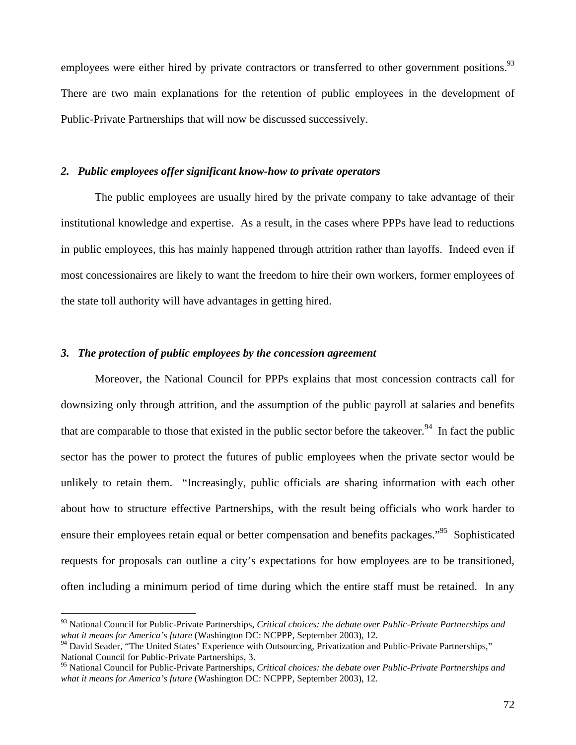employees were either hired by private contractors or transferred to other government positions.[93] There are two main explanations for the retention of public employees in the development of Public-Private Partnerships that will now be discussed successively.

### *2. Public employees offer significant know-how to private operators*

The public employees are usually hired by the private company to take advantage of their institutional knowledge and expertise. As a result, in the cases where PPPs have lead to reductions in public employees, this has mainly happened through attrition rather than layoffs. Indeed even if most concessionaires are likely to want the freedom to hire their own workers, former employees of the state toll authority will have advantages in getting hired.

### *3. The protection of public employees by the concession agreement*

Moreover, the National Council for PPPs explains that most concession contracts call for downsizing only through attrition, and the assumption of the public payroll at salaries and benefits that are comparable to those that existed in the public sector before the takeover.[94] In fact the public sector has the power to protect the futures of public employees when the private sector would be unlikely to retain them. "Increasingly, public officials are sharing information with each other about how to structure effective Partnerships, with the result being officials who work harder to ensure their employees retain equal or better compensation and benefits packages."[95] Sophisticated requests for proposals can outline a city's expectations for how employees are to be transitioned, often including a minimum period of time during which the entire staff must be retained. In any

---

[93] National Council for Public-Private Partnerships, *Critical choices: the debate over Public-Private Partnerships and what it means for America's future* (Washington DC: NCPPP, September 2003), 12.

[94] David Seader, "The United States' Experience with Outsourcing, Privatization and Public-Private Partnerships," National Council for Public-Private Partnerships, 3.

[95] National Council for Public-Private Partnerships, *Critical choices: the debate over Public-Private Partnerships and what it means for America's future* (Washington DC: NCPPP, September 2003), 12.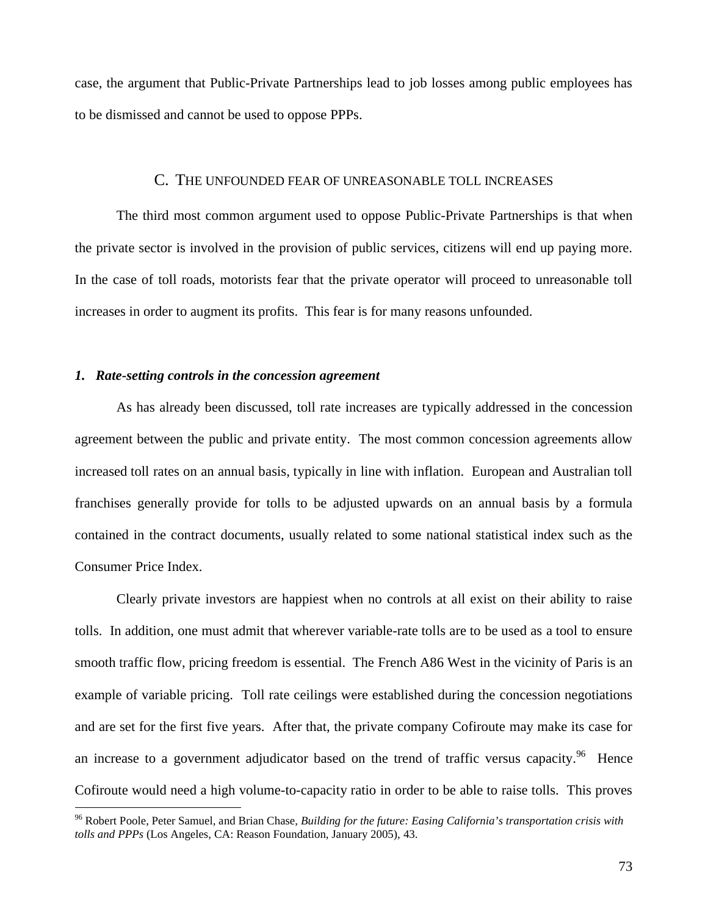case, the argument that Public-Private Partnerships lead to job losses among public employees has to be dismissed and cannot be used to oppose PPPs.

## C. THE UNFOUNDED FEAR OF UNREASONABLE TOLL INCREASES

The third most common argument used to oppose Public-Private Partnerships is that when the private sector is involved in the provision of public services, citizens will end up paying more. In the case of toll roads, motorists fear that the private operator will proceed to unreasonable toll increases in order to augment its profits. This fear is for many reasons unfounded.

### *1. Rate-setting controls in the concession agreement*

As has already been discussed, toll rate increases are typically addressed in the concession agreement between the public and private entity. The most common concession agreements allow increased toll rates on an annual basis, typically in line with inflation. European and Australian toll franchises generally provide for tolls to be adjusted upwards on an annual basis by a formula contained in the contract documents, usually related to some national statistical index such as the Consumer Price Index.

Clearly private investors are happiest when no controls at all exist on their ability to raise tolls. In addition, one must admit that wherever variable-rate tolls are to be used as a tool to ensure smooth traffic flow, pricing freedom is essential. The French A86 West in the vicinity of Paris is an example of variable pricing. Toll rate ceilings were established during the concession negotiations and are set for the first five years. After that, the private company Cofiroute may make its case for an increase to a government adjudicator based on the trend of traffic versus capacity.[96] Hence Cofiroute would need a high volume-to-capacity ratio in order to be able to raise tolls. This proves

[96] Robert Poole, Peter Samuel, and Brian Chase, *Building for the future: Easing California's transportation crisis with tolls and PPPs* (Los Angeles, CA: Reason Foundation, January 2005), 43.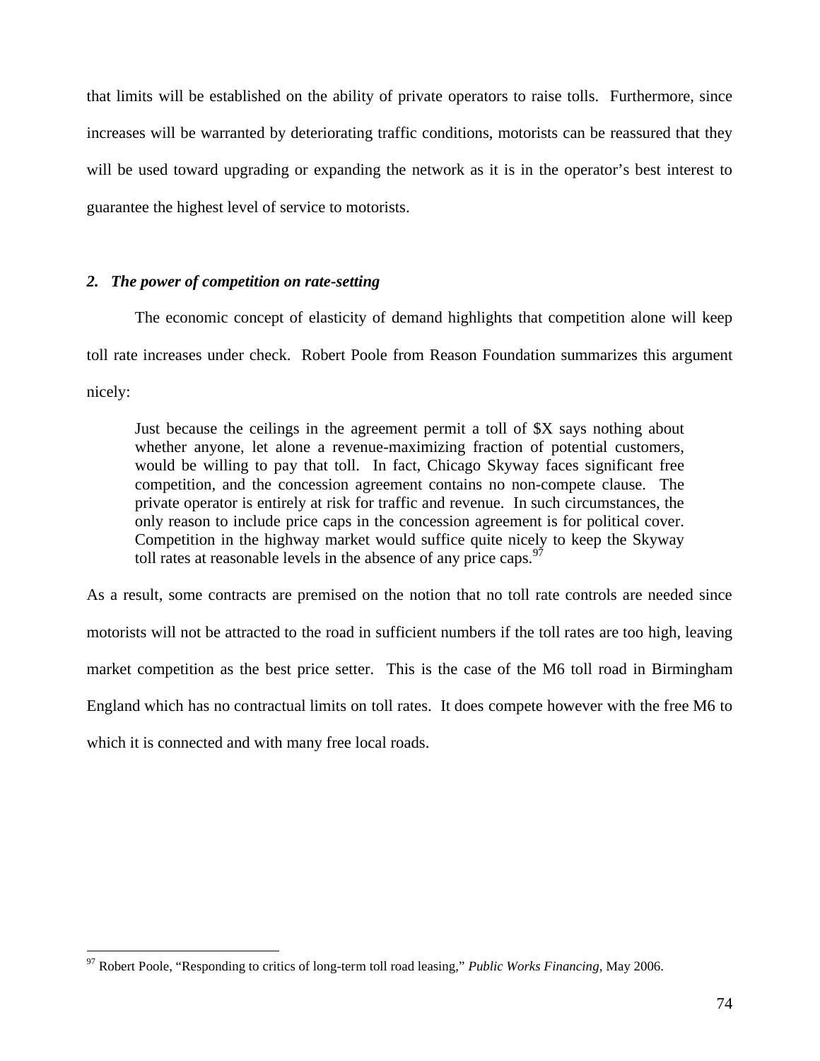that limits will be established on the ability of private operators to raise tolls. Furthermore, since increases will be warranted by deteriorating traffic conditions, motorists can be reassured that they will be used toward upgrading or expanding the network as it is in the operator's best interest to guarantee the highest level of service to motorists.

### *2. The power of competition on rate-setting*

The economic concept of elasticity of demand highlights that competition alone will keep toll rate increases under check. Robert Poole from Reason Foundation summarizes this argument nicely:

> Just because the ceilings in the agreement permit a toll of $X says nothing about whether anyone, let alone a revenue-maximizing fraction of potential customers, would be willing to pay that toll. In fact, Chicago Skyway faces significant free competition, and the concession agreement contains no non-compete clause. The private operator is entirely at risk for traffic and revenue. In such circumstances, the only reason to include price caps in the concession agreement is for political cover. Competition in the highway market would suffice quite nicely to keep the Skyway toll rates at reasonable levels in the absence of any price caps.[97]

As a result, some contracts are premised on the notion that no toll rate controls are needed since motorists will not be attracted to the road in sufficient numbers if the toll rates are too high, leaving market competition as the best price setter. This is the case of the M6 toll road in Birmingham England which has no contractual limits on toll rates. It does compete however with the free M6 to which it is connected and with many free local roads.

---

[97] Robert Poole, "Responding to critics of long-term toll road leasing," *Public Works Financing*, May 2006.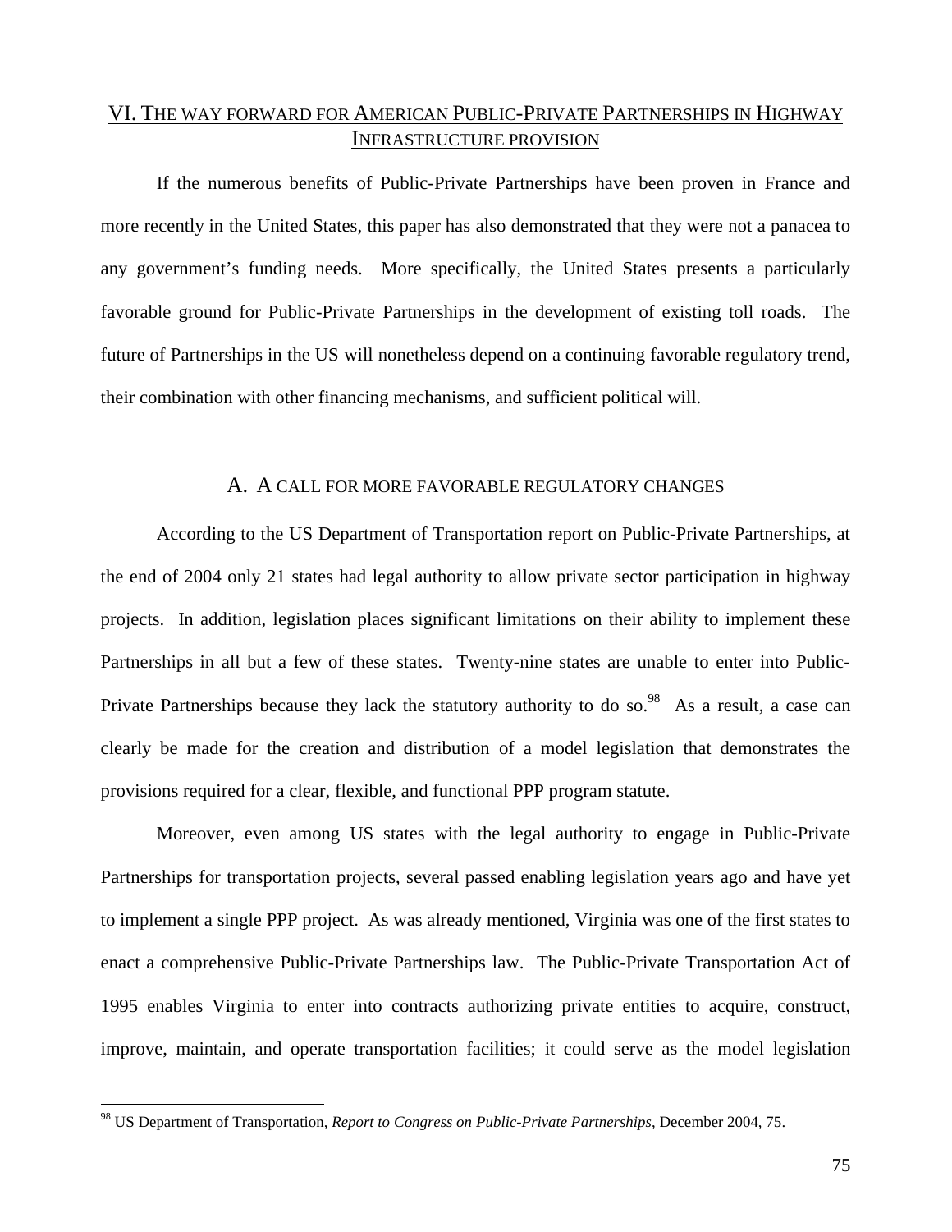## VI. The way forward for American Public-Private Partnerships in Highway Infrastructure provision

If the numerous benefits of Public-Private Partnerships have been proven in France and more recently in the United States, this paper has also demonstrated that they were not a panacea to any government's funding needs. More specifically, the United States presents a particularly favorable ground for Public-Private Partnerships in the development of existing toll roads. The future of Partnerships in the US will nonetheless depend on a continuing favorable regulatory trend, their combination with other financing mechanisms, and sufficient political will.

### A. A call for more favorable regulatory changes

According to the US Department of Transportation report on Public-Private Partnerships, at the end of 2004 only 21 states had legal authority to allow private sector participation in highway projects. In addition, legislation places significant limitations on their ability to implement these Partnerships in all but a few of these states. Twenty-nine states are unable to enter into Public-Private Partnerships because they lack the statutory authority to do so.[98] As a result, a case can clearly be made for the creation and distribution of a model legislation that demonstrates the provisions required for a clear, flexible, and functional PPP program statute.

Moreover, even among US states with the legal authority to engage in Public-Private Partnerships for transportation projects, several passed enabling legislation years ago and have yet to implement a single PPP project. As was already mentioned, Virginia was one of the first states to enact a comprehensive Public-Private Partnerships law. The Public-Private Transportation Act of 1995 enables Virginia to enter into contracts authorizing private entities to acquire, construct, improve, maintain, and operate transportation facilities; it could serve as the model legislation

[98] US Department of Transportation, *Report to Congress on Public-Private Partnerships*, December 2004, 75.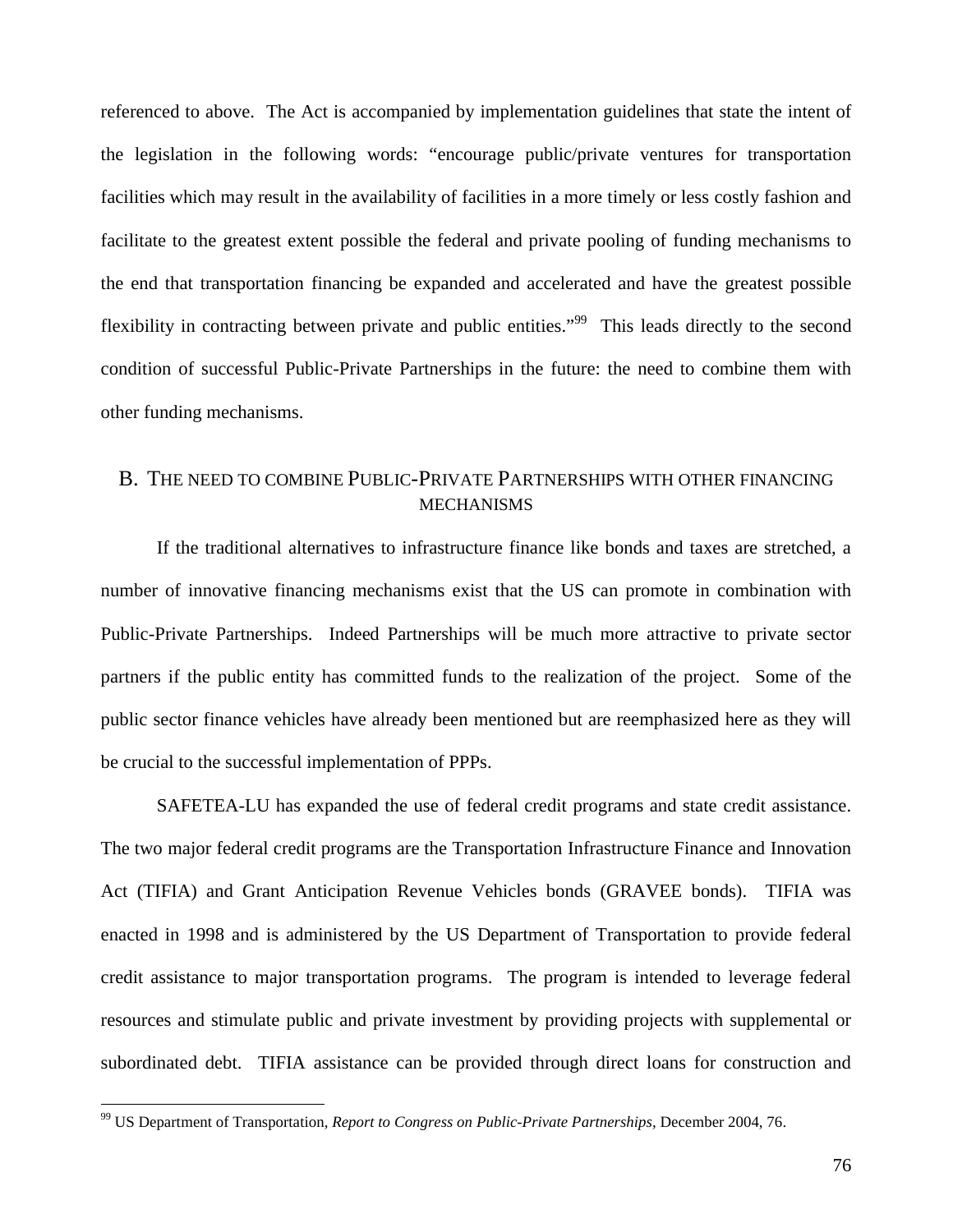referenced to above. The Act is accompanied by implementation guidelines that state the intent of the legislation in the following words: "encourage public/private ventures for transportation facilities which may result in the availability of facilities in a more timely or less costly fashion and facilitate to the greatest extent possible the federal and private pooling of funding mechanisms to the end that transportation financing be expanded and accelerated and have the greatest possible flexibility in contracting between private and public entities."[99] This leads directly to the second condition of successful Public-Private Partnerships in the future: the need to combine them with other funding mechanisms.

## B. THE NEED TO COMBINE PUBLIC-PRIVATE PARTNERSHIPS WITH OTHER FINANCING MECHANISMS

If the traditional alternatives to infrastructure finance like bonds and taxes are stretched, a number of innovative financing mechanisms exist that the US can promote in combination with Public-Private Partnerships. Indeed Partnerships will be much more attractive to private sector partners if the public entity has committed funds to the realization of the project. Some of the public sector finance vehicles have already been mentioned but are reemphasized here as they will be crucial to the successful implementation of PPPs.

SAFETEA-LU has expanded the use of federal credit programs and state credit assistance. The two major federal credit programs are the Transportation Infrastructure Finance and Innovation Act (TIFIA) and Grant Anticipation Revenue Vehicles bonds (GRAVEE bonds). TIFIA was enacted in 1998 and is administered by the US Department of Transportation to provide federal credit assistance to major transportation programs. The program is intended to leverage federal resources and stimulate public and private investment by providing projects with supplemental or subordinated debt. TIFIA assistance can be provided through direct loans for construction and

[99] US Department of Transportation, *Report to Congress on Public-Private Partnerships*, December 2004, 76.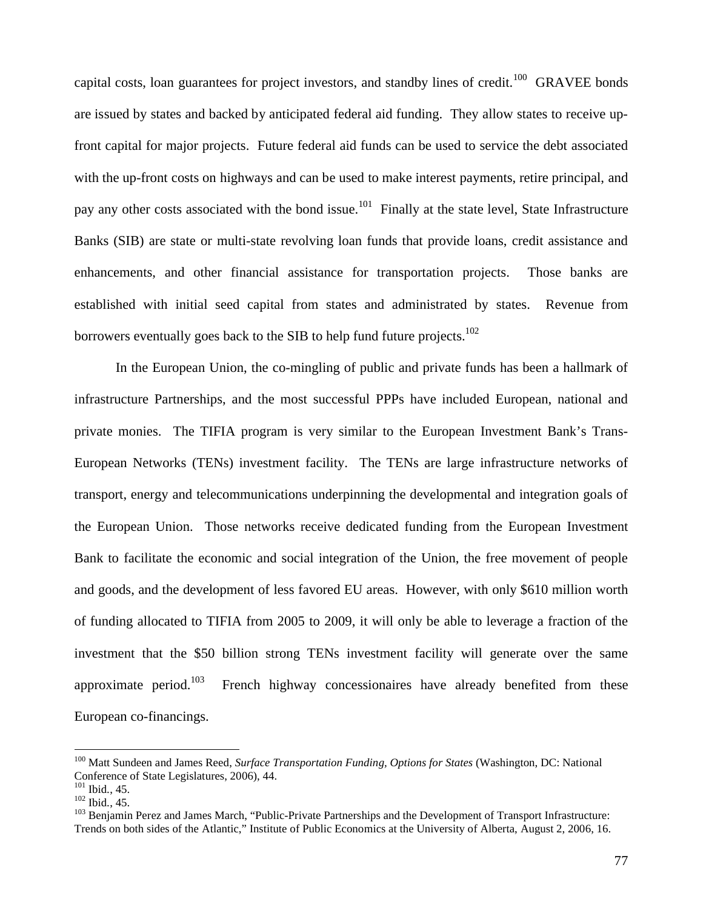capital costs, loan guarantees for project investors, and standby lines of credit.[100] GRAVEE bonds are issued by states and backed by anticipated federal aid funding. They allow states to receive up-front capital for major projects. Future federal aid funds can be used to service the debt associated with the up-front costs on highways and can be used to make interest payments, retire principal, and pay any other costs associated with the bond issue.[101] Finally at the state level, State Infrastructure Banks (SIB) are state or multi-state revolving loan funds that provide loans, credit assistance and enhancements, and other financial assistance for transportation projects. Those banks are established with initial seed capital from states and administrated by states. Revenue from borrowers eventually goes back to the SIB to help fund future projects.[102]

In the European Union, the co-mingling of public and private funds has been a hallmark of infrastructure Partnerships, and the most successful PPPs have included European, national and private monies. The TIFIA program is very similar to the European Investment Bank's Trans-European Networks (TENs) investment facility. The TENs are large infrastructure networks of transport, energy and telecommunications underpinning the developmental and integration goals of the European Union. Those networks receive dedicated funding from the European Investment Bank to facilitate the economic and social integration of the Union, the free movement of people and goods, and the development of less favored EU areas. However, with only $610 million worth of funding allocated to TIFIA from 2005 to 2009, it will only be able to leverage a fraction of the investment that the $50 billion strong TENs investment facility will generate over the same approximate period.[103] French highway concessionaires have already benefited from these European co-financings.

---

[100] Matt Sundeen and James Reed, *Surface Transportation Funding, Options for States* (Washington, DC: National Conference of State Legislatures, 2006), 44.
[101] Ibid., 45.
[102] Ibid., 45.
[103] Benjamin Perez and James March, "Public-Private Partnerships and the Development of Transport Infrastructure: Trends on both sides of the Atlantic," Institute of Public Economics at the University of Alberta, August 2, 2006, 16.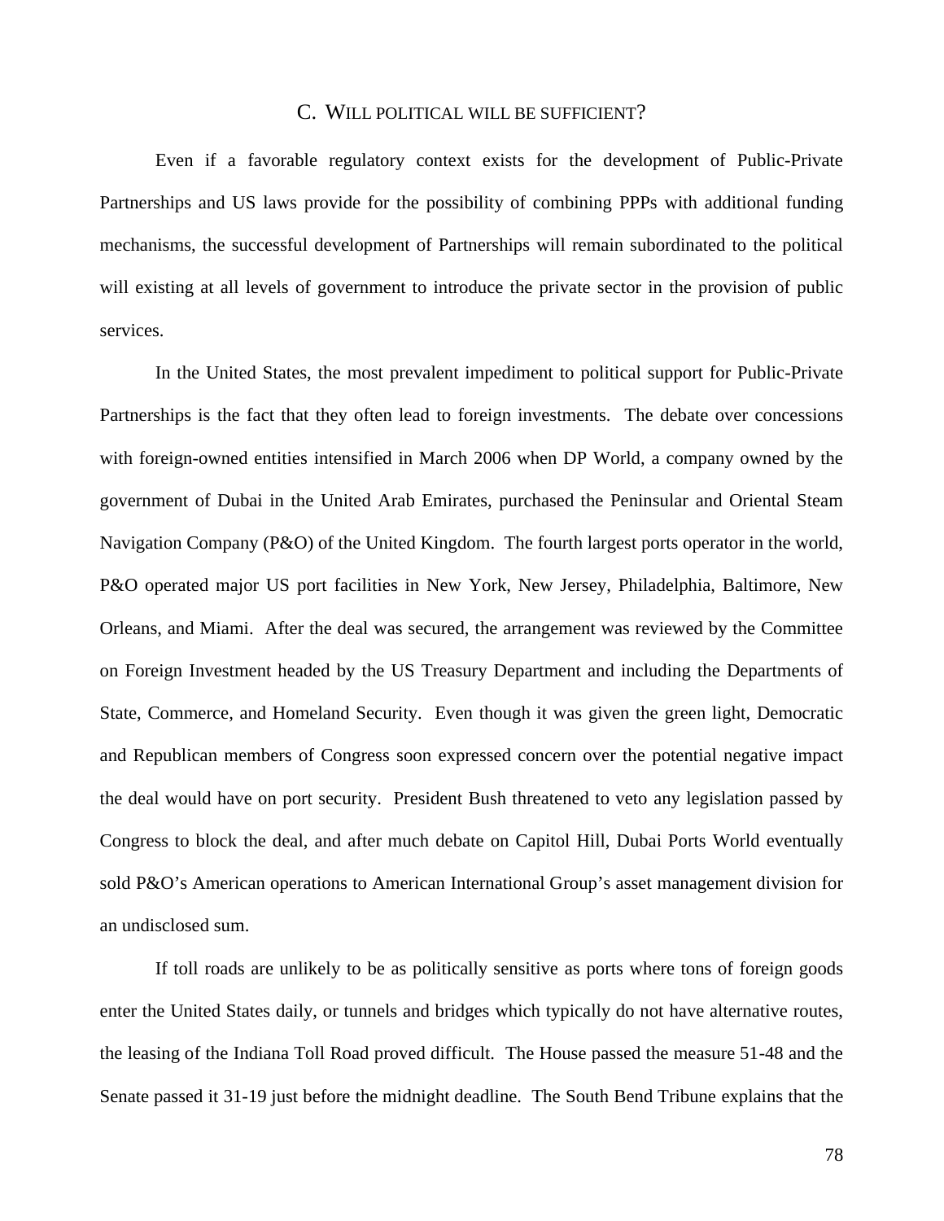### C. WILL POLITICAL WILL BE SUFFICIENT?

Even if a favorable regulatory context exists for the development of Public-Private Partnerships and US laws provide for the possibility of combining PPPs with additional funding mechanisms, the successful development of Partnerships will remain subordinated to the political will existing at all levels of government to introduce the private sector in the provision of public services.

In the United States, the most prevalent impediment to political support for Public-Private Partnerships is the fact that they often lead to foreign investments. The debate over concessions with foreign-owned entities intensified in March 2006 when DP World, a company owned by the government of Dubai in the United Arab Emirates, purchased the Peninsular and Oriental Steam Navigation Company (P&O) of the United Kingdom. The fourth largest ports operator in the world, P&O operated major US port facilities in New York, New Jersey, Philadelphia, Baltimore, New Orleans, and Miami. After the deal was secured, the arrangement was reviewed by the Committee on Foreign Investment headed by the US Treasury Department and including the Departments of State, Commerce, and Homeland Security. Even though it was given the green light, Democratic and Republican members of Congress soon expressed concern over the potential negative impact the deal would have on port security. President Bush threatened to veto any legislation passed by Congress to block the deal, and after much debate on Capitol Hill, Dubai Ports World eventually sold P&O's American operations to American International Group's asset management division for an undisclosed sum.

If toll roads are unlikely to be as politically sensitive as ports where tons of foreign goods enter the United States daily, or tunnels and bridges which typically do not have alternative routes, the leasing of the Indiana Toll Road proved difficult. The House passed the measure 51-48 and the Senate passed it 31-19 just before the midnight deadline. The South Bend Tribune explains that the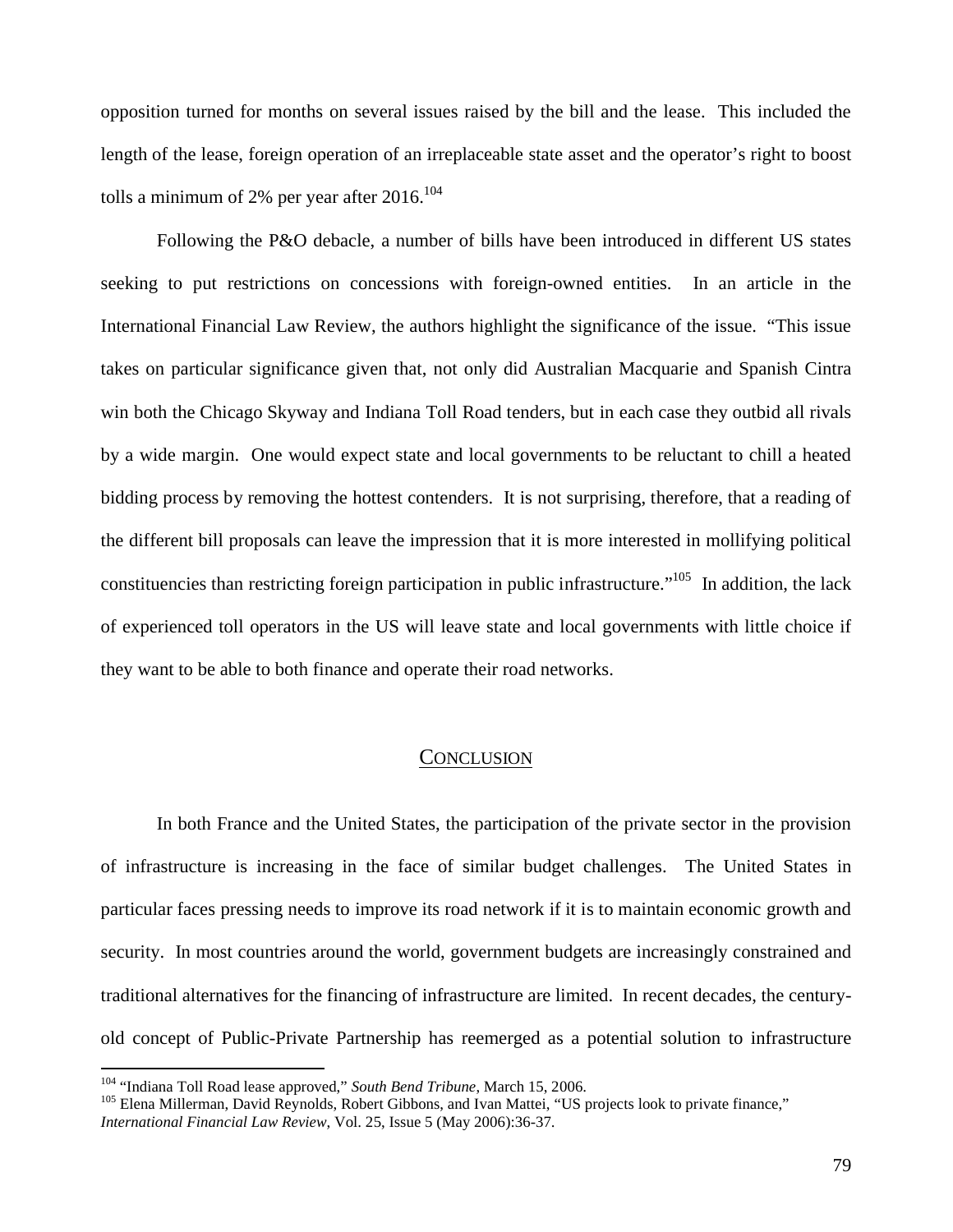opposition turned for months on several issues raised by the bill and the lease. This included the length of the lease, foreign operation of an irreplaceable state asset and the operator's right to boost tolls a minimum of 2% per year after 2016.[104]

Following the P&O debacle, a number of bills have been introduced in different US states seeking to put restrictions on concessions with foreign-owned entities. In an article in the International Financial Law Review, the authors highlight the significance of the issue. "This issue takes on particular significance given that, not only did Australian Macquarie and Spanish Cintra win both the Chicago Skyway and Indiana Toll Road tenders, but in each case they outbid all rivals by a wide margin. One would expect state and local governments to be reluctant to chill a heated bidding process by removing the hottest contenders. It is not surprising, therefore, that a reading of the different bill proposals can leave the impression that it is more interested in mollifying political constituencies than restricting foreign participation in public infrastructure."[105] In addition, the lack of experienced toll operators in the US will leave state and local governments with little choice if they want to be able to both finance and operate their road networks.

## CONCLUSION

In both France and the United States, the participation of the private sector in the provision of infrastructure is increasing in the face of similar budget challenges. The United States in particular faces pressing needs to improve its road network if it is to maintain economic growth and security. In most countries around the world, government budgets are increasingly constrained and traditional alternatives for the financing of infrastructure are limited. In recent decades, the century-old concept of Public-Private Partnership has reemerged as a potential solution to infrastructure

---

[104] "Indiana Toll Road lease approved," *South Bend Tribune*, March 15, 2006.

[105] Elena Millerman, David Reynolds, Robert Gibbons, and Ivan Mattei, "US projects look to private finance," *International Financial Law Review*, Vol. 25, Issue 5 (May 2006):36-37.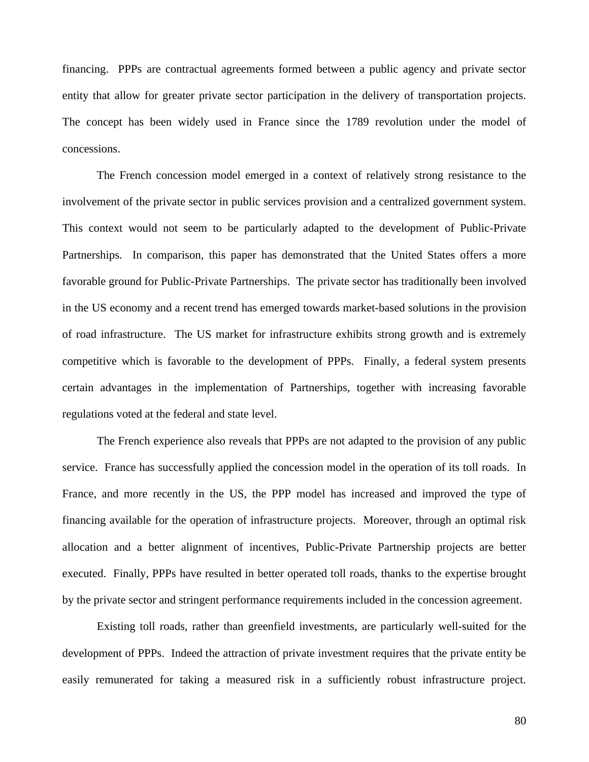financing. PPPs are contractual agreements formed between a public agency and private sector entity that allow for greater private sector participation in the delivery of transportation projects. The concept has been widely used in France since the 1789 revolution under the model of concessions.

The French concession model emerged in a context of relatively strong resistance to the involvement of the private sector in public services provision and a centralized government system. This context would not seem to be particularly adapted to the development of Public-Private Partnerships. In comparison, this paper has demonstrated that the United States offers a more favorable ground for Public-Private Partnerships. The private sector has traditionally been involved in the US economy and a recent trend has emerged towards market-based solutions in the provision of road infrastructure. The US market for infrastructure exhibits strong growth and is extremely competitive which is favorable to the development of PPPs. Finally, a federal system presents certain advantages in the implementation of Partnerships, together with increasing favorable regulations voted at the federal and state level.

The French experience also reveals that PPPs are not adapted to the provision of any public service. France has successfully applied the concession model in the operation of its toll roads. In France, and more recently in the US, the PPP model has increased and improved the type of financing available for the operation of infrastructure projects. Moreover, through an optimal risk allocation and a better alignment of incentives, Public-Private Partnership projects are better executed. Finally, PPPs have resulted in better operated toll roads, thanks to the expertise brought by the private sector and stringent performance requirements included in the concession agreement.

Existing toll roads, rather than greenfield investments, are particularly well-suited for the development of PPPs. Indeed the attraction of private investment requires that the private entity be easily remunerated for taking a measured risk in a sufficiently robust infrastructure project.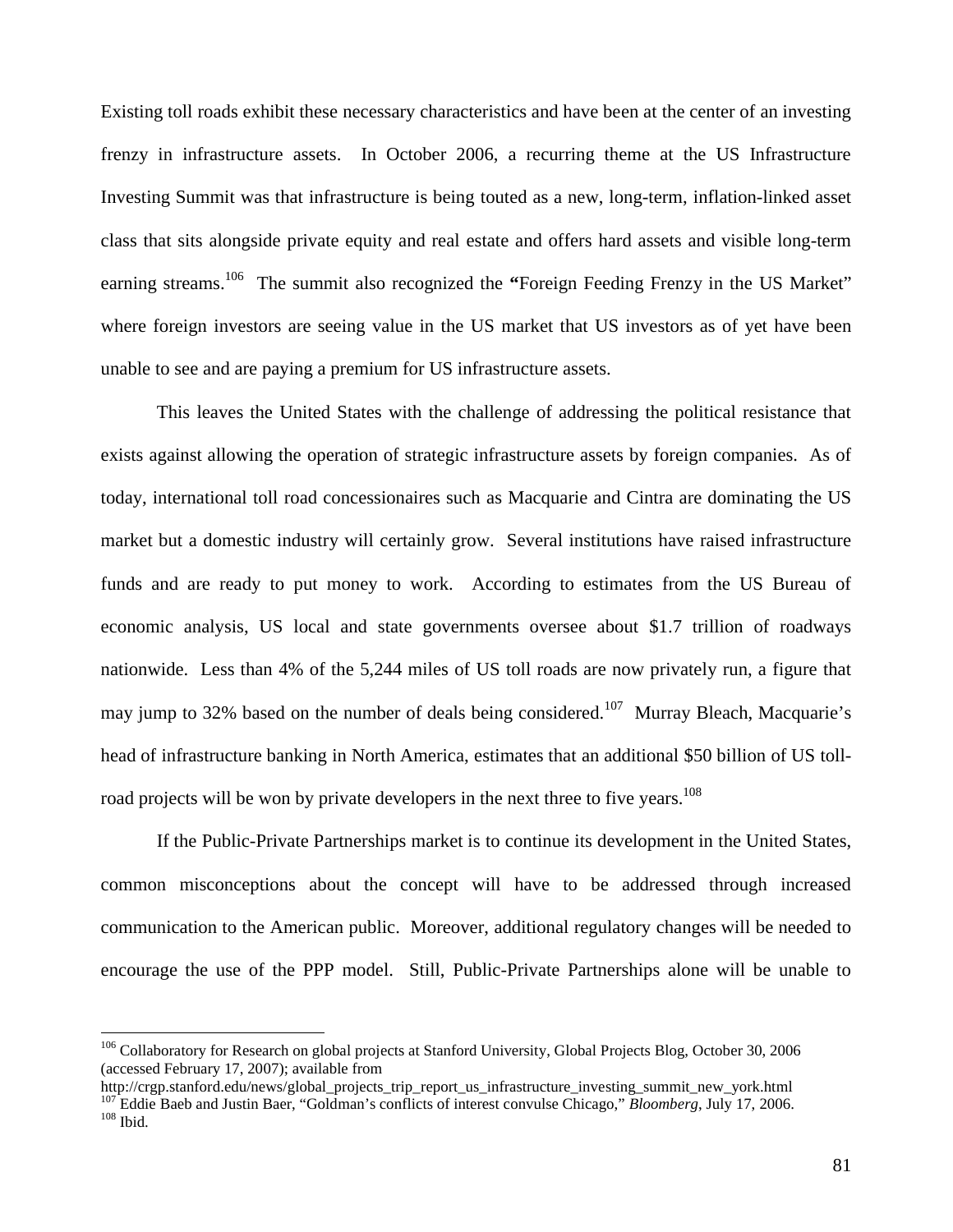Existing toll roads exhibit these necessary characteristics and have been at the center of an investing frenzy in infrastructure assets. In October 2006, a recurring theme at the US Infrastructure Investing Summit was that infrastructure is being touted as a new, long-term, inflation-linked asset class that sits alongside private equity and real estate and offers hard assets and visible long-term earning streams.[106] The summit also recognized the **"**Foreign Feeding Frenzy in the US Market" where foreign investors are seeing value in the US market that US investors as of yet have been unable to see and are paying a premium for US infrastructure assets.

This leaves the United States with the challenge of addressing the political resistance that exists against allowing the operation of strategic infrastructure assets by foreign companies. As of today, international toll road concessionaires such as Macquarie and Cintra are dominating the US market but a domestic industry will certainly grow. Several institutions have raised infrastructure funds and are ready to put money to work. According to estimates from the US Bureau of economic analysis, US local and state governments oversee about $1.7 trillion of roadways nationwide. Less than 4% of the 5,244 miles of US toll roads are now privately run, a figure that may jump to 32% based on the number of deals being considered.[107] Murray Bleach, Macquarie's head of infrastructure banking in North America, estimates that an additional $50 billion of US toll-road projects will be won by private developers in the next three to five years.[108]

If the Public-Private Partnerships market is to continue its development in the United States, common misconceptions about the concept will have to be addressed through increased communication to the American public. Moreover, additional regulatory changes will be needed to encourage the use of the PPP model. Still, Public-Private Partnerships alone will be unable to

---

[106] Collaboratory for Research on global projects at Stanford University, Global Projects Blog, October 30, 2006 (accessed February 17, 2007); available from http://crgp.stanford.edu/news/global_projects_trip_report_us_infrastructure_investing_summit_new_york.html

[107] Eddie Baeb and Justin Baer, "Goldman's conflicts of interest convulse Chicago," *Bloomberg*, July 17, 2006.

[108] Ibid.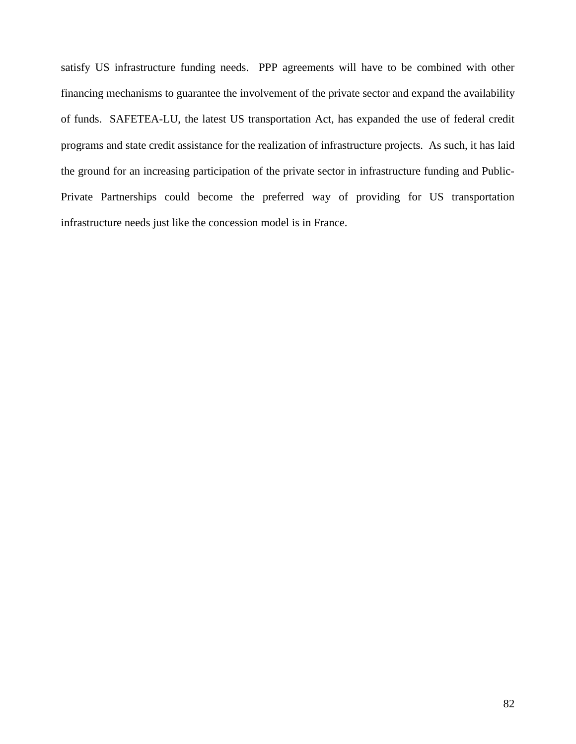satisfy US infrastructure funding needs. PPP agreements will have to be combined with other financing mechanisms to guarantee the involvement of the private sector and expand the availability of funds. SAFETEA-LU, the latest US transportation Act, has expanded the use of federal credit programs and state credit assistance for the realization of infrastructure projects. As such, it has laid the ground for an increasing participation of the private sector in infrastructure funding and Public-Private Partnerships could become the preferred way of providing for US transportation infrastructure needs just like the concession model is in France.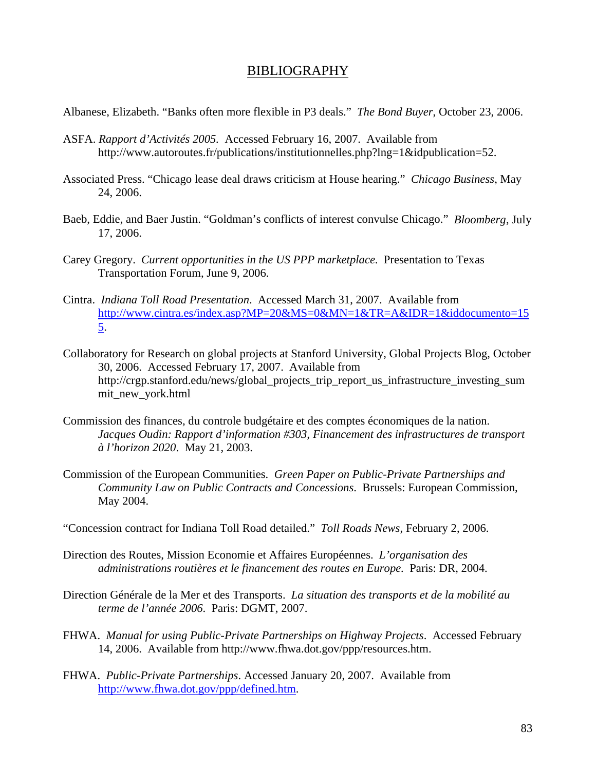## BIBLIOGRAPHY

Albanese, Elizabeth. "Banks often more flexible in P3 deals." *The Bond Buyer*, October 23, 2006.

ASFA. *Rapport d'Activités 2005.* Accessed February 16, 2007. Available from http://www.autoroutes.fr/publications/institutionnelles.php?lng=1&idpublication=52.

Associated Press. "Chicago lease deal draws criticism at House hearing." *Chicago Business*, May 24, 2006.

Baeb, Eddie, and Baer Justin. "Goldman's conflicts of interest convulse Chicago." *Bloomberg*, July 17, 2006.

Carey Gregory. *Current opportunities in the US PPP marketplace.* Presentation to Texas Transportation Forum, June 9, 2006.

Cintra. *Indiana Toll Road Presentation.* Accessed March 31, 2007. Available from http://www.cintra.es/index.asp?MP=20&MS=0&MN=1&TR=A&IDR=1&iddocumento=155.

Collaboratory for Research on global projects at Stanford University, Global Projects Blog, October 30, 2006. Accessed February 17, 2007. Available from http://crgp.stanford.edu/news/global_projects_trip_report_us_infrastructure_investing_summit_new_york.html

Commission des finances, du controle budgétaire et des comptes économiques de la nation. *Jacques Oudin: Rapport d'information #303, Financement des infrastructures de transport à l'horizon 2020*. May 21, 2003.

Commission of the European Communities. *Green Paper on Public-Private Partnerships and Community Law on Public Contracts and Concessions*. Brussels: European Commission, May 2004.

"Concession contract for Indiana Toll Road detailed." *Toll Roads News*, February 2, 2006.

Direction des Routes, Mission Economie et Affaires Européennes. *L'organisation des administrations routières et le financement des routes en Europe.* Paris: DR, 2004.

Direction Générale de la Mer et des Transports. *La situation des transports et de la mobilité au terme de l'année 2006.* Paris: DGMT, 2007.

FHWA. *Manual for using Public-Private Partnerships on Highway Projects*. Accessed February 14, 2006. Available from http://www.fhwa.dot.gov/ppp/resources.htm.

FHWA. *Public-Private Partnerships*. Accessed January 20, 2007. Available from http://www.fhwa.dot.gov/ppp/defined.htm.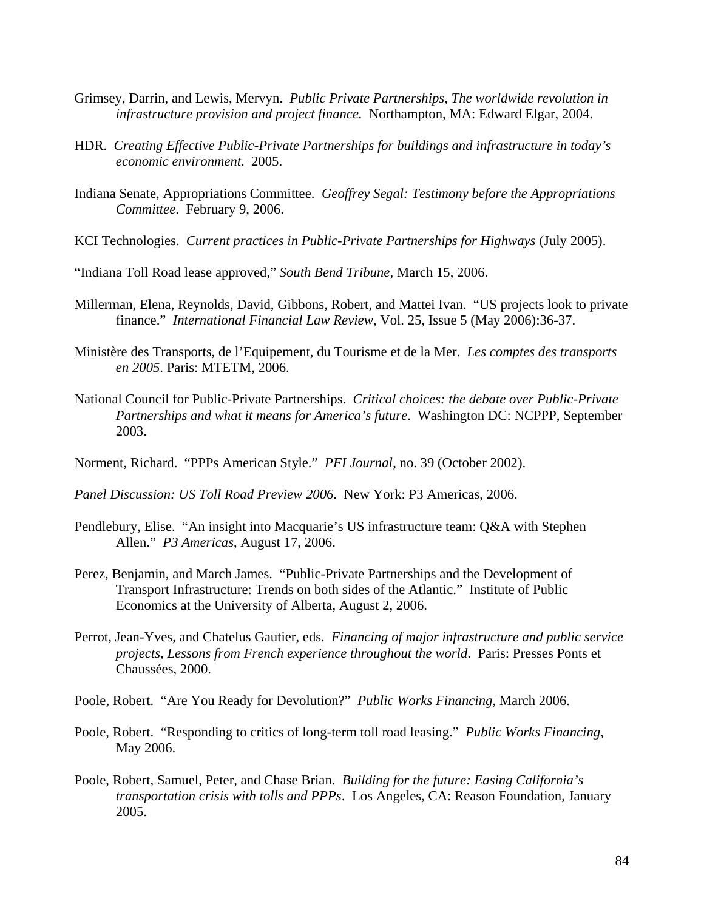Grimsey, Darrin, and Lewis, Mervyn. *Public Private Partnerships, The worldwide revolution in infrastructure provision and project finance.* Northampton, MA: Edward Elgar, 2004.

HDR. *Creating Effective Public-Private Partnerships for buildings and infrastructure in today's economic environment*. 2005.

Indiana Senate, Appropriations Committee. *Geoffrey Segal: Testimony before the Appropriations Committee*. February 9, 2006.

KCI Technologies. *Current practices in Public-Private Partnerships for Highways* (July 2005).

"Indiana Toll Road lease approved," *South Bend Tribune*, March 15, 2006.

Millerman, Elena, Reynolds, David, Gibbons, Robert, and Mattei Ivan. "US projects look to private finance." *International Financial Law Review*, Vol. 25, Issue 5 (May 2006):36-37.

Ministère des Transports, de l'Equipement, du Tourisme et de la Mer. *Les comptes des transports en 2005*. Paris: MTETM, 2006.

National Council for Public-Private Partnerships. *Critical choices: the debate over Public-Private Partnerships and what it means for America's future*. Washington DC: NCPPP, September 2003.

Norment, Richard. "PPPs American Style." *PFI Journal*, no. 39 (October 2002).

*Panel Discussion: US Toll Road Preview 2006*. New York: P3 Americas, 2006.

Pendlebury, Elise. "An insight into Macquarie's US infrastructure team: Q&A with Stephen Allen." *P3 Americas*, August 17, 2006.

Perez, Benjamin, and March James. "Public-Private Partnerships and the Development of Transport Infrastructure: Trends on both sides of the Atlantic." Institute of Public Economics at the University of Alberta, August 2, 2006.

Perrot, Jean-Yves, and Chatelus Gautier, eds. *Financing of major infrastructure and public service projects, Lessons from French experience throughout the world.* Paris: Presses Ponts et Chaussées, 2000.

Poole, Robert. "Are You Ready for Devolution?" *Public Works Financing*, March 2006.

Poole, Robert. "Responding to critics of long-term toll road leasing." *Public Works Financing*, May 2006.

Poole, Robert, Samuel, Peter, and Chase Brian. *Building for the future: Easing California's transportation crisis with tolls and PPPs*. Los Angeles, CA: Reason Foundation, January 2005.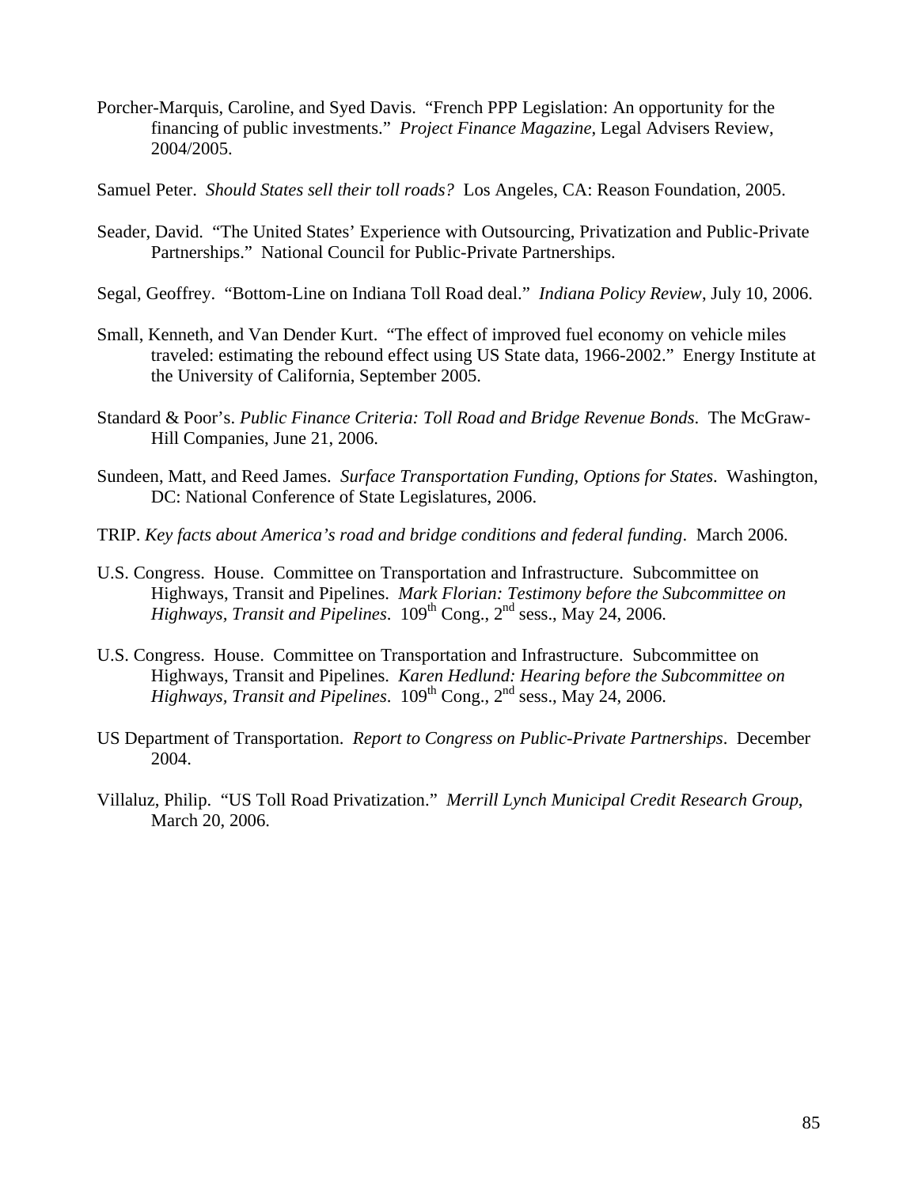Porcher-Marquis, Caroline, and Syed Davis. "French PPP Legislation: An opportunity for the financing of public investments." *Project Finance Magazine*, Legal Advisers Review, 2004/2005.

Samuel Peter. *Should States sell their toll roads?* Los Angeles, CA: Reason Foundation, 2005.

Seader, David. "The United States' Experience with Outsourcing, Privatization and Public-Private Partnerships." National Council for Public-Private Partnerships.

Segal, Geoffrey. "Bottom-Line on Indiana Toll Road deal." *Indiana Policy Review*, July 10, 2006.

Small, Kenneth, and Van Dender Kurt. "The effect of improved fuel economy on vehicle miles traveled: estimating the rebound effect using US State data, 1966-2002." Energy Institute at the University of California, September 2005.

Standard & Poor's. *Public Finance Criteria: Toll Road and Bridge Revenue Bonds*. The McGraw-Hill Companies, June 21, 2006.

Sundeen, Matt, and Reed James. *Surface Transportation Funding, Options for States*. Washington, DC: National Conference of State Legislatures, 2006.

TRIP. *Key facts about America's road and bridge conditions and federal funding*. March 2006.

U.S. Congress. House. Committee on Transportation and Infrastructure. Subcommittee on Highways, Transit and Pipelines. *Mark Florian: Testimony before the Subcommittee on Highways, Transit and Pipelines*. 109th Cong., 2nd sess., May 24, 2006.

U.S. Congress. House. Committee on Transportation and Infrastructure. Subcommittee on Highways, Transit and Pipelines. *Karen Hedlund: Hearing before the Subcommittee on Highways, Transit and Pipelines*. 109th Cong., 2nd sess., May 24, 2006.

US Department of Transportation. *Report to Congress on Public-Private Partnerships*. December 2004.

Villaluz, Philip. "US Toll Road Privatization." *Merrill Lynch Municipal Credit Research Group*, March 20, 2006.